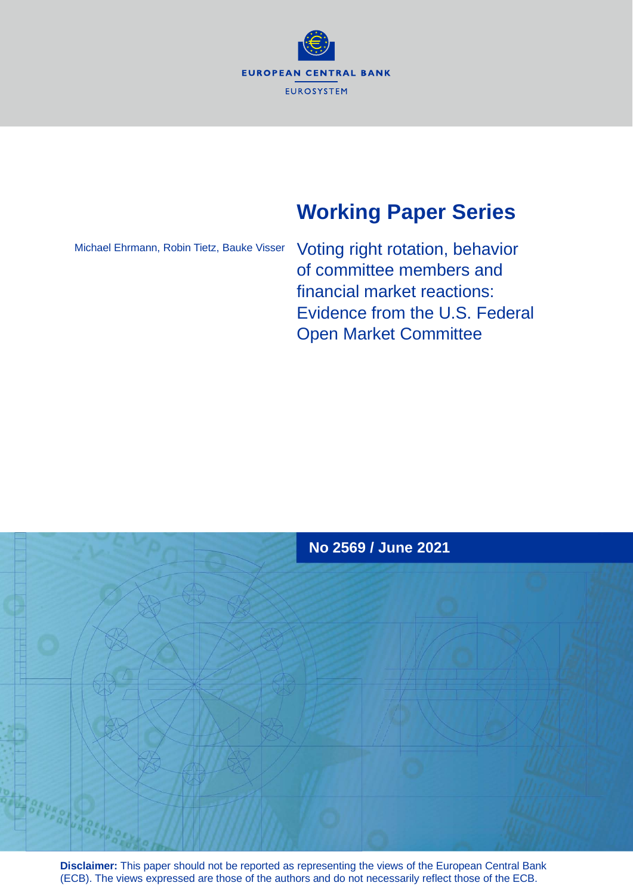EUROPEAN CENTRAL BANK

EUROSYSTEM

# Working Paper Series

Michael Ehrmann, Robin Tietz, Bauke Visser

## Voting right rotation, behavior of committee members and financial market reactions: Evidence from the U.S. Federal Open Market Committee

**No 2569 / June 2021**

**Disclaimer:** This paper should not be reported as representing the views of the European Central Bank (ECB). The views expressed are those of the authors and do not necessarily reflect those of the ECB.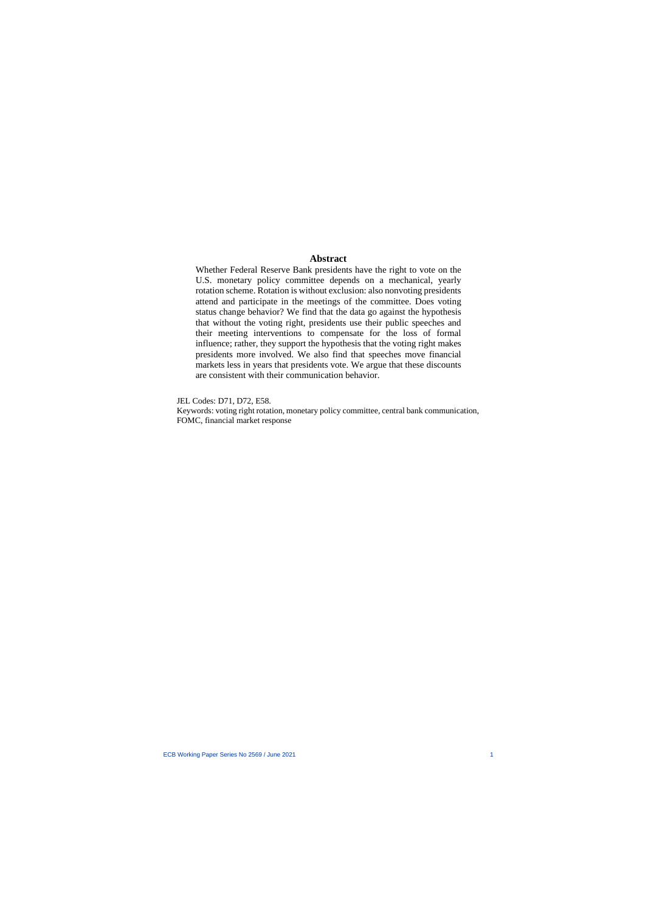## Abstract

Whether Federal Reserve Bank presidents have the right to vote on the U.S. monetary policy committee depends on a mechanical, yearly rotation scheme. Rotation is without exclusion: also nonvoting presidents attend and participate in the meetings of the committee. Does voting status change behavior? We find that the data go against the hypothesis that without the voting right, presidents use their public speeches and their meeting interventions to compensate for the loss of formal influence; rather, they support the hypothesis that the voting right makes presidents more involved. We also find that speeches move financial markets less in years that presidents vote. We argue that these discounts are consistent with their communication behavior.

JEL Codes: D71, D72, E58.

Keywords: voting right rotation, monetary policy committee, central bank communication, FOMC, financial market response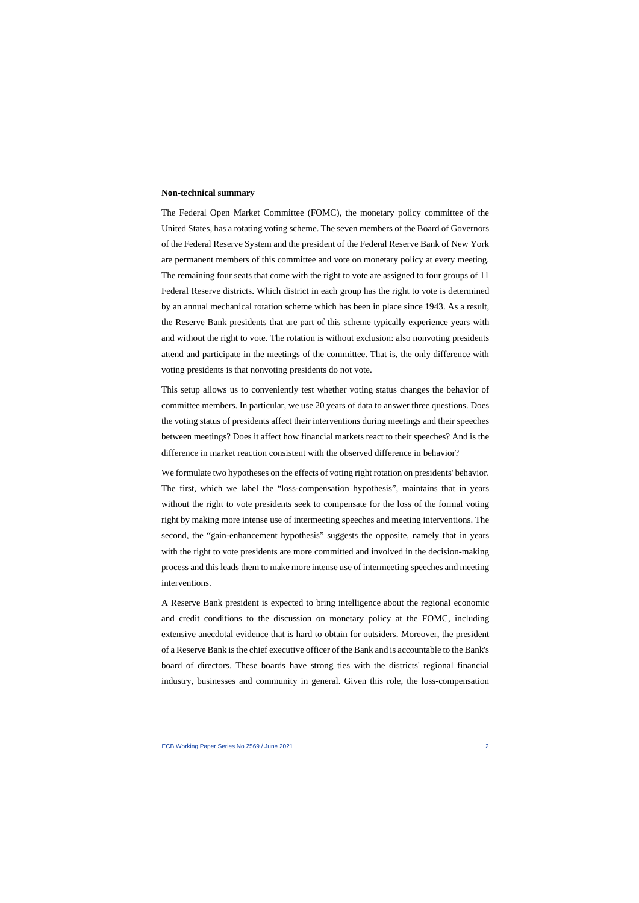**Non-technical summary**

The Federal Open Market Committee (FOMC), the monetary policy committee of the United States, has a rotating voting scheme. The seven members of the Board of Governors of the Federal Reserve System and the president of the Federal Reserve Bank of New York are permanent members of this committee and vote on monetary policy at every meeting. The remaining four seats that come with the right to vote are assigned to four groups of 11 Federal Reserve districts. Which district in each group has the right to vote is determined by an annual mechanical rotation scheme which has been in place since 1943. As a result, the Reserve Bank presidents that are part of this scheme typically experience years with and without the right to vote. The rotation is without exclusion: also nonvoting presidents attend and participate in the meetings of the committee. That is, the only difference with voting presidents is that nonvoting presidents do not vote.

This setup allows us to conveniently test whether voting status changes the behavior of committee members. In particular, we use 20 years of data to answer three questions. Does the voting status of presidents affect their interventions during meetings and their speeches between meetings? Does it affect how financial markets react to their speeches? And is the difference in market reaction consistent with the observed difference in behavior?

We formulate two hypotheses on the effects of voting right rotation on presidents' behavior. The first, which we label the "loss-compensation hypothesis", maintains that in years without the right to vote presidents seek to compensate for the loss of the formal voting right by making more intense use of intermeeting speeches and meeting interventions. The second, the "gain-enhancement hypothesis" suggests the opposite, namely that in years with the right to vote presidents are more committed and involved in the decision-making process and this leads them to make more intense use of intermeeting speeches and meeting interventions.

A Reserve Bank president is expected to bring intelligence about the regional economic and credit conditions to the discussion on monetary policy at the FOMC, including extensive anecdotal evidence that is hard to obtain for outsiders. Moreover, the president of a Reserve Bank is the chief executive officer of the Bank and is accountable to the Bank's board of directors. These boards have strong ties with the districts' regional financial industry, businesses and community in general. Given this role, the loss-compensation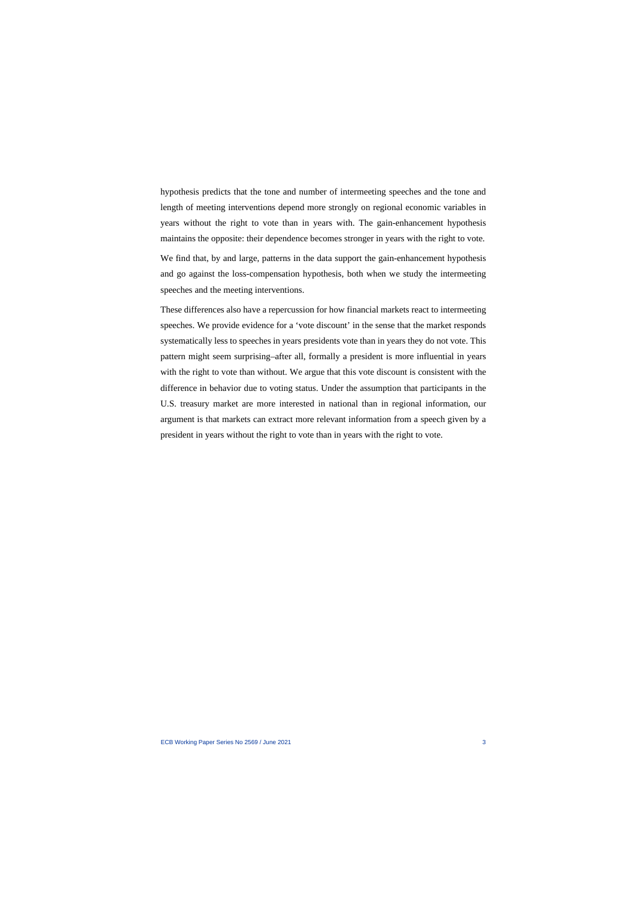hypothesis predicts that the tone and number of intermeeting speeches and the tone and length of meeting interventions depend more strongly on regional economic variables in years without the right to vote than in years with. The gain-enhancement hypothesis maintains the opposite: their dependence becomes stronger in years with the right to vote.

We find that, by and large, patterns in the data support the gain-enhancement hypothesis and go against the loss-compensation hypothesis, both when we study the intermeeting speeches and the meeting interventions.

These differences also have a repercussion for how financial markets react to intermeeting speeches. We provide evidence for a 'vote discount' in the sense that the market responds systematically less to speeches in years presidents vote than in years they do not vote. This pattern might seem surprising–after all, formally a president is more influential in years with the right to vote than without. We argue that this vote discount is consistent with the difference in behavior due to voting status. Under the assumption that participants in the U.S. treasury market are more interested in national than in regional information, our argument is that markets can extract more relevant information from a speech given by a president in years without the right to vote than in years with the right to vote.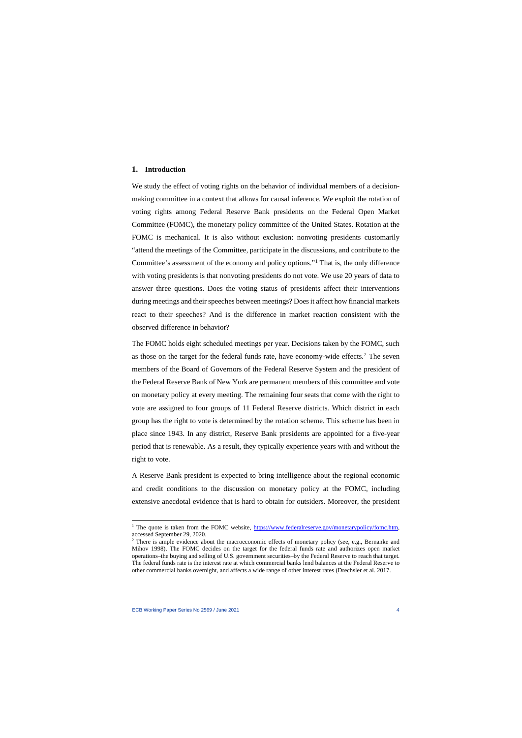## 1. Introduction

We study the effect of voting rights on the behavior of individual members of a decision-making committee in a context that allows for causal inference. We exploit the rotation of voting rights among Federal Reserve Bank presidents on the Federal Open Market Committee (FOMC), the monetary policy committee of the United States. Rotation at the FOMC is mechanical. It is also without exclusion: nonvoting presidents customarily "attend the meetings of the Committee, participate in the discussions, and contribute to the Committee's assessment of the economy and policy options."[1] That is, the only difference with voting presidents is that nonvoting presidents do not vote. We use 20 years of data to answer three questions. Does the voting status of presidents affect their interventions during meetings and their speeches between meetings? Does it affect how financial markets react to their speeches? And is the difference in market reaction consistent with the observed difference in behavior?

The FOMC holds eight scheduled meetings per year. Decisions taken by the FOMC, such as those on the target for the federal funds rate, have economy-wide effects.[2] The seven members of the Board of Governors of the Federal Reserve System and the president of the Federal Reserve Bank of New York are permanent members of this committee and vote on monetary policy at every meeting. The remaining four seats that come with the right to vote are assigned to four groups of 11 Federal Reserve districts. Which district in each group has the right to vote is determined by the rotation scheme. This scheme has been in place since 1943. In any district, Reserve Bank presidents are appointed for a five-year period that is renewable. As a result, they typically experience years with and without the right to vote.

A Reserve Bank president is expected to bring intelligence about the regional economic and credit conditions to the discussion on monetary policy at the FOMC, including extensive anecdotal evidence that is hard to obtain for outsiders. Moreover, the president

---

[1] The quote is taken from the FOMC website, https://www.federalreserve.gov/monetarypolicy/fomc.htm, accessed September 29, 2020.

[2] There is ample evidence about the macroeconomic effects of monetary policy (see, e.g., Bernanke and Mihov 1998). The FOMC decides on the target for the federal funds rate and authorizes open market operations–the buying and selling of U.S. government securities–by the Federal Reserve to reach that target. The federal funds rate is the interest rate at which commercial banks lend balances at the Federal Reserve to other commercial banks overnight, and affects a wide range of other interest rates (Drechsler et al. 2017.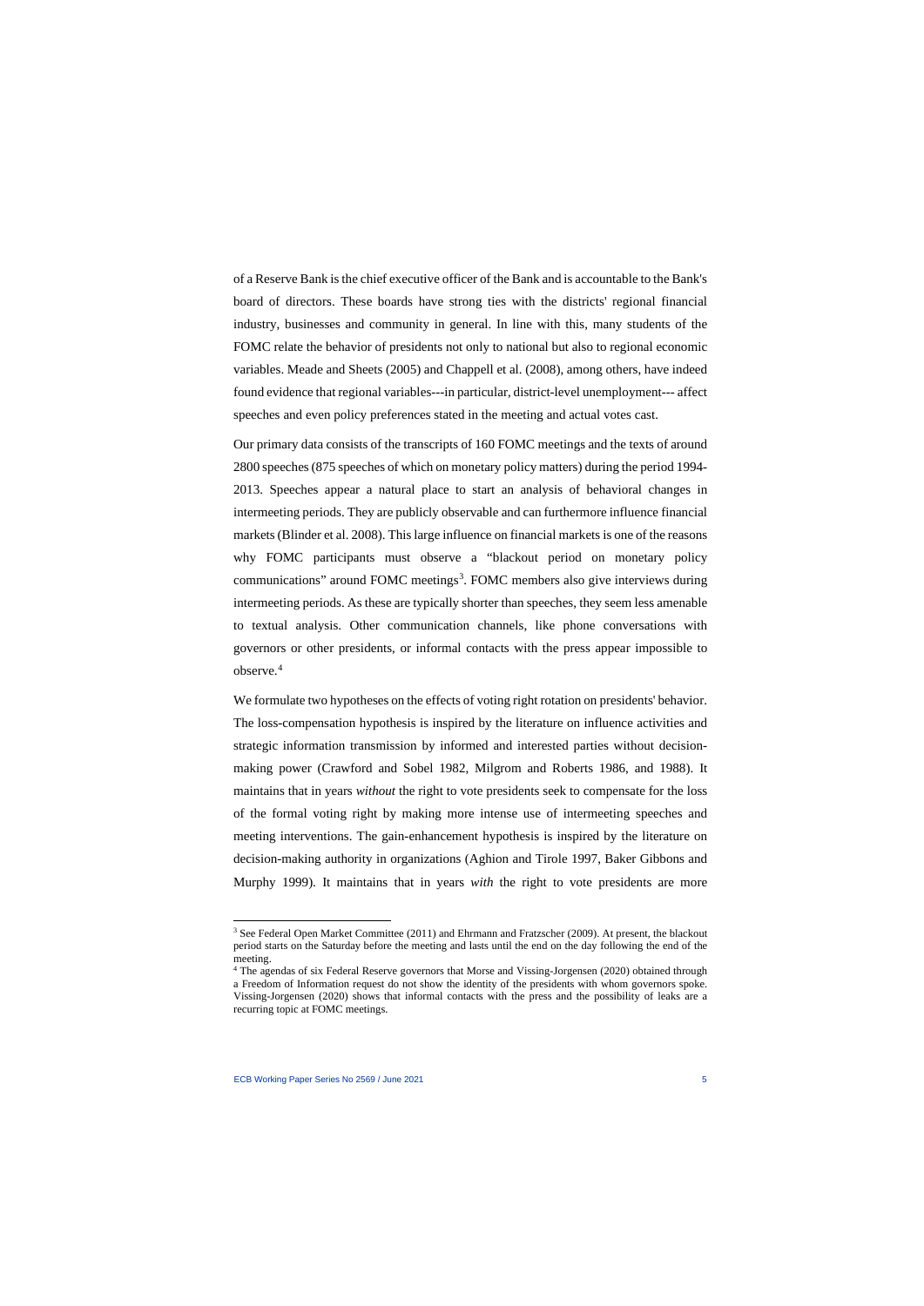of a Reserve Bank is the chief executive officer of the Bank and is accountable to the Bank's board of directors. These boards have strong ties with the districts' regional financial industry, businesses and community in general. In line with this, many students of the FOMC relate the behavior of presidents not only to national but also to regional economic variables. Meade and Sheets (2005) and Chappell et al. (2008), among others, have indeed found evidence that regional variables---in particular, district-level unemployment--- affect speeches and even policy preferences stated in the meeting and actual votes cast.

Our primary data consists of the transcripts of 160 FOMC meetings and the texts of around 2800 speeches (875 speeches of which on monetary policy matters) during the period 1994-2013. Speeches appear a natural place to start an analysis of behavioral changes in intermeeting periods. They are publicly observable and can furthermore influence financial markets (Blinder et al. 2008). This large influence on financial markets is one of the reasons why FOMC participants must observe a "blackout period on monetary policy communications" around FOMC meetings[3]. FOMC members also give interviews during intermeeting periods. As these are typically shorter than speeches, they seem less amenable to textual analysis. Other communication channels, like phone conversations with governors or other presidents, or informal contacts with the press appear impossible to observe.[4]

We formulate two hypotheses on the effects of voting right rotation on presidents' behavior. The loss-compensation hypothesis is inspired by the literature on influence activities and strategic information transmission by informed and interested parties without decision-making power (Crawford and Sobel 1982, Milgrom and Roberts 1986, and 1988). It maintains that in years *without* the right to vote presidents seek to compensate for the loss of the formal voting right by making more intense use of intermeeting speeches and meeting interventions. The gain-enhancement hypothesis is inspired by the literature on decision-making authority in organizations (Aghion and Tirole 1997, Baker Gibbons and Murphy 1999). It maintains that in years *with* the right to vote presidents are more

---

[3] See Federal Open Market Committee (2011) and Ehrmann and Fratzscher (2009). At present, the blackout period starts on the Saturday before the meeting and lasts until the end on the day following the end of the meeting.

[4] The agendas of six Federal Reserve governors that Morse and Vissing-Jorgensen (2020) obtained through a Freedom of Information request do not show the identity of the presidents with whom governors spoke. Vissing-Jorgensen (2020) shows that informal contacts with the press and the possibility of leaks are a recurring topic at FOMC meetings.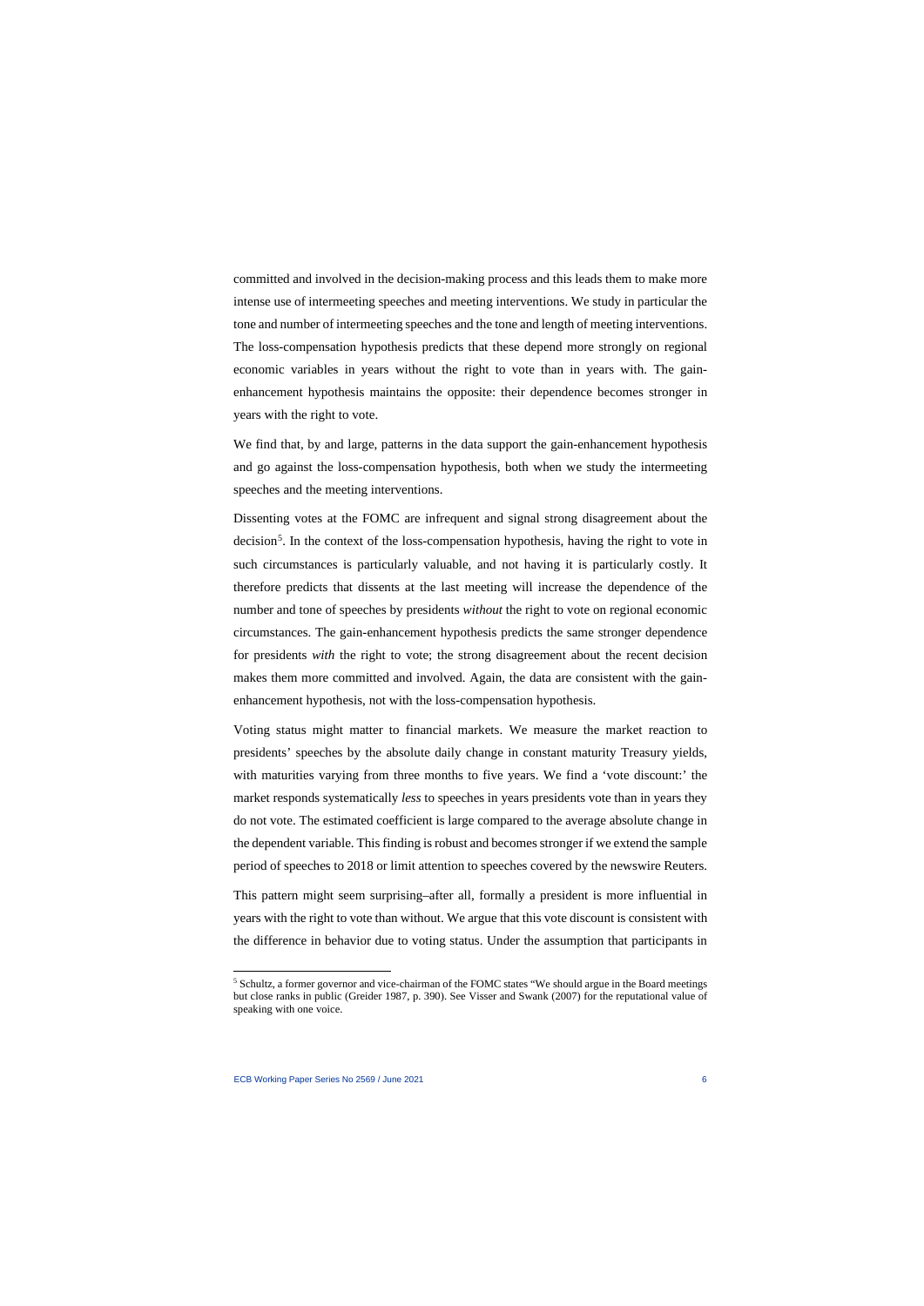committed and involved in the decision-making process and this leads them to make more intense use of intermeeting speeches and meeting interventions. We study in particular the tone and number of intermeeting speeches and the tone and length of meeting interventions. The loss-compensation hypothesis predicts that these depend more strongly on regional economic variables in years without the right to vote than in years with. The gain-enhancement hypothesis maintains the opposite: their dependence becomes stronger in years with the right to vote.

We find that, by and large, patterns in the data support the gain-enhancement hypothesis and go against the loss-compensation hypothesis, both when we study the intermeeting speeches and the meeting interventions.

Dissenting votes at the FOMC are infrequent and signal strong disagreement about the decision[5]. In the context of the loss-compensation hypothesis, having the right to vote in such circumstances is particularly valuable, and not having it is particularly costly. It therefore predicts that dissents at the last meeting will increase the dependence of the number and tone of speeches by presidents *without* the right to vote on regional economic circumstances. The gain-enhancement hypothesis predicts the same stronger dependence for presidents *with* the right to vote; the strong disagreement about the recent decision makes them more committed and involved. Again, the data are consistent with the gain-enhancement hypothesis, not with the loss-compensation hypothesis.

Voting status might matter to financial markets. We measure the market reaction to presidents' speeches by the absolute daily change in constant maturity Treasury yields, with maturities varying from three months to five years. We find a 'vote discount:' the market responds systematically *less* to speeches in years presidents vote than in years they do not vote. The estimated coefficient is large compared to the average absolute change in the dependent variable. This finding is robust and becomes stronger if we extend the sample period of speeches to 2018 or limit attention to speeches covered by the newswire Reuters.

This pattern might seem surprising–after all, formally a president is more influential in years with the right to vote than without. We argue that this vote discount is consistent with the difference in behavior due to voting status. Under the assumption that participants in

[5] Schultz, a former governor and vice-chairman of the FOMC states "We should argue in the Board meetings but close ranks in public (Greider 1987, p. 390). See Visser and Swank (2007) for the reputational value of speaking with one voice.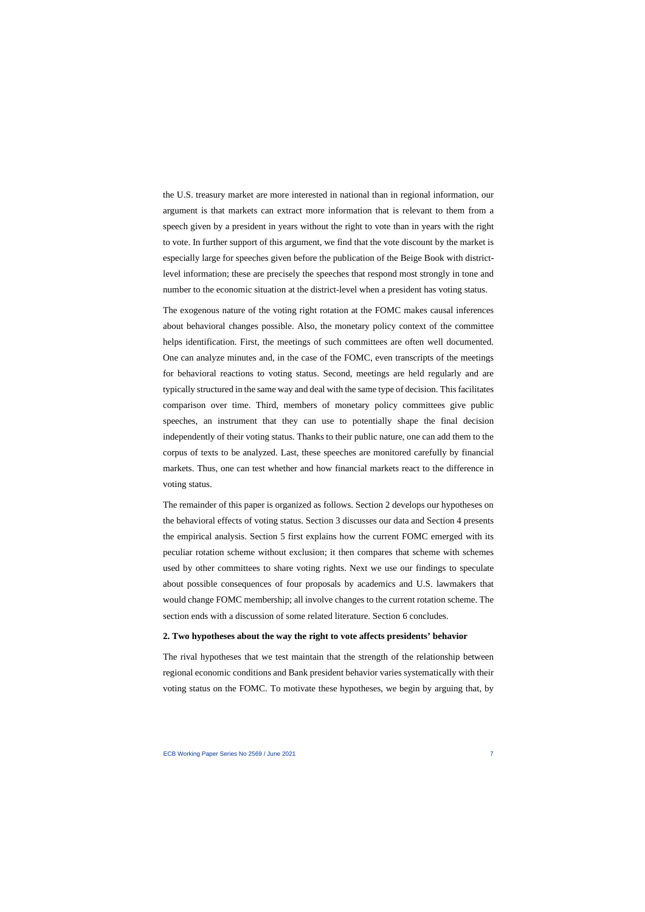the U.S. treasury market are more interested in national than in regional information, our argument is that markets can extract more information that is relevant to them from a speech given by a president in years without the right to vote than in years with the right to vote. In further support of this argument, we find that the vote discount by the market is especially large for speeches given before the publication of the Beige Book with district-level information; these are precisely the speeches that respond most strongly in tone and number to the economic situation at the district-level when a president has voting status.

The exogenous nature of the voting right rotation at the FOMC makes causal inferences about behavioral changes possible. Also, the monetary policy context of the committee helps identification. First, the meetings of such committees are often well documented. One can analyze minutes and, in the case of the FOMC, even transcripts of the meetings for behavioral reactions to voting status. Second, meetings are held regularly and are typically structured in the same way and deal with the same type of decision. This facilitates comparison over time. Third, members of monetary policy committees give public speeches, an instrument that they can use to potentially shape the final decision independently of their voting status. Thanks to their public nature, one can add them to the corpus of texts to be analyzed. Last, these speeches are monitored carefully by financial markets. Thus, one can test whether and how financial markets react to the difference in voting status.

The remainder of this paper is organized as follows. Section 2 develops our hypotheses on the behavioral effects of voting status. Section 3 discusses our data and Section 4 presents the empirical analysis. Section 5 first explains how the current FOMC emerged with its peculiar rotation scheme without exclusion; it then compares that scheme with schemes used by other committees to share voting rights. Next we use our findings to speculate about possible consequences of four proposals by academics and U.S. lawmakers that would change FOMC membership; all involve changes to the current rotation scheme. The section ends with a discussion of some related literature. Section 6 concludes.

## 2. Two hypotheses about the way the right to vote affects presidents' behavior

The rival hypotheses that we test maintain that the strength of the relationship between regional economic conditions and Bank president behavior varies systematically with their voting status on the FOMC. To motivate these hypotheses, we begin by arguing that, by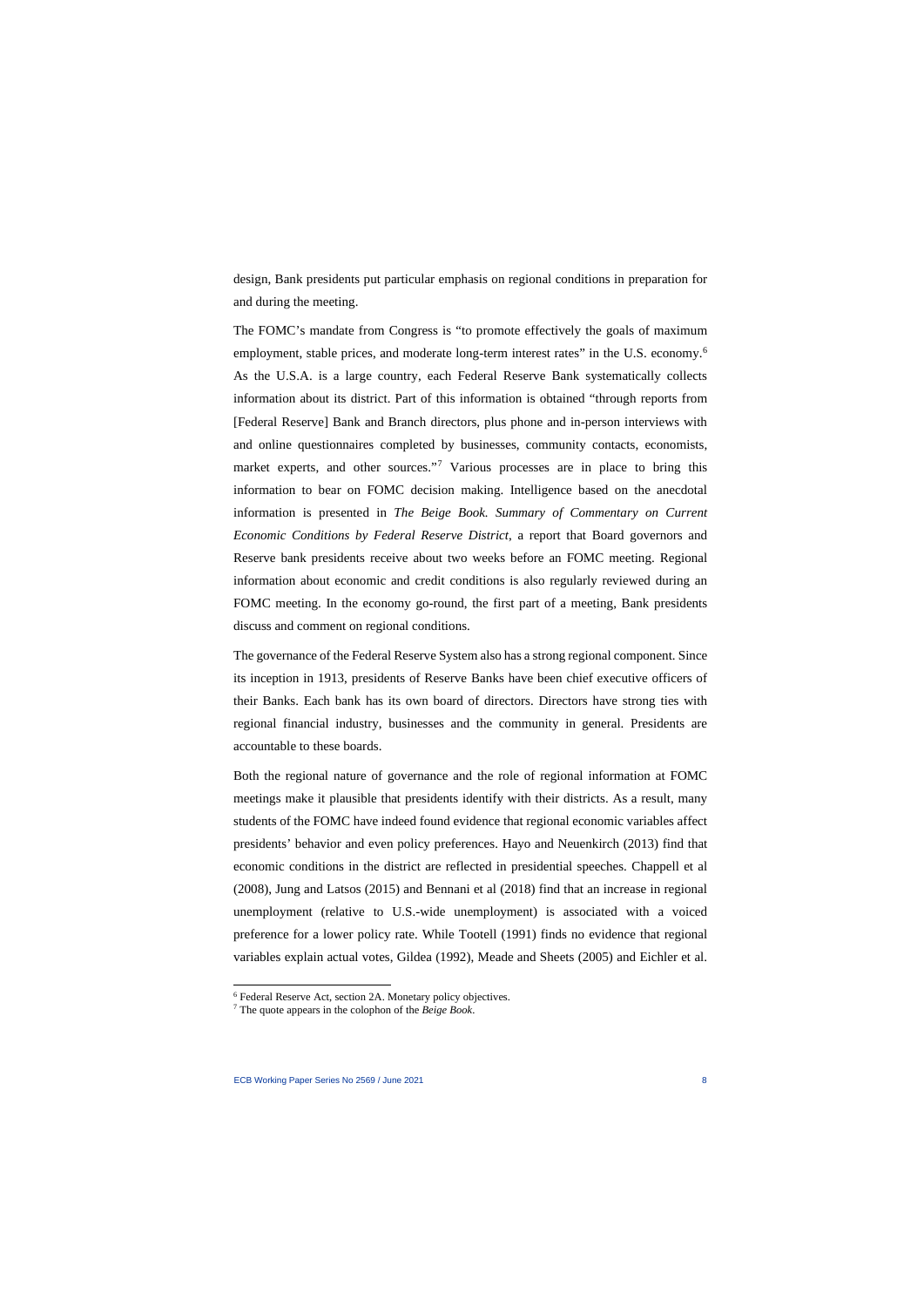design, Bank presidents put particular emphasis on regional conditions in preparation for and during the meeting.

The FOMC's mandate from Congress is "to promote effectively the goals of maximum employment, stable prices, and moderate long-term interest rates" in the U.S. economy.[6] As the U.S.A. is a large country, each Federal Reserve Bank systematically collects information about its district. Part of this information is obtained "through reports from [Federal Reserve] Bank and Branch directors, plus phone and in-person interviews with and online questionnaires completed by businesses, community contacts, economists, market experts, and other sources."[7] Various processes are in place to bring this information to bear on FOMC decision making. Intelligence based on the anecdotal information is presented in *The Beige Book. Summary of Commentary on Current Economic Conditions by Federal Reserve District*, a report that Board governors and Reserve bank presidents receive about two weeks before an FOMC meeting. Regional information about economic and credit conditions is also regularly reviewed during an FOMC meeting. In the economy go-round, the first part of a meeting, Bank presidents discuss and comment on regional conditions.

The governance of the Federal Reserve System also has a strong regional component. Since its inception in 1913, presidents of Reserve Banks have been chief executive officers of their Banks. Each bank has its own board of directors. Directors have strong ties with regional financial industry, businesses and the community in general. Presidents are accountable to these boards.

Both the regional nature of governance and the role of regional information at FOMC meetings make it plausible that presidents identify with their districts. As a result, many students of the FOMC have indeed found evidence that regional economic variables affect presidents' behavior and even policy preferences. Hayo and Neuenkirch (2013) find that economic conditions in the district are reflected in presidential speeches. Chappell et al (2008), Jung and Latsos (2015) and Bennani et al (2018) find that an increase in regional unemployment (relative to U.S.-wide unemployment) is associated with a voiced preference for a lower policy rate. While Tootell (1991) finds no evidence that regional variables explain actual votes, Gildea (1992), Meade and Sheets (2005) and Eichler et al.

[6] Federal Reserve Act, section 2A. Monetary policy objectives.

[7] The quote appears in the colophon of the *Beige Book*.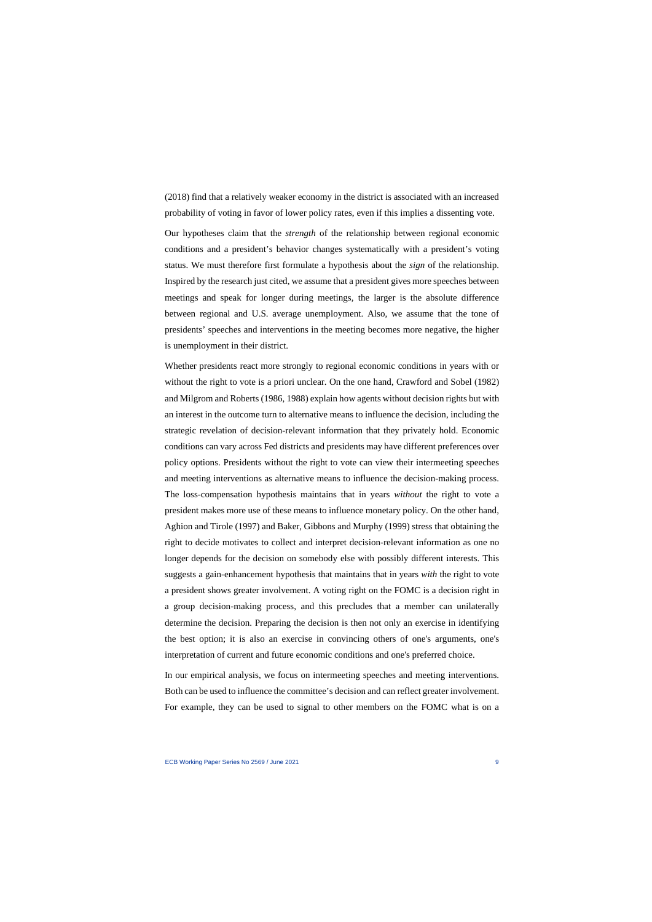(2018) find that a relatively weaker economy in the district is associated with an increased probability of voting in favor of lower policy rates, even if this implies a dissenting vote.

Our hypotheses claim that the *strength* of the relationship between regional economic conditions and a president's behavior changes systematically with a president's voting status. We must therefore first formulate a hypothesis about the *sign* of the relationship. Inspired by the research just cited, we assume that a president gives more speeches between meetings and speak for longer during meetings, the larger is the absolute difference between regional and U.S. average unemployment. Also, we assume that the tone of presidents' speeches and interventions in the meeting becomes more negative, the higher is unemployment in their district.

Whether presidents react more strongly to regional economic conditions in years with or without the right to vote is a priori unclear. On the one hand, Crawford and Sobel (1982) and Milgrom and Roberts (1986, 1988) explain how agents without decision rights but with an interest in the outcome turn to alternative means to influence the decision, including the strategic revelation of decision-relevant information that they privately hold. Economic conditions can vary across Fed districts and presidents may have different preferences over policy options. Presidents without the right to vote can view their intermeeting speeches and meeting interventions as alternative means to influence the decision-making process. The loss-compensation hypothesis maintains that in years *without* the right to vote a president makes more use of these means to influence monetary policy. On the other hand, Aghion and Tirole (1997) and Baker, Gibbons and Murphy (1999) stress that obtaining the right to decide motivates to collect and interpret decision-relevant information as one no longer depends for the decision on somebody else with possibly different interests. This suggests a gain-enhancement hypothesis that maintains that in years *with* the right to vote a president shows greater involvement. A voting right on the FOMC is a decision right in a group decision-making process, and this precludes that a member can unilaterally determine the decision. Preparing the decision is then not only an exercise in identifying the best option; it is also an exercise in convincing others of one's arguments, one's interpretation of current and future economic conditions and one's preferred choice.

In our empirical analysis, we focus on intermeeting speeches and meeting interventions. Both can be used to influence the committee's decision and can reflect greater involvement. For example, they can be used to signal to other members on the FOMC what is on a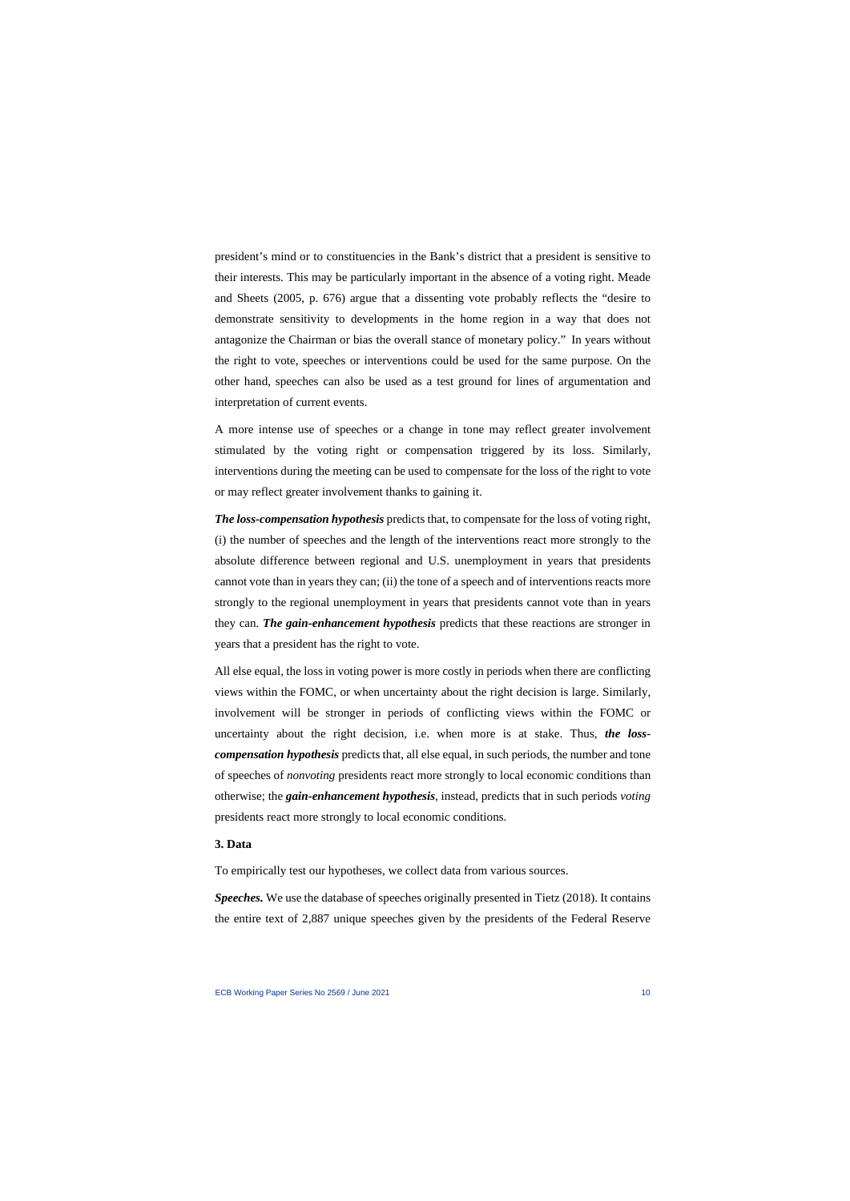president's mind or to constituencies in the Bank's district that a president is sensitive to their interests. This may be particularly important in the absence of a voting right. Meade and Sheets (2005, p. 676) argue that a dissenting vote probably reflects the "desire to demonstrate sensitivity to developments in the home region in a way that does not antagonize the Chairman or bias the overall stance of monetary policy." In years without the right to vote, speeches or interventions could be used for the same purpose. On the other hand, speeches can also be used as a test ground for lines of argumentation and interpretation of current events.

A more intense use of speeches or a change in tone may reflect greater involvement stimulated by the voting right or compensation triggered by its loss. Similarly, interventions during the meeting can be used to compensate for the loss of the right to vote or may reflect greater involvement thanks to gaining it.

***The loss-compensation hypothesis*** predicts that, to compensate for the loss of voting right, (i) the number of speeches and the length of the interventions react more strongly to the absolute difference between regional and U.S. unemployment in years that presidents cannot vote than in years they can; (ii) the tone of a speech and of interventions reacts more strongly to the regional unemployment in years that presidents cannot vote than in years they can. ***The gain-enhancement hypothesis*** predicts that these reactions are stronger in years that a president has the right to vote.

All else equal, the loss in voting power is more costly in periods when there are conflicting views within the FOMC, or when uncertainty about the right decision is large. Similarly, involvement will be stronger in periods of conflicting views within the FOMC or uncertainty about the right decision, i.e. when more is at stake. Thus, ***the loss-compensation hypothesis*** predicts that, all else equal, in such periods, the number and tone of speeches of *nonvoting* presidents react more strongly to local economic conditions than otherwise; the ***gain-enhancement hypothesis***, instead, predicts that in such periods *voting* presidents react more strongly to local economic conditions.

## 3. Data

To empirically test our hypotheses, we collect data from various sources.

***Speeches.*** We use the database of speeches originally presented in Tietz (2018). It contains the entire text of 2,887 unique speeches given by the presidents of the Federal Reserve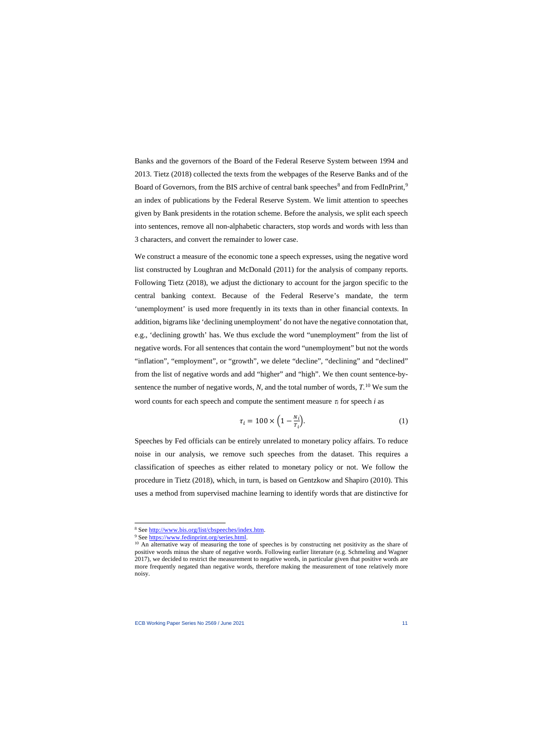Banks and the governors of the Board of the Federal Reserve System between 1994 and 2013. Tietz (2018) collected the texts from the webpages of the Reserve Banks and of the Board of Governors, from the BIS archive of central bank speeches[8] and from FedInPrint,[9] an index of publications by the Federal Reserve System. We limit attention to speeches given by Bank presidents in the rotation scheme. Before the analysis, we split each speech into sentences, remove all non-alphabetic characters, stop words and words with less than 3 characters, and convert the remainder to lower case.

We construct a measure of the economic tone a speech expresses, using the negative word list constructed by Loughran and McDonald (2011) for the analysis of company reports. Following Tietz (2018), we adjust the dictionary to account for the jargon specific to the central banking context. Because of the Federal Reserve's mandate, the term 'unemployment' is used more frequently in its texts than in other financial contexts. In addition, bigrams like 'declining unemployment' do not have the negative connotation that, e.g., 'declining growth' has. We thus exclude the word "unemployment" from the list of negative words. For all sentences that contain the word "unemployment" but not the words "inflation", "employment", or "growth", we delete "decline", "declining" and "declined" from the list of negative words and add "higher" and "high". We then count sentence-by-sentence the number of negative words, $N$, and the total number of words, $T$.[10] We sum the word counts for each speech and compute the sentiment measure $\tau_i$ for speech $i$ as

$$\tau_i = 100 \times \left(1 - \frac{N_i}{T_i}\right). \tag{1}$$

Speeches by Fed officials can be entirely unrelated to monetary policy affairs. To reduce noise in our analysis, we remove such speeches from the dataset. This requires a classification of speeches as either related to monetary policy or not. We follow the procedure in Tietz (2018), which, in turn, is based on Gentzkow and Shapiro (2010). This uses a method from supervised machine learning to identify words that are distinctive for

---

[8] See http://www.bis.org/list/cbspeeches/index.htm.

[9] See https://www.fedinprint.org/series.html.

[10] An alternative way of measuring the tone of speeches is by constructing net positivity as the share of positive words minus the share of negative words. Following earlier literature (e.g. Schmeling and Wagner 2017), we decided to restrict the measurement to negative words, in particular given that positive words are more frequently negated than negative words, therefore making the measurement of tone relatively more noisy.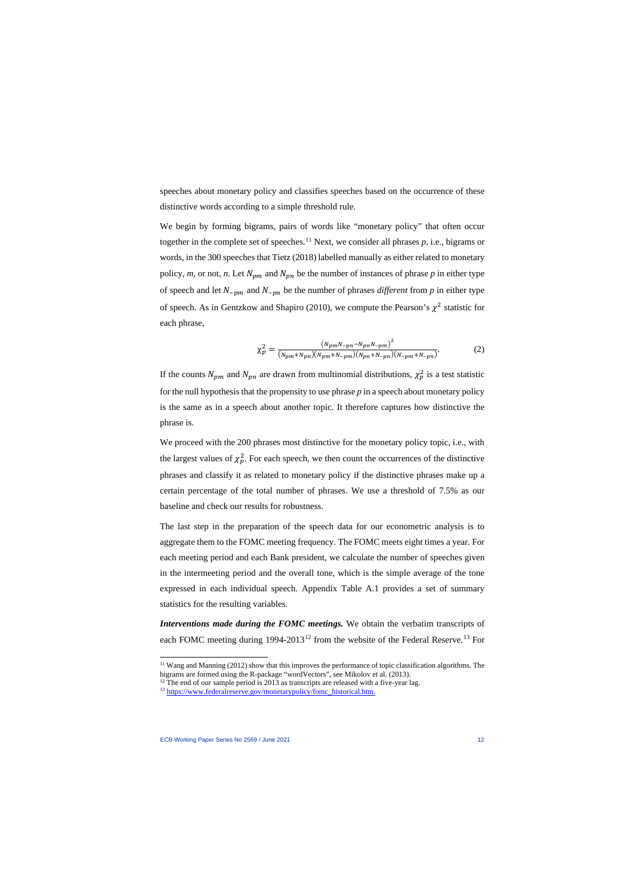speeches about monetary policy and classifies speeches based on the occurrence of these distinctive words according to a simple threshold rule.

We begin by forming bigrams, pairs of words like "monetary policy" that often occur together in the complete set of speeches.[11] Next, we consider all phrases $p$, i.e., bigrams or words, in the 300 speeches that Tietz (2018) labelled manually as either related to monetary policy, $m$, or not, $n$. Let $N_{pm}$ and $N_{pn}$ be the number of instances of phrase $p$ in either type of speech and let $N_{\sim pm}$ and $N_{\sim pn}$ be the number of phrases *different* from $p$ in either type of speech. As in Gentzkow and Shapiro (2010), we compute the Pearson's $\chi^2$ statistic for each phrase,

$$\chi_p^2 = \frac{\left(N_{pm}N_{\sim pn} - N_{pn}N_{\sim pm}\right)^2}{\left(N_{pm}+N_{pn}\right)\left(N_{pm}+N_{\sim pm}\right)\left(N_{pn}+N_{\sim pn}\right)\left(N_{\sim pm}+N_{\sim pn}\right)}. \tag{2}$$

If the counts $N_{pm}$ and $N_{pn}$ are drawn from multinomial distributions, $\chi_p^2$ is a test statistic for the null hypothesis that the propensity to use phrase $p$ in a speech about monetary policy is the same as in a speech about another topic. It therefore captures how distinctive the phrase is.

We proceed with the 200 phrases most distinctive for the monetary policy topic, i.e., with the largest values of $\chi_p^2$. For each speech, we then count the occurrences of the distinctive phrases and classify it as related to monetary policy if the distinctive phrases make up a certain percentage of the total number of phrases. We use a threshold of 7.5% as our baseline and check our results for robustness.

The last step in the preparation of the speech data for our econometric analysis is to aggregate them to the FOMC meeting frequency. The FOMC meets eight times a year. For each meeting period and each Bank president, we calculate the number of speeches given in the intermeeting period and the overall tone, which is the simple average of the tone expressed in each individual speech. Appendix Table A.1 provides a set of summary statistics for the resulting variables.

***Interventions made during the FOMC meetings.*** We obtain the verbatim transcripts of each FOMC meeting during 1994-2013[12] from the website of the Federal Reserve.[13] For

---

[11] Wang and Manning (2012) show that this improves the performance of topic classification algorithms. The bigrams are formed using the R-package "wordVectors", see Mikolov et al. (2013).

[12] The end of our sample period is 2013 as transcripts are released with a five-year lag.

[13] https://www.federalreserve.gov/monetarypolicy/fomc_historical.htm.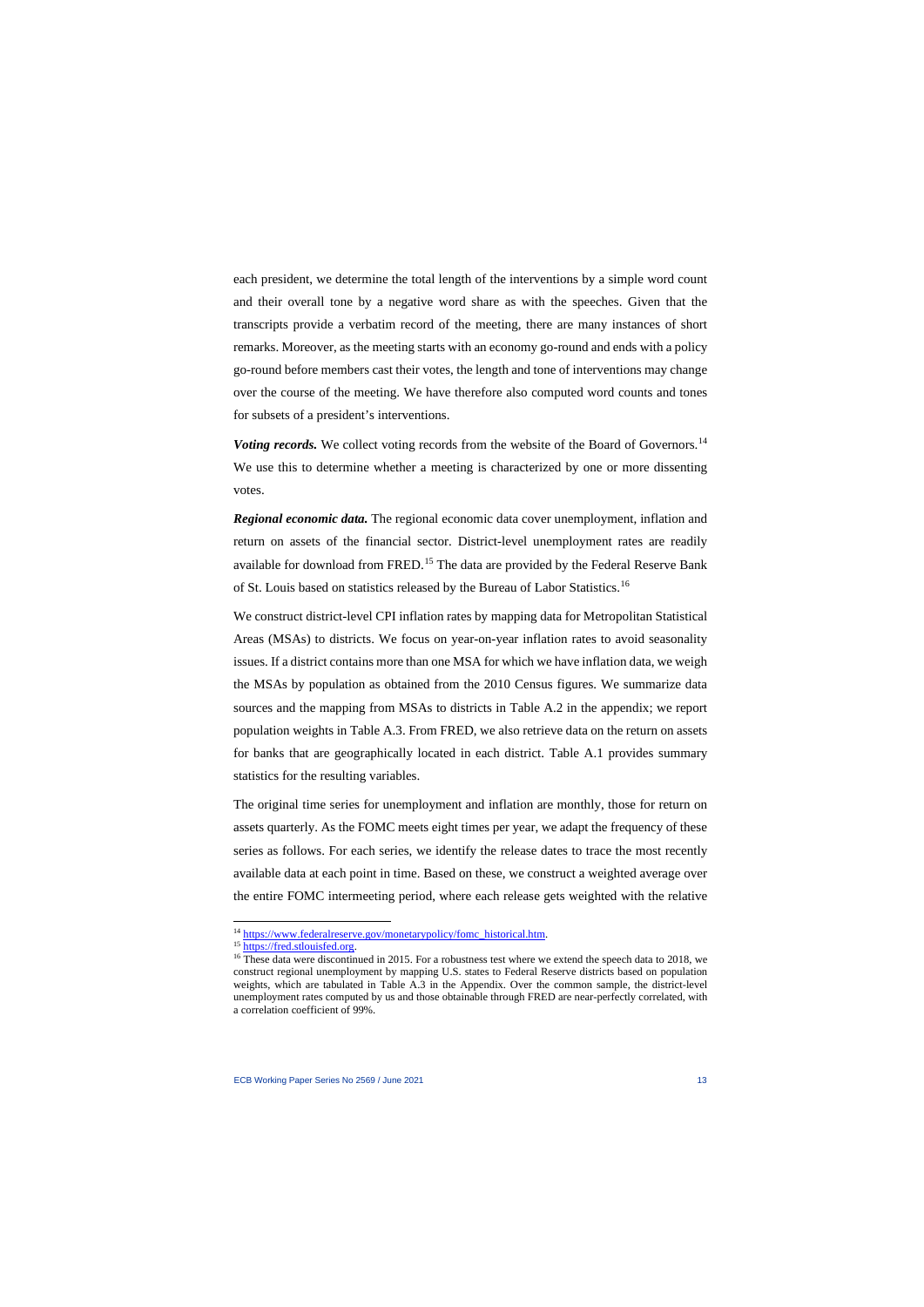each president, we determine the total length of the interventions by a simple word count and their overall tone by a negative word share as with the speeches. Given that the transcripts provide a verbatim record of the meeting, there are many instances of short remarks. Moreover, as the meeting starts with an economy go-round and ends with a policy go-round before members cast their votes, the length and tone of interventions may change over the course of the meeting. We have therefore also computed word counts and tones for subsets of a president's interventions.

***Voting records.*** We collect voting records from the website of the Board of Governors.[14] We use this to determine whether a meeting is characterized by one or more dissenting votes.

***Regional economic data.*** The regional economic data cover unemployment, inflation and return on assets of the financial sector. District-level unemployment rates are readily available for download from FRED.[15] The data are provided by the Federal Reserve Bank of St. Louis based on statistics released by the Bureau of Labor Statistics.[16]

We construct district-level CPI inflation rates by mapping data for Metropolitan Statistical Areas (MSAs) to districts. We focus on year-on-year inflation rates to avoid seasonality issues. If a district contains more than one MSA for which we have inflation data, we weigh the MSAs by population as obtained from the 2010 Census figures. We summarize data sources and the mapping from MSAs to districts in Table A.2 in the appendix; we report population weights in Table A.3. From FRED, we also retrieve data on the return on assets for banks that are geographically located in each district. Table A.1 provides summary statistics for the resulting variables.

The original time series for unemployment and inflation are monthly, those for return on assets quarterly. As the FOMC meets eight times per year, we adapt the frequency of these series as follows. For each series, we identify the release dates to trace the most recently available data at each point in time. Based on these, we construct a weighted average over the entire FOMC intermeeting period, where each release gets weighted with the relative

---

[14] https://www.federalreserve.gov/monetarypolicy/fomc_historical.htm.

[15] https://fred.stlouisfed.org.

[16] These data were discontinued in 2015. For a robustness test where we extend the speech data to 2018, we construct regional unemployment by mapping U.S. states to Federal Reserve districts based on population weights, which are tabulated in Table A.3 in the Appendix. Over the common sample, the district-level unemployment rates computed by us and those obtainable through FRED are near-perfectly correlated, with a correlation coefficient of 99%.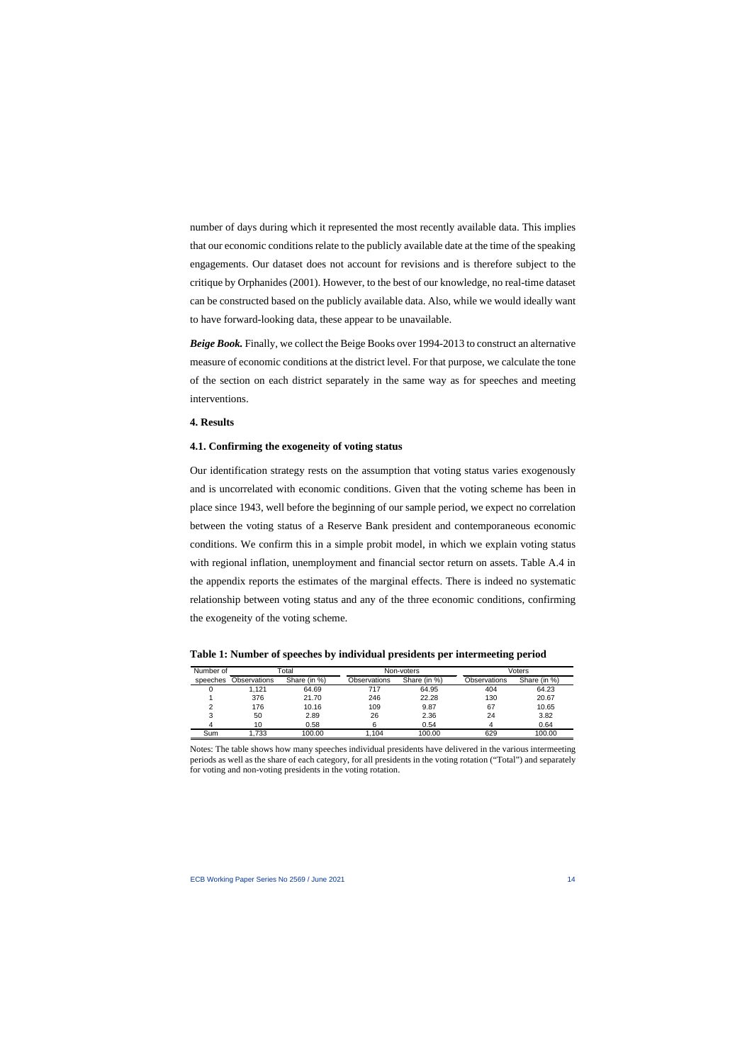number of days during which it represented the most recently available data. This implies that our economic conditions relate to the publicly available date at the time of the speaking engagements. Our dataset does not account for revisions and is therefore subject to the critique by Orphanides (2001). However, to the best of our knowledge, no real-time dataset can be constructed based on the publicly available data. Also, while we would ideally want to have forward-looking data, these appear to be unavailable.

***Beige Book.*** Finally, we collect the Beige Books over 1994-2013 to construct an alternative measure of economic conditions at the district level. For that purpose, we calculate the tone of the section on each district separately in the same way as for speeches and meeting interventions.

## 4. Results

### 4.1. Confirming the exogeneity of voting status

Our identification strategy rests on the assumption that voting status varies exogenously and is uncorrelated with economic conditions. Given that the voting scheme has been in place since 1943, well before the beginning of our sample period, we expect no correlation between the voting status of a Reserve Bank president and contemporaneous economic conditions. We confirm this in a simple probit model, in which we explain voting status with regional inflation, unemployment and financial sector return on assets. Table A.4 in the appendix reports the estimates of the marginal effects. There is indeed no systematic relationship between voting status and any of the three economic conditions, confirming the exogeneity of the voting scheme.

**Table 1: Number of speeches by individual presidents per intermeeting period**

| Number of | Total | | Non-voters | | Voters | |
|---|---|---|---|---|---|---|
| speeches | Observations | Share (in %) | Observations | Share (in %) | Observations | Share (in %) |
| 0 | 1,121 | 64.69 | 717 | 64.95 | 404 | 64.23 |
| 1 | 376 | 21.70 | 246 | 22.28 | 130 | 20.67 |
| 2 | 176 | 10.16 | 109 | 9.87 | 67 | 10.65 |
| 3 | 50 | 2.89 | 26 | 2.36 | 24 | 3.82 |
| 4 | 10 | 0.58 | 6 | 0.54 | 4 | 0.64 |
| Sum | 1,733 | 100.00 | 1,104 | 100.00 | 629 | 100.00 |

Notes: The table shows how many speeches individual presidents have delivered in the various intermeeting periods as well as the share of each category, for all presidents in the voting rotation ("Total") and separately for voting and non-voting presidents in the voting rotation.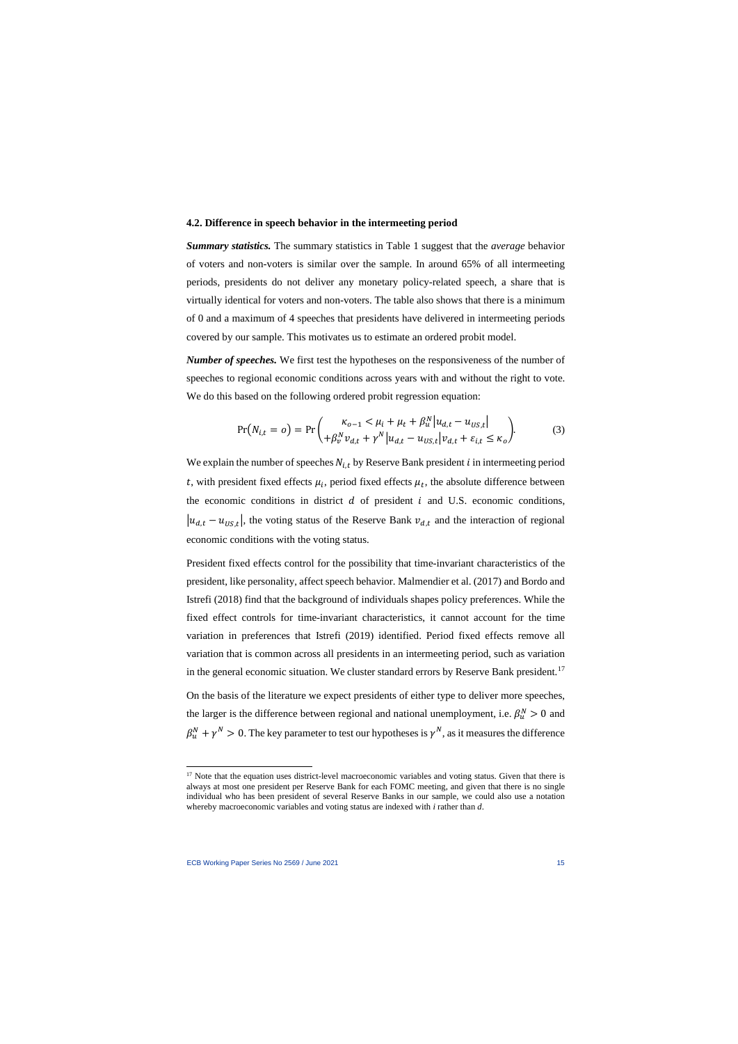### 4.2. Difference in speech behavior in the intermeeting period

***Summary statistics.*** The summary statistics in Table 1 suggest that the *average* behavior of voters and non-voters is similar over the sample. In around 65% of all intermeeting periods, presidents do not deliver any monetary policy-related speech, a share that is virtually identical for voters and non-voters. The table also shows that there is a minimum of 0 and a maximum of 4 speeches that presidents have delivered in intermeeting periods covered by our sample. This motivates us to estimate an ordered probit model.

***Number of speeches.*** We first test the hypotheses on the responsiveness of the number of speeches to regional economic conditions across years with and without the right to vote. We do this based on the following ordered probit regression equation:

$$\Pr(N_{i,t} = o) = \Pr\begin{pmatrix} \kappa_{o-1} < \mu_i + \mu_t + \beta_u^N |u_{d,t} - u_{US,t}| \\ +\beta_v^N v_{d,t} + \gamma^N |u_{d,t} - u_{US,t}| v_{d,t} + \varepsilon_{i,t} \leq \kappa_o \end{pmatrix}. \tag{3}$$

We explain the number of speeches $N_{i,t}$ by Reserve Bank president $i$ in intermeeting period $t$, with president fixed effects $\mu_i$, period fixed effects $\mu_t$, the absolute difference between the economic conditions in district $d$ of president $i$ and U.S. economic conditions, $|u_{d,t} - u_{US,t}|$, the voting status of the Reserve Bank $v_{d,t}$ and the interaction of regional economic conditions with the voting status.

President fixed effects control for the possibility that time-invariant characteristics of the president, like personality, affect speech behavior. Malmendier et al. (2017) and Bordo and Istrefi (2018) find that the background of individuals shapes policy preferences. While the fixed effect controls for time-invariant characteristics, it cannot account for the time variation in preferences that Istrefi (2019) identified. Period fixed effects remove all variation that is common across all presidents in an intermeeting period, such as variation in the general economic situation. We cluster standard errors by Reserve Bank president.[17]

On the basis of the literature we expect presidents of either type to deliver more speeches, the larger is the difference between regional and national unemployment, i.e. $\beta_u^N > 0$ and $\beta_u^N + \gamma^N > 0$. The key parameter to test our hypotheses is $\gamma^N$, as it measures the difference

[17] Note that the equation uses district-level macroeconomic variables and voting status. Given that there is always at most one president per Reserve Bank for each FOMC meeting, and given that there is no single individual who has been president of several Reserve Banks in our sample, we could also use a notation whereby macroeconomic variables and voting status are indexed with *i* rather than *d*.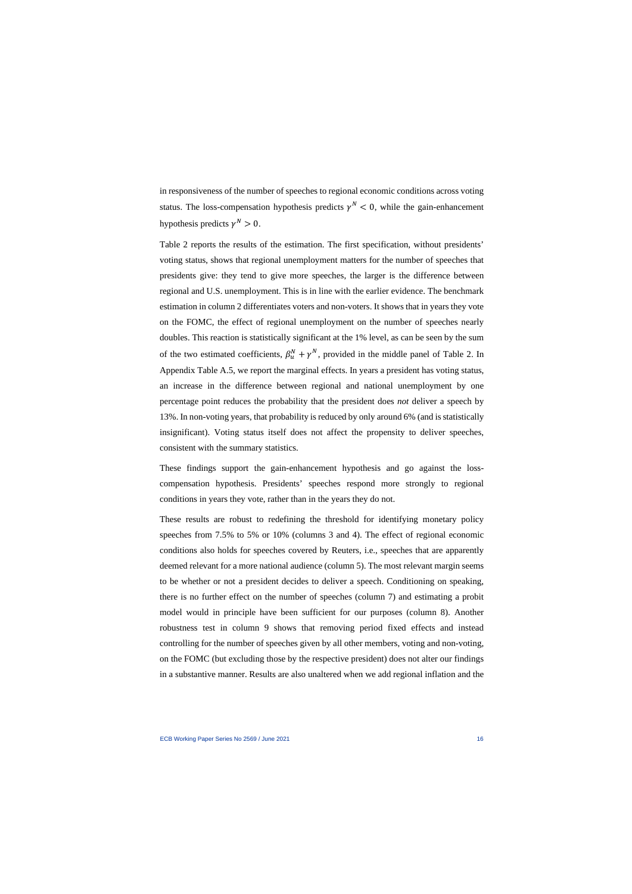in responsiveness of the number of speeches to regional economic conditions across voting status. The loss-compensation hypothesis predicts $\gamma^N < 0$, while the gain-enhancement hypothesis predicts $\gamma^N > 0$.

Table 2 reports the results of the estimation. The first specification, without presidents' voting status, shows that regional unemployment matters for the number of speeches that presidents give: they tend to give more speeches, the larger is the difference between regional and U.S. unemployment. This is in line with the earlier evidence. The benchmark estimation in column 2 differentiates voters and non-voters. It shows that in years they vote on the FOMC, the effect of regional unemployment on the number of speeches nearly doubles. This reaction is statistically significant at the 1% level, as can be seen by the sum of the two estimated coefficients, $\beta_u^N + \gamma^N$, provided in the middle panel of Table 2. In Appendix Table A.5, we report the marginal effects. In years a president has voting status, an increase in the difference between regional and national unemployment by one percentage point reduces the probability that the president does *not* deliver a speech by 13%. In non-voting years, that probability is reduced by only around 6% (and is statistically insignificant). Voting status itself does not affect the propensity to deliver speeches, consistent with the summary statistics.

These findings support the gain-enhancement hypothesis and go against the loss-compensation hypothesis. Presidents' speeches respond more strongly to regional conditions in years they vote, rather than in the years they do not.

These results are robust to redefining the threshold for identifying monetary policy speeches from 7.5% to 5% or 10% (columns 3 and 4). The effect of regional economic conditions also holds for speeches covered by Reuters, i.e., speeches that are apparently deemed relevant for a more national audience (column 5). The most relevant margin seems to be whether or not a president decides to deliver a speech. Conditioning on speaking, there is no further effect on the number of speeches (column 7) and estimating a probit model would in principle have been sufficient for our purposes (column 8). Another robustness test in column 9 shows that removing period fixed effects and instead controlling for the number of speeches given by all other members, voting and non-voting, on the FOMC (but excluding those by the respective president) does not alter our findings in a substantive manner. Results are also unaltered when we add regional inflation and the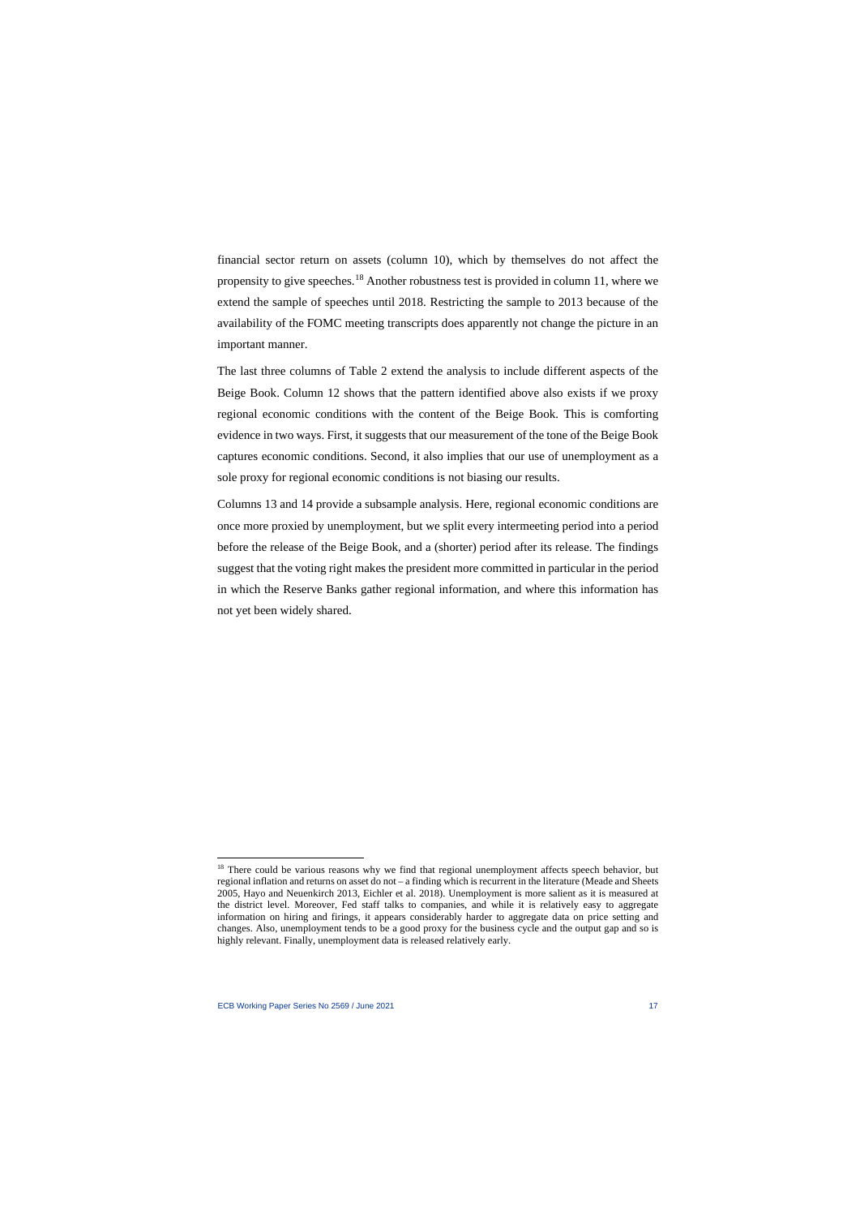financial sector return on assets (column 10), which by themselves do not affect the propensity to give speeches.[18] Another robustness test is provided in column 11, where we extend the sample of speeches until 2018. Restricting the sample to 2013 because of the availability of the FOMC meeting transcripts does apparently not change the picture in an important manner.

The last three columns of Table 2 extend the analysis to include different aspects of the Beige Book. Column 12 shows that the pattern identified above also exists if we proxy regional economic conditions with the content of the Beige Book. This is comforting evidence in two ways. First, it suggests that our measurement of the tone of the Beige Book captures economic conditions. Second, it also implies that our use of unemployment as a sole proxy for regional economic conditions is not biasing our results.

Columns 13 and 14 provide a subsample analysis. Here, regional economic conditions are once more proxied by unemployment, but we split every intermeeting period into a period before the release of the Beige Book, and a (shorter) period after its release. The findings suggest that the voting right makes the president more committed in particular in the period in which the Reserve Banks gather regional information, and where this information has not yet been widely shared.

---

[18] There could be various reasons why we find that regional unemployment affects speech behavior, but regional inflation and returns on asset do not – a finding which is recurrent in the literature (Meade and Sheets 2005, Hayo and Neuenkirch 2013, Eichler et al. 2018). Unemployment is more salient as it is measured at the district level. Moreover, Fed staff talks to companies, and while it is relatively easy to aggregate information on hiring and firings, it appears considerably harder to aggregate data on price setting and changes. Also, unemployment tends to be a good proxy for the business cycle and the output gap and so is highly relevant. Finally, unemployment data is released relatively early.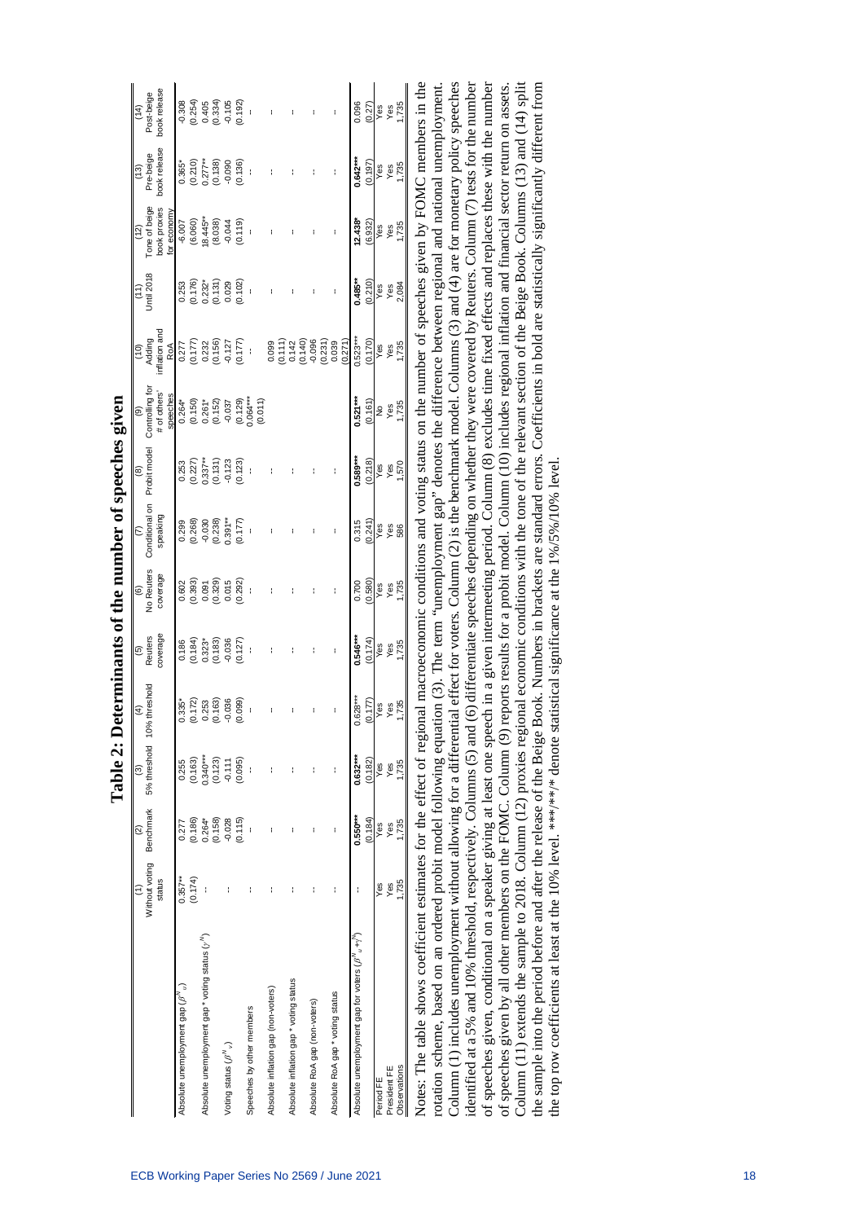# Table 2: Determinants of the number of speeches given

| | (1) Without voting status | (2) Benchmark | (3) 5% threshold | (4) 10% threshold | (5) Reuters coverage | (6) No Reuters coverage | (7) Conditional on speaking | (8) Probit model | (9) Controlling for # of others' speeches | (10) Adding inflation and RoA | (11) Until 2018 | (12) Tone of beige book proxies for economy | (13) Pre-beige book release | (14) Post-beige book release |
|---|---|---|---|---|---|---|---|---|---|---|---|---|---|---|
| Absolute unemployment gap ($\beta^{N}{}_{u}$) | 0.357** | 0.277 | 0.255 | 0.335* | 0.186 | 0.602 | 0.299 | 0.253 | 0.264* | 0.277 | 0.253 | -6.007 | 0.365* | -0.308 |
| | (0.174) | (0.186) | (0.163) | (0.172) | (0.184) | (0.393) | (0.268) | (0.227) | (0.150) | (0.177) | (0.176) | (6.060) | (0.210) | (0.254) |
| Absolute unemployment gap * voting status ($\gamma^{N}{}_{u}$) | - | 0.264* | 0.340*** | 0.253 | 0.323* | 0.091 | -0.030 | 0.337** | 0.261* | 0.232 | 0.232* | 18.445** | 0.277** | 0.405 |
| | | (0.158) | (0.123) | (0.163) | (0.183) | (0.329) | (0.238) | (0.131) | (0.152) | (0.156) | (0.131) | (8.038) | (0.138) | (0.334) |
| Voting status ($\beta^{N}{}_{v}$) | - | -0.028 | -0.111 | -0.036 | -0.036 | 0.015 | 0.391** | -0.123 | -0.037 | -0.127 | 0.029 | -0.044 | -0.090 | -0.105 |
| | | (0.115) | (0.095) | (0.099) | (0.127) | (0.292) | (0.177) | (0.123) | (0.129) | (0.177) | (0.102) | (0.119) | (0.136) | (0.192) |
| Speeches by other members | - | - | - | - | - | - | - | - | 0.064*** | - | - | - | - | - |
| | | | | | | | | | (0.011) | | | | | |
| Absolute inflation gap (non-voters) | - | - | - | - | - | - | - | - | - | 0.099 | - | - | - | - |
| | | | | | | | | | | (0.111) | | | | |
| Absolute inflation gap * voting status | - | - | - | - | - | - | - | - | - | 0.142 | - | - | - | - |
| | | | | | | | | | | (0.140) | | | | |
| Absolute RoA gap (non-voters) | - | - | - | - | - | - | - | - | - | -0.096 | - | - | - | - |
| | | | | | | | | | | (0.231) | | | | |
| Absolute RoA gap * voting status | - | - | - | - | - | - | - | - | - | 0.039 | - | - | - | - |
| | | | | | | | | | | (0.271) | | | | |
| Absolute unemployment gap for voters ($\beta^{N}{}_{u}+\gamma^{N}{}_{u}$) | - | **0.550*** ** | **0.632*** ** | 0.628*** | **0.546*** ** | 0.700 | 0.315 | **0.589*** ** | **0.521*** ** | 0.523*** | **0.485** ** | **12.438*** | **0.642*** ** | 0.096 |
| | | (0.184) | (0.182) | (0.177) | (0.174) | (0.580) | (0.241) | (0.218) | (0.161) | (0.170) | (0.210) | (6.932) | (0.197) | (0.27) |
| Period FE | Yes | Yes | Yes | Yes | Yes | Yes | Yes | Yes | No | Yes | Yes | Yes | Yes | Yes |
| President FE | Yes | Yes | Yes | Yes | Yes | Yes | Yes | Yes | Yes | Yes | Yes | Yes | Yes | Yes |
| Observations | 1,735 | 1,735 | 1,735 | 1,735 | 1,735 | 1,735 | 586 | 1,570 | 1,735 | 1,735 | 2,084 | 1,735 | 1,735 | 1,735 |

Notes: The table shows coefficient estimates for the effect of regional macroeconomic conditions and voting status on the number of speeches given by FOMC members in the rotation scheme, based on an ordered probit model following equation (3). The term "unemployment gap" denotes the difference between regional and national unemployment. Column (1) includes unemployment without allowing for a differential effect for voters. Column (2) is the benchmark model. Columns (3) and (4) are for monetary policy speeches identified at a 5% and 10% threshold, respectively. Columns (5) and (6) differentiate speeches depending on whether they were covered by Reuters. Column (7) tests for the number of speeches given, conditional on a speaker giving at least one speech in a given intermeeting period. Column (8) excludes time fixed effects and replaces these with the number of speeches given by all other members on the FOMC. Column (9) reports results for a probit model. Column (10) includes regional inflation and financial sector return on assets. Column (11) extends the sample to 2018. Column (12) proxies regional economic conditions with the tone of the relevant section of the Beige Book. Columns (13) and (14) split the sample into the period before and after the release of the Beige Book. Numbers in brackets are standard errors. Coefficients in bold are statistically significantly different from the top row coefficients at least at the 10% level. ***/**/* denote statistical significance at the 1%/5%/10% level.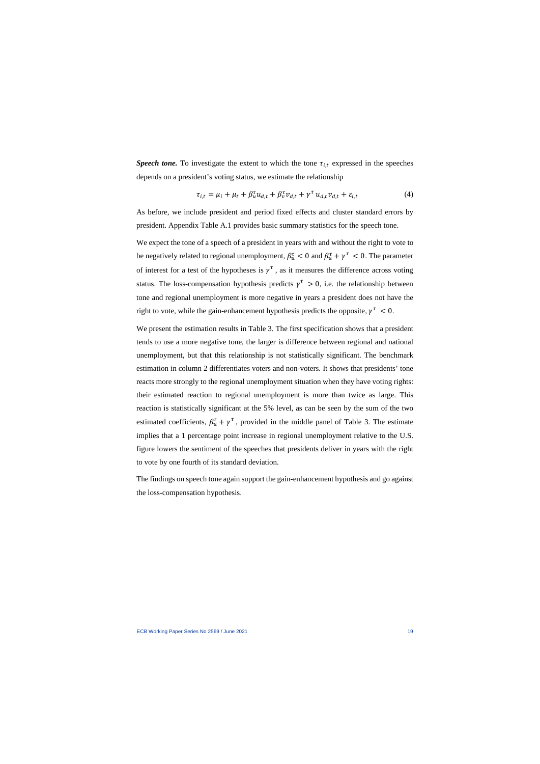***Speech tone.*** To investigate the extent to which the tone $\tau_{i,t}$ expressed in the speeches depends on a president's voting status, we estimate the relationship

$$\tau_{i,t} = \mu_i + \mu_t + \beta_u^\tau u_{d,t} + \beta_v^\tau v_{d,t} + \gamma^\tau u_{d,t} v_{d,t} + \varepsilon_{i,t} \tag{4}$$

As before, we include president and period fixed effects and cluster standard errors by president. Appendix Table A.1 provides basic summary statistics for the speech tone.

We expect the tone of a speech of a president in years with and without the right to vote to be negatively related to regional unemployment, $\beta_u^\tau < 0$ and $\beta_u^\tau + \gamma^\tau < 0$. The parameter of interest for a test of the hypotheses is $\gamma^\tau$, as it measures the difference across voting status. The loss-compensation hypothesis predicts $\gamma^\tau > 0$, i.e. the relationship between tone and regional unemployment is more negative in years a president does not have the right to vote, while the gain-enhancement hypothesis predicts the opposite, $\gamma^\tau < 0$.

We present the estimation results in Table 3. The first specification shows that a president tends to use a more negative tone, the larger is difference between regional and national unemployment, but that this relationship is not statistically significant. The benchmark estimation in column 2 differentiates voters and non-voters. It shows that presidents' tone reacts more strongly to the regional unemployment situation when they have voting rights: their estimated reaction to regional unemployment is more than twice as large. This reaction is statistically significant at the 5% level, as can be seen by the sum of the two estimated coefficients, $\beta_u^\tau + \gamma^\tau$, provided in the middle panel of Table 3. The estimate implies that a 1 percentage point increase in regional unemployment relative to the U.S. figure lowers the sentiment of the speeches that presidents deliver in years with the right to vote by one fourth of its standard deviation.

The findings on speech tone again support the gain-enhancement hypothesis and go against the loss-compensation hypothesis.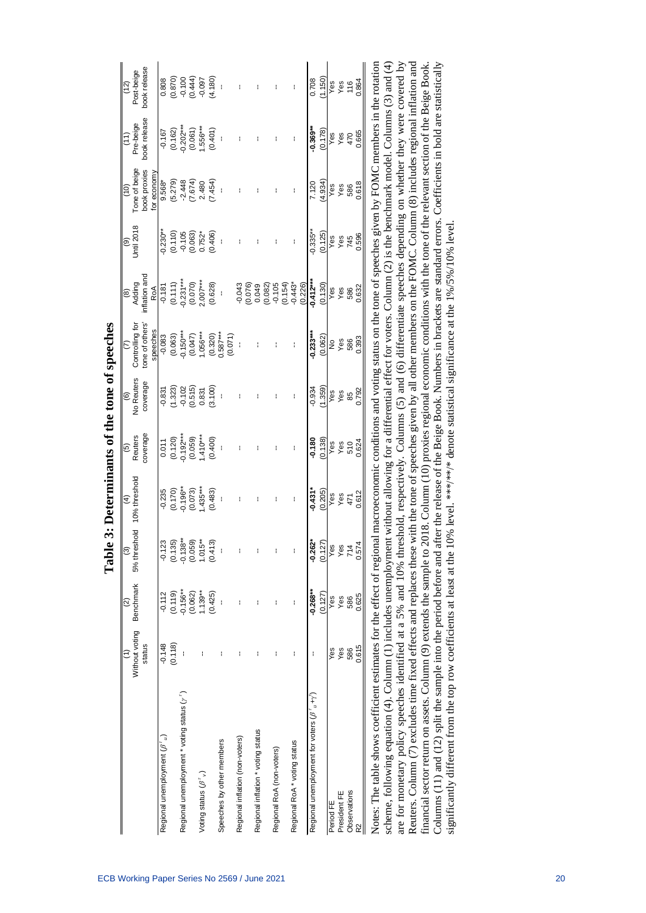# Table 3: Determinants of the tone of speeches

| | (1) Without voting status | (2) Benchmark | (3) 5% threshold | (4) 10% threshold | (5) Reuters coverage | (6) No Reuters coverage | (7) Controlling for tone of others' speeches | (8) Adding inflation and RoA | (9) Until 2018 | (10) Tone of beige book proxies for economy | (11) Pre-beige book release | (12) Post-beige book release |
|---|---|---|---|---|---|---|---|---|---|---|---|---|
| Regional unemployment ($\beta^r{}_u$) | -0.148 | -0.112 | -0.123 | -0.235 | 0.011 | -0.831 | -0.083 | -0.181 | -0.230** | 9.568* | -0.167 | 0.808 |
| | (0.118) | (0.119) | (0.135) | (0.170) | (0.120) | (1.323) | (0.063) | (0.111) | (0.110) | (5.279) | (0.162) | (0.870) |
| Regional unemployment * voting status ($\gamma^r$) | - | -0.156** | -0.138** | -0.196** | -0.192*** | -0.102 | -0.150*** | -0.231*** | -0.105 | -2.448 | -0.202*** | -0.100 |
| | | (0.062) | (0.059) | (0.073) | (0.059) | (0.515) | (0.047) | (0.070) | (0.063) | (7.674) | (0.061) | (0.444) |
| Voting status ($\beta^r{}_v$) | - | 1.139** | 1.015** | 1.435*** | 1.410*** | 0.831 | 1.056*** | 2.007*** | 0.752* | 2.480 | 1.556*** | -0.097 |
| | | (0.425) | (0.413) | (0.483) | (0.400) | (3.100) | (0.320) | (0.628) | (0.406) | (7.454) | (0.401) | (4.180) |
| Speeches by other members | - | - | - | - | - | - | 0.587*** | - | - | - | - | - |
| | | | | | | | (0.071) | | | | | |
| Regional inflation (non-voters) | - | - | - | - | - | - | - | -0.043 | - | - | - | - |
| | | | | | | | | (0.076) | | | | |
| Regional inflation * voting status | - | - | - | - | - | - | - | 0.049 | - | - | - | - |
| | | | | | | | | (0.082) | | | | |
| Regional RoA (non-voters) | - | - | - | - | - | - | - | -0.105 | - | - | - | - |
| | | | | | | | | (0.154) | | | | |
| Regional RoA * voting status | - | - | - | - | - | - | - | -0.443* | - | - | - | - |
| | | | | | | | | (0.226) | | | | |
| Regional unemployment for voters ($\beta^r{}_u+\gamma^r$) | - | **-0.268**** | **-0.262*** | **-0.431*** | -0.180 | -0.934 | **-0.233**** | **-0.412***** | **-0.335**** | 7.120 | **-0.369**** | 0.708 |
| | | (0.127) | (0.127) | (0.205) | (0.138) | (1.359) | (0.062) | (0.130) | (0.125) | (4.934) | (0.178) | (1.150) |
| Period FE | Yes | Yes | Yes | Yes | Yes | Yes | No | Yes | Yes | Yes | Yes | Yes |
| President FE | Yes | Yes | Yes | Yes | Yes | Yes | Yes | Yes | Yes | Yes | Yes | Yes |
| Observations | 586 | 586 | 714 | 471 | 510 | 85 | 586 | 586 | 745 | 586 | 470 | 116 |
| R2 | 0.615 | 0.625 | 0.574 | 0.612 | 0.624 | 0.792 | 0.393 | 0.632 | 0.596 | 0.618 | 0.665 | 0.864 |

Notes: The table shows coefficient estimates for the effect of regional macroeconomic conditions and voting status on the tone of speeches given by FOMC members in the rotation scheme, following equation (4). Column (1) includes unemployment without allowing for a differential effect for voters. Column (2) is the benchmark model. Columns (3) and (4) are for monetary policy speeches identified at a 5% and 10% threshold, respectively. Columns (5) and (6) differentiate speeches depending on whether they were covered by Reuters. Column (7) excludes time fixed effects and replaces these with the tone of speeches given by all other members on the FOMC. Column (8) includes regional inflation and financial sector return on assets. Column (9) extends the sample to 2018. Column (10) proxies regional economic conditions with the tone of the relevant section of the Beige Book. Columns (11) and (12) split the sample into the period before and after the release of the Beige Book. Numbers in brackets are standard errors. Coefficients in bold are statistically significantly different from the top row coefficients at least at the 10% level. ***/**/* denote statistical significance at the 1%/5%/10% level.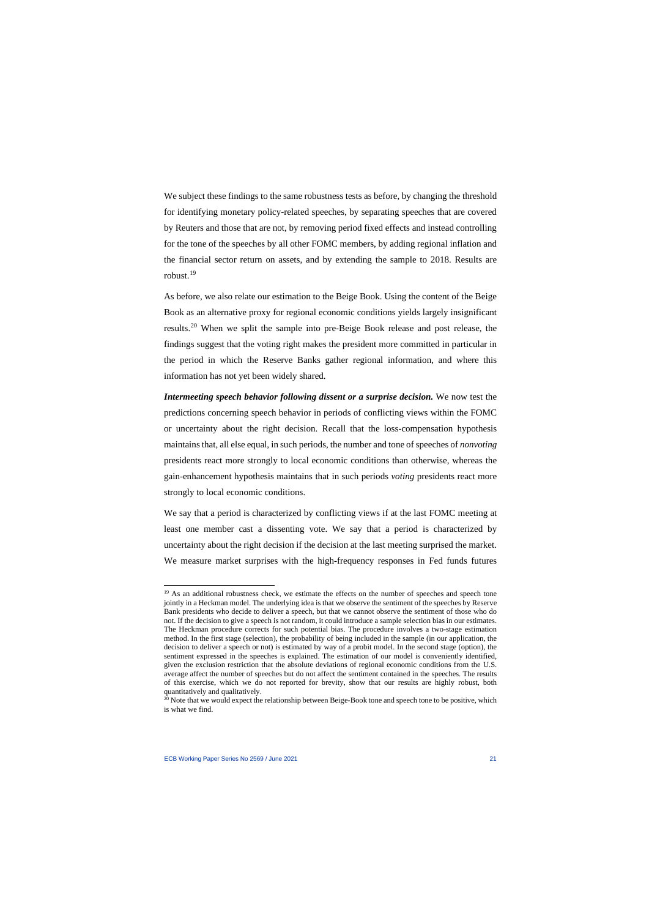We subject these findings to the same robustness tests as before, by changing the threshold for identifying monetary policy-related speeches, by separating speeches that are covered by Reuters and those that are not, by removing period fixed effects and instead controlling for the tone of the speeches by all other FOMC members, by adding regional inflation and the financial sector return on assets, and by extending the sample to 2018. Results are robust.[19]

As before, we also relate our estimation to the Beige Book. Using the content of the Beige Book as an alternative proxy for regional economic conditions yields largely insignificant results.[20] When we split the sample into pre-Beige Book release and post release, the findings suggest that the voting right makes the president more committed in particular in the period in which the Reserve Banks gather regional information, and where this information has not yet been widely shared.

***Intermeeting speech behavior following dissent or a surprise decision.*** We now test the predictions concerning speech behavior in periods of conflicting views within the FOMC or uncertainty about the right decision. Recall that the loss-compensation hypothesis maintains that, all else equal, in such periods, the number and tone of speeches of *nonvoting* presidents react more strongly to local economic conditions than otherwise, whereas the gain-enhancement hypothesis maintains that in such periods *voting* presidents react more strongly to local economic conditions.

We say that a period is characterized by conflicting views if at the last FOMC meeting at least one member cast a dissenting vote. We say that a period is characterized by uncertainty about the right decision if the decision at the last meeting surprised the market. We measure market surprises with the high-frequency responses in Fed funds futures

---

[19] As an additional robustness check, we estimate the effects on the number of speeches and speech tone jointly in a Heckman model. The underlying idea is that we observe the sentiment of the speeches by Reserve Bank presidents who decide to deliver a speech, but that we cannot observe the sentiment of those who do not. If the decision to give a speech is not random, it could introduce a sample selection bias in our estimates. The Heckman procedure corrects for such potential bias. The procedure involves a two-stage estimation method. In the first stage (selection), the probability of being included in the sample (in our application, the decision to deliver a speech or not) is estimated by way of a probit model. In the second stage (option), the sentiment expressed in the speeches is explained. The estimation of our model is conveniently identified, given the exclusion restriction that the absolute deviations of regional economic conditions from the U.S. average affect the number of speeches but do not affect the sentiment contained in the speeches. The results of this exercise, which we do not reported for brevity, show that our results are highly robust, both quantitatively and qualitatively.

[20] Note that we would expect the relationship between Beige-Book tone and speech tone to be positive, which is what we find.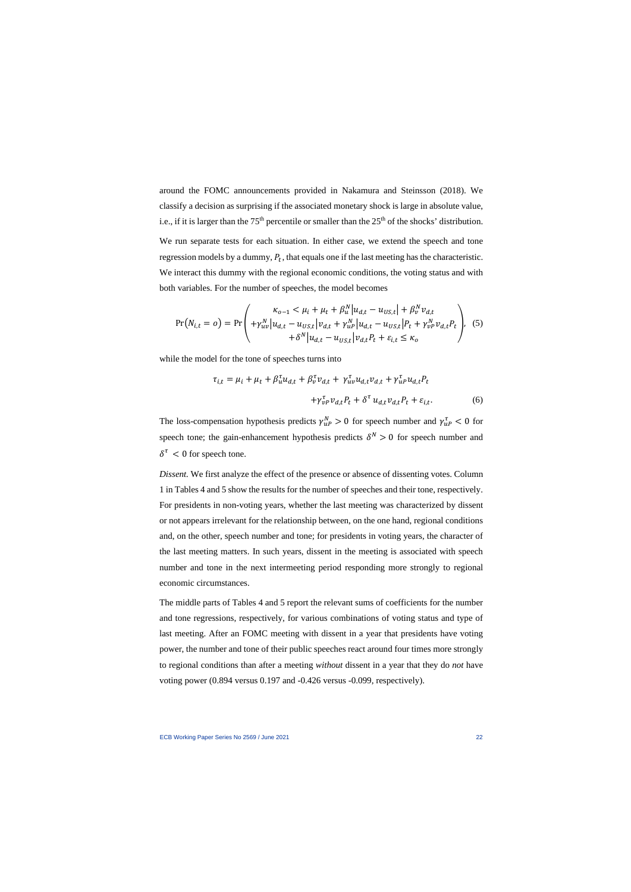around the FOMC announcements provided in Nakamura and Steinsson (2018). We classify a decision as surprising if the associated monetary shock is large in absolute value, i.e., if it is larger than the 75[th] percentile or smaller than the 25[th] of the shocks' distribution.

We run separate tests for each situation. In either case, we extend the speech and tone regression models by a dummy, $P_t$, that equals one if the last meeting has the characteristic. We interact this dummy with the regional economic conditions, the voting status and with both variables. For the number of speeches, the model becomes

$$\Pr(N_{i,t} = o) = \Pr\left(\begin{array}{c} \kappa_{o-1} < \mu_i + \mu_t + \beta_u^N |u_{d,t} - u_{US,t}| + \beta_v^N v_{d,t} \\ +\gamma_{uv}^N |u_{d,t} - u_{US,t}| v_{d,t} + \gamma_{uP}^N |u_{d,t} - u_{US,t}| P_t + \gamma_{vP}^N v_{d,t} P_t \\ +\delta^N |u_{d,t} - u_{US,t}| v_{d,t} P_t + \varepsilon_{i,t} \leq \kappa_o \end{array}\right), \quad (5)$$

while the model for the tone of speeches turns into

$$\tau_{i,t} = \mu_i + \mu_t + \beta_u^\tau u_{d,t} + \beta_v^\tau v_{d,t} + \gamma_{uv}^\tau u_{d,t} v_{d,t} + \gamma_{uP}^\tau u_{d,t} P_t + \gamma_{vP}^\tau v_{d,t} P_t + \delta^\tau u_{d,t} v_{d,t} P_t + \varepsilon_{i,t}. \quad (6)$$

The loss-compensation hypothesis predicts $\gamma_{uP}^N > 0$ for speech number and $\gamma_{uP}^\tau < 0$ for speech tone; the gain-enhancement hypothesis predicts $\delta^N > 0$ for speech number and $\delta^\tau < 0$ for speech tone.

*Dissent.* We first analyze the effect of the presence or absence of dissenting votes. Column 1 in Tables 4 and 5 show the results for the number of speeches and their tone, respectively. For presidents in non-voting years, whether the last meeting was characterized by dissent or not appears irrelevant for the relationship between, on the one hand, regional conditions and, on the other, speech number and tone; for presidents in voting years, the character of the last meeting matters. In such years, dissent in the meeting is associated with speech number and tone in the next intermeeting period responding more strongly to regional economic circumstances.

The middle parts of Tables 4 and 5 report the relevant sums of coefficients for the number and tone regressions, respectively, for various combinations of voting status and type of last meeting. After an FOMC meeting with dissent in a year that presidents have voting power, the number and tone of their public speeches react around four times more strongly to regional conditions than after a meeting *without* dissent in a year that they do *not* have voting power (0.894 versus 0.197 and -0.426 versus -0.099, respectively).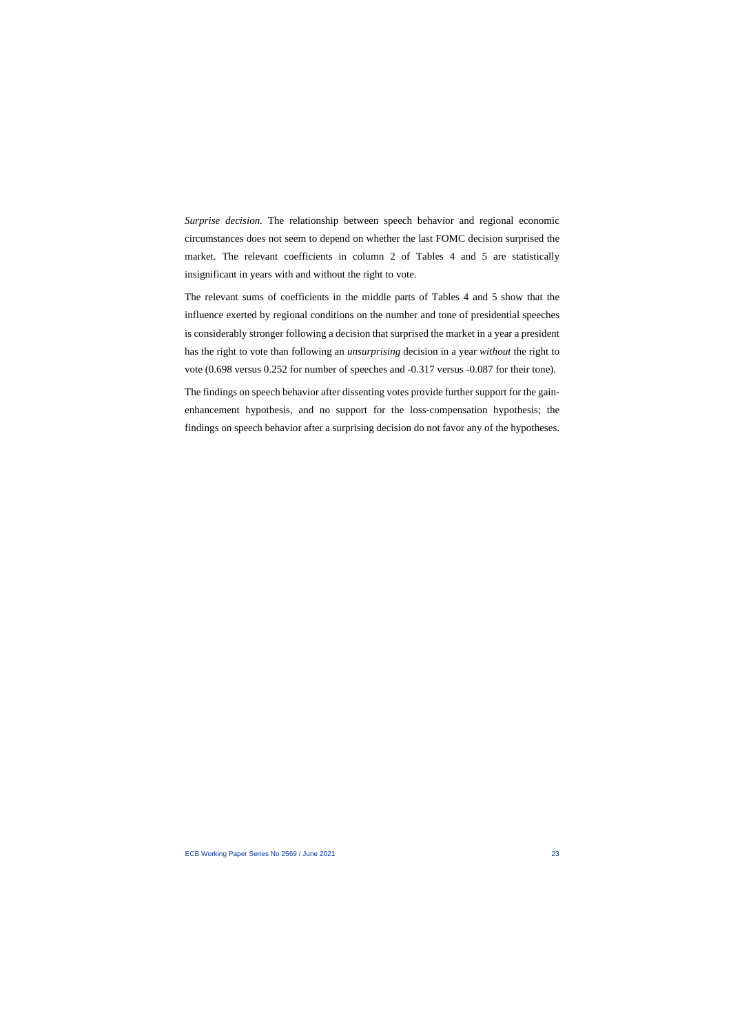*Surprise decision.* The relationship between speech behavior and regional economic circumstances does not seem to depend on whether the last FOMC decision surprised the market. The relevant coefficients in column 2 of Tables 4 and 5 are statistically insignificant in years with and without the right to vote.

The relevant sums of coefficients in the middle parts of Tables 4 and 5 show that the influence exerted by regional conditions on the number and tone of presidential speeches is considerably stronger following a decision that surprised the market in a year a president has the right to vote than following an *unsurprising* decision in a year *without* the right to vote (0.698 versus 0.252 for number of speeches and -0.317 versus -0.087 for their tone).

The findings on speech behavior after dissenting votes provide further support for the gain-enhancement hypothesis, and no support for the loss-compensation hypothesis; the findings on speech behavior after a surprising decision do not favor any of the hypotheses.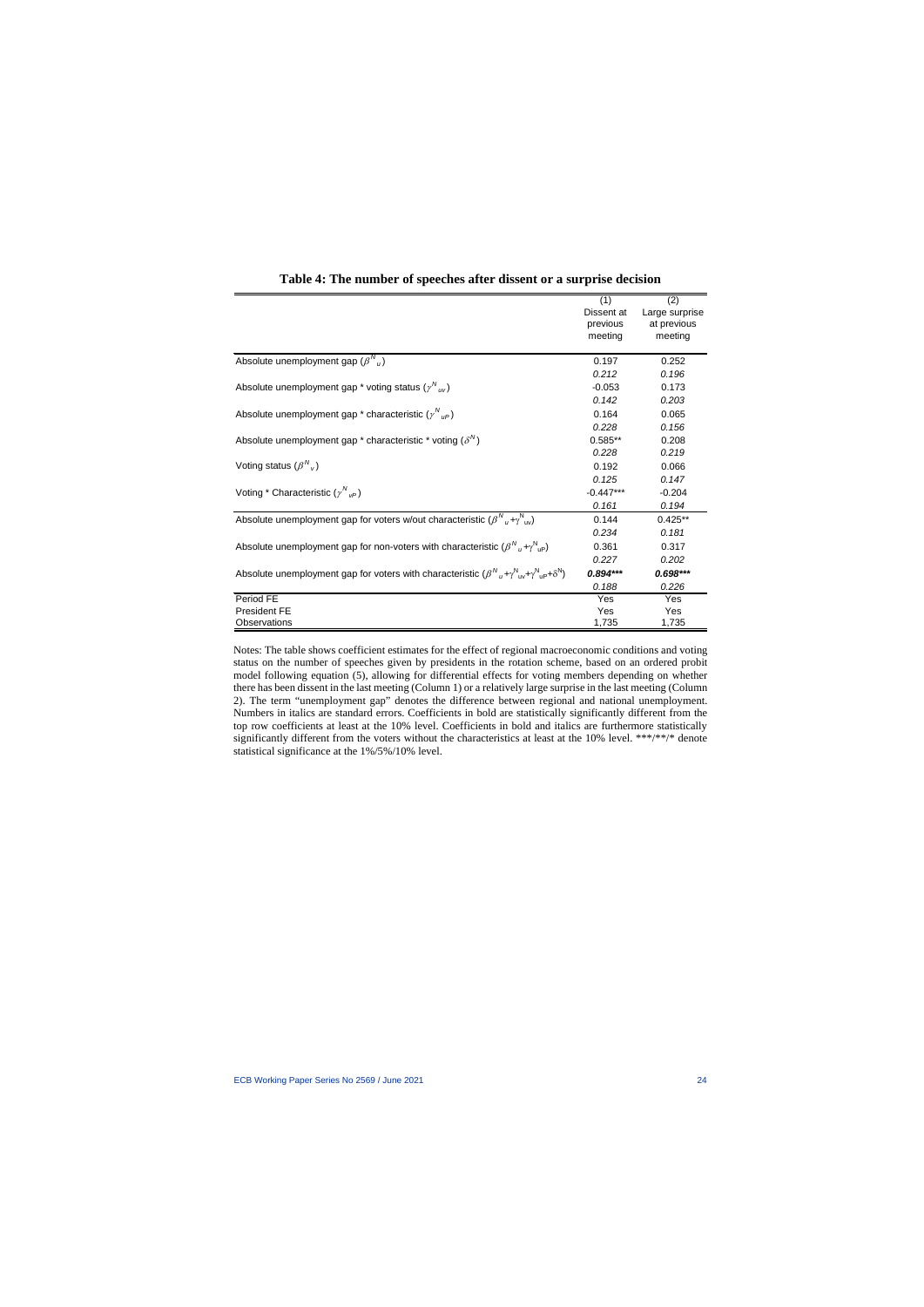**Table 4: The number of speeches after dissent or a surprise decision**

| | (1) Dissent at previous meeting | (2) Large surprise at previous meeting |
|---|---|---|
| Absolute unemployment gap ($\beta^{N}_{u}$) | 0.197 | 0.252 |
| | *0.212* | *0.196* |
| Absolute unemployment gap * voting status ($\gamma^{N}_{uv}$) | -0.053 | 0.173 |
| | *0.142* | *0.203* |
| Absolute unemployment gap * characteristic ($\gamma^{N}_{uP}$) | 0.164 | 0.065 |
| | *0.228* | *0.156* |
| Absolute unemployment gap * characteristic * voting ($\delta^{N}$) | 0.585** | 0.208 |
| | *0.228* | *0.219* |
| Voting status ($\beta^{N}_{v}$) | 0.192 | 0.066 |
| | *0.125* | *0.147* |
| Voting * Characteristic ($\gamma^{N}_{vP}$) | -0.447*** | -0.204 |
| | *0.161* | *0.194* |
| Absolute unemployment gap for voters w/out characteristic ($\beta^{N}_{u}+\gamma^{N}_{uv}$) | 0.144 | 0.425** |
| | *0.234* | *0.181* |
| Absolute unemployment gap for non-voters with characteristic ($\beta^{N}_{u}+\gamma^{N}_{uP}$) | 0.361 | 0.317 |
| | *0.227* | *0.202* |
| Absolute unemployment gap for voters with characteristic ($\beta^{N}_{u}+\gamma^{N}_{uv}+\gamma^{N}_{uP}+\delta^{N}$) | ***0.894**** | ***0.698**** |
| | *0.188* | *0.226* |
| Period FE | Yes | Yes |
| President FE | Yes | Yes |
| Observations | 1,735 | 1,735 |

Notes: The table shows coefficient estimates for the effect of regional macroeconomic conditions and voting status on the number of speeches given by presidents in the rotation scheme, based on an ordered probit model following equation (5), allowing for differential effects for voting members depending on whether there has been dissent in the last meeting (Column 1) or a relatively large surprise in the last meeting (Column 2). The term "unemployment gap" denotes the difference between regional and national unemployment. Numbers in italics are standard errors. Coefficients in bold are statistically significantly different from the top row coefficients at least at the 10% level. Coefficients in bold and italics are furthermore statistically significantly different from the voters without the characteristics at least at the 10% level. \*\*\*/\*\*/\* denote statistical significance at the 1%/5%/10% level.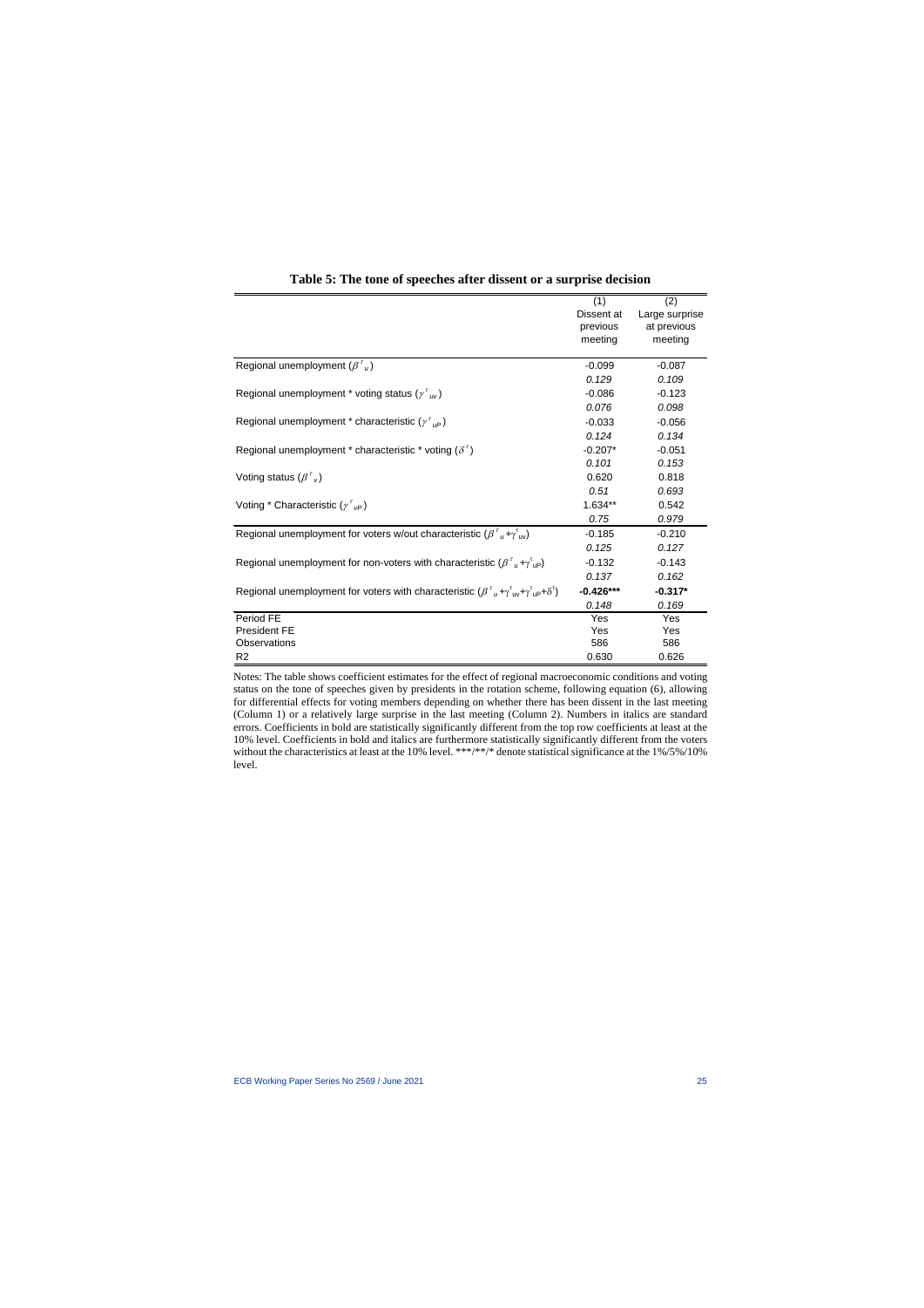**Table 5: The tone of speeches after dissent or a surprise decision**

| | (1) Dissent at previous meeting | (2) Large surprise at previous meeting |
|---|---|---|
| Regional unemployment ($\beta^{\tau}_{u}$) | -0.099 | -0.087 |
| | *0.129* | *0.109* |
| Regional unemployment * voting status ($\gamma^{\tau}_{uv}$) | -0.086 | -0.123 |
| | *0.076* | *0.098* |
| Regional unemployment * characteristic ($\gamma^{\tau}_{uP}$) | -0.033 | -0.056 |
| | *0.124* | *0.134* |
| Regional unemployment * characteristic * voting ($\delta^{\tau}$) | -0.207* | -0.051 |
| | *0.101* | *0.153* |
| Voting status ($\beta^{\tau}_{v}$) | 0.620 | 0.818 |
| | *0.51* | *0.693* |
| Voting * Characteristic ($\gamma^{\tau}_{vP}$) | 1.634** | 0.542 |
| | *0.75* | *0.979* |
| Regional unemployment for voters w/out characteristic ($\beta^{\tau}_{u}+\gamma^{\tau}_{uv}$) | -0.185 | -0.210 |
| | *0.125* | *0.127* |
| Regional unemployment for non-voters with characteristic ($\beta^{\tau}_{u}+\gamma^{\tau}_{uP}$) | -0.132 | -0.143 |
| | *0.137* | *0.162* |
| Regional unemployment for voters with characteristic ($\beta^{\tau}_{u}+\gamma^{\tau}_{uv}+\gamma^{\tau}_{uP}+\delta^{\tau}$) | **-0.426*** ** | **-0.317*** |
| | *0.148* | *0.169* |
| Period FE | Yes | Yes |
| President FE | Yes | Yes |
| Observations | 586 | 586 |
| R2 | 0.630 | 0.626 |

Notes: The table shows coefficient estimates for the effect of regional macroeconomic conditions and voting status on the tone of speeches given by presidents in the rotation scheme, following equation (6), allowing for differential effects for voting members depending on whether there has been dissent in the last meeting (Column 1) or a relatively large surprise in the last meeting (Column 2). Numbers in italics are standard errors. Coefficients in bold are statistically significantly different from the top row coefficients at least at the 10% level. Coefficients in bold and italics are furthermore statistically significantly different from the voters without the characteristics at least at the 10% level. ***/**/* denote statistical significance at the 1%/5%/10% level.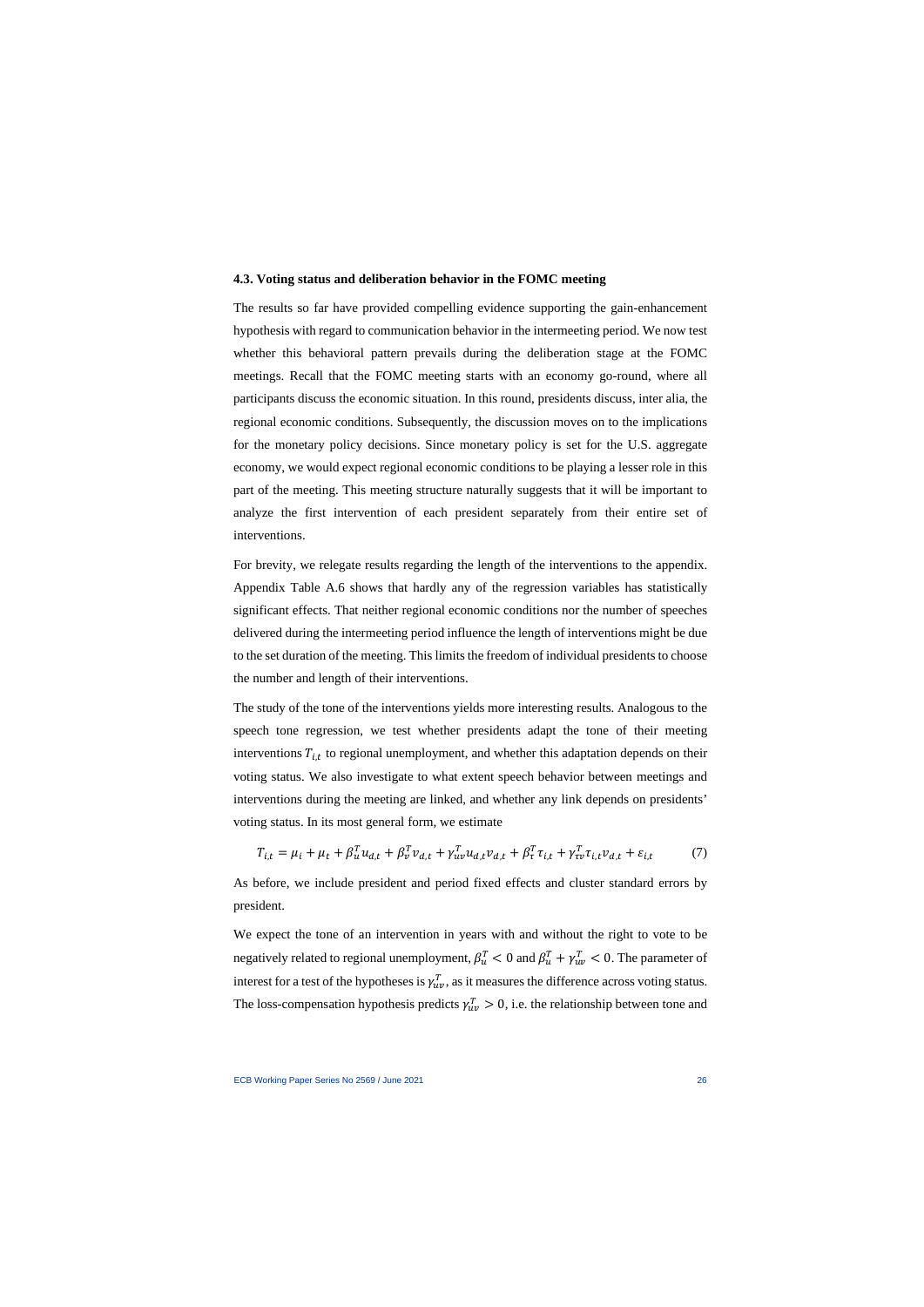### 4.3. Voting status and deliberation behavior in the FOMC meeting

The results so far have provided compelling evidence supporting the gain-enhancement hypothesis with regard to communication behavior in the intermeeting period. We now test whether this behavioral pattern prevails during the deliberation stage at the FOMC meetings. Recall that the FOMC meeting starts with an economy go-round, where all participants discuss the economic situation. In this round, presidents discuss, inter alia, the regional economic conditions. Subsequently, the discussion moves on to the implications for the monetary policy decisions. Since monetary policy is set for the U.S. aggregate economy, we would expect regional economic conditions to be playing a lesser role in this part of the meeting. This meeting structure naturally suggests that it will be important to analyze the first intervention of each president separately from their entire set of interventions.

For brevity, we relegate results regarding the length of the interventions to the appendix. Appendix Table A.6 shows that hardly any of the regression variables has statistically significant effects. That neither regional economic conditions nor the number of speeches delivered during the intermeeting period influence the length of interventions might be due to the set duration of the meeting. This limits the freedom of individual presidents to choose the number and length of their interventions.

The study of the tone of the interventions yields more interesting results. Analogous to the speech tone regression, we test whether presidents adapt the tone of their meeting interventions $T_{i,t}$ to regional unemployment, and whether this adaptation depends on their voting status. We also investigate to what extent speech behavior between meetings and interventions during the meeting are linked, and whether any link depends on presidents' voting status. In its most general form, we estimate

$$T_{i,t} = \mu_i + \mu_t + \beta_u^T u_{d,t} + \beta_v^T v_{d,t} + \gamma_{uv}^T u_{d,t} v_{d,t} + \beta_\tau^T \tau_{i,t} + \gamma_{\tau v}^T \tau_{i,t} v_{d,t} + \varepsilon_{i,t} \qquad (7)$$

As before, we include president and period fixed effects and cluster standard errors by president.

We expect the tone of an intervention in years with and without the right to vote to be negatively related to regional unemployment, $\beta_u^T < 0$ and $\beta_u^T + \gamma_{uv}^T < 0$. The parameter of interest for a test of the hypotheses is $\gamma_{uv}^T$, as it measures the difference across voting status. The loss-compensation hypothesis predicts $\gamma_{uv}^T > 0$, i.e. the relationship between tone and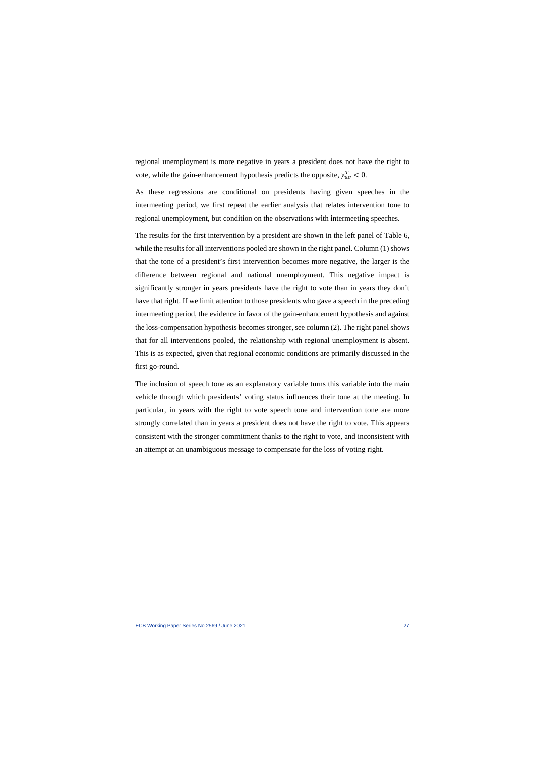regional unemployment is more negative in years a president does not have the right to vote, while the gain-enhancement hypothesis predicts the opposite, $\gamma_{uv}^{T} < 0$.

As these regressions are conditional on presidents having given speeches in the intermeeting period, we first repeat the earlier analysis that relates intervention tone to regional unemployment, but condition on the observations with intermeeting speeches.

The results for the first intervention by a president are shown in the left panel of Table 6, while the results for all interventions pooled are shown in the right panel. Column (1) shows that the tone of a president's first intervention becomes more negative, the larger is the difference between regional and national unemployment. This negative impact is significantly stronger in years presidents have the right to vote than in years they don't have that right. If we limit attention to those presidents who gave a speech in the preceding intermeeting period, the evidence in favor of the gain-enhancement hypothesis and against the loss-compensation hypothesis becomes stronger, see column (2). The right panel shows that for all interventions pooled, the relationship with regional unemployment is absent. This is as expected, given that regional economic conditions are primarily discussed in the first go-round.

The inclusion of speech tone as an explanatory variable turns this variable into the main vehicle through which presidents' voting status influences their tone at the meeting. In particular, in years with the right to vote speech tone and intervention tone are more strongly correlated than in years a president does not have the right to vote. This appears consistent with the stronger commitment thanks to the right to vote, and inconsistent with an attempt at an unambiguous message to compensate for the loss of voting right.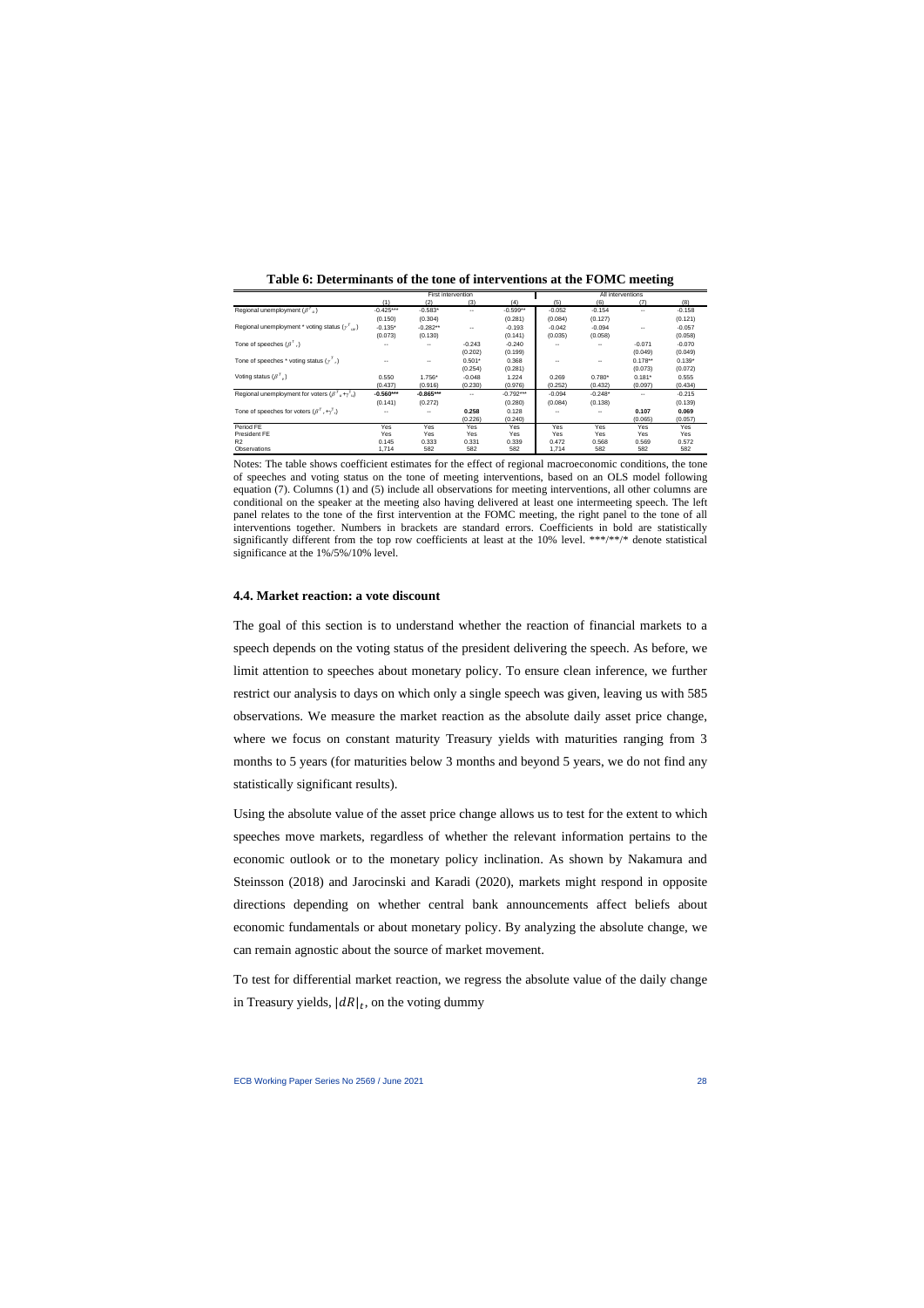**Table 6: Determinants of the tone of interventions at the FOMC meeting**

| | First intervention | | | | All interventions | | | |
|---|---|---|---|---|---|---|---|---|
| | (1) | (2) | (3) | (4) | (5) | (6) | (7) | (8) |
| Regional unemployment ($\beta^T{}_u$) | -0.425*** | -0.583* | -- | -0.599** | -0.052 | -0.154 | -- | -0.158 |
| | (0.150) | (0.304) | | (0.281) | (0.084) | (0.127) | | (0.121) |
| Regional unemployment * voting status ($\gamma^T{}_{uv}$) | -0.135* | -0.282** | -- | -0.193 | -0.042 | -0.094 | -- | -0.057 |
| | (0.073) | (0.130) | | (0.141) | (0.035) | (0.058) | | (0.058) |
| Tone of speeches ($\beta^T{}_s$) | -- | -- | -0.243 | -0.240 | -- | -- | -0.071 | -0.070 |
| | | | (0.202) | (0.199) | | | (0.049) | (0.049) |
| Tone of speeches * voting status ($\gamma^T{}_s$) | -- | -- | 0.501* | 0.368 | -- | -- | 0.178** | 0.139* |
| | | | (0.254) | (0.281) | | | (0.073) | (0.072) |
| Voting status ($\beta^T{}_v$) | 0.550 | 1.756* | -0.048 | 1.224 | 0.269 | 0.780* | 0.181* | 0.555 |
| | (0.437) | (0.916) | (0.230) | (0.976) | (0.252) | (0.432) | (0.097) | (0.434) |
| Regional unemployment for voters ($\beta^T{}_u+\gamma^T{}_u$) | **-0.560*** ** | **-0.865*** ** | -- | -0.792*** | -0.094 | -0.248* | -- | -0.215 |
| | (0.141) | (0.272) | | (0.280) | (0.084) | (0.138) | | (0.139) |
| Tone of speeches for voters ($\beta^T{}_s+\gamma^T{}_s$) | -- | -- | **0.258** | 0.128 | -- | -- | **0.107** | **0.069** |
| | | | (0.226) | (0.240) | | | (0.065) | (0.057) |
| Period FE | Yes | Yes | Yes | Yes | Yes | Yes | Yes | Yes |
| President FE | Yes | Yes | Yes | Yes | Yes | Yes | Yes | Yes |
| R2 | 0.145 | 0.333 | 0.331 | 0.339 | 0.472 | 0.568 | 0.569 | 0.572 |
| Observations | 1,714 | 582 | 582 | 582 | 1,714 | 582 | 582 | 582 |

Notes: The table shows coefficient estimates for the effect of regional macroeconomic conditions, the tone of speeches and voting status on the tone of meeting interventions, based on an OLS model following equation (7). Columns (1) and (5) include all observations for meeting interventions, all other columns are conditional on the speaker at the meeting also having delivered at least one intermeeting speech. The left panel relates to the tone of the first intervention at the FOMC meeting, the right panel to the tone of all interventions together. Numbers in brackets are standard errors. Coefficients in bold are statistically significantly different from the top row coefficients at least at the 10% level. ***/**/* denote statistical significance at the 1%/5%/10% level.

### 4.4. Market reaction: a vote discount

The goal of this section is to understand whether the reaction of financial markets to a speech depends on the voting status of the president delivering the speech. As before, we limit attention to speeches about monetary policy. To ensure clean inference, we further restrict our analysis to days on which only a single speech was given, leaving us with 585 observations. We measure the market reaction as the absolute daily asset price change, where we focus on constant maturity Treasury yields with maturities ranging from 3 months to 5 years (for maturities below 3 months and beyond 5 years, we do not find any statistically significant results).

Using the absolute value of the asset price change allows us to test for the extent to which speeches move markets, regardless of whether the relevant information pertains to the economic outlook or to the monetary policy inclination. As shown by Nakamura and Steinsson (2018) and Jarocinski and Karadi (2020), markets might respond in opposite directions depending on whether central bank announcements affect beliefs about economic fundamentals or about monetary policy. By analyzing the absolute change, we can remain agnostic about the source of market movement.

To test for differential market reaction, we regress the absolute value of the daily change in Treasury yields, $|dR|_t$, on the voting dummy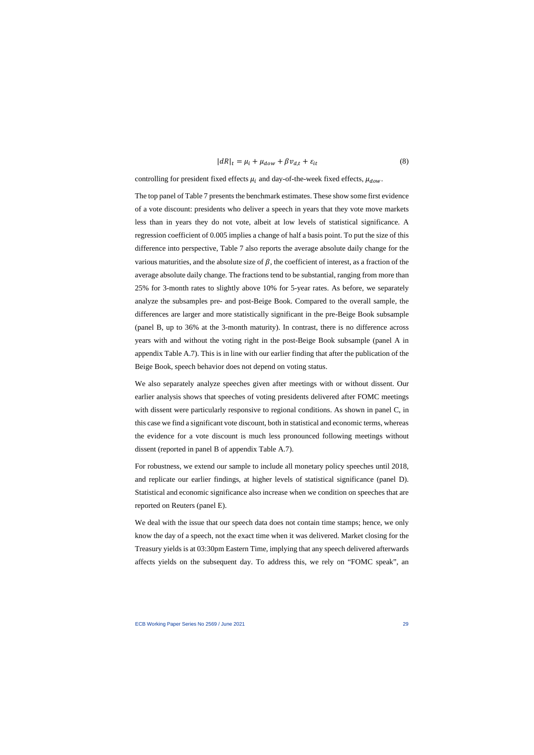$$|dR|_t = \mu_i + \mu_{dow} + \beta v_{d,t} + \varepsilon_{it} \tag{8}$$

controlling for president fixed effects $\mu_i$ and day-of-the-week fixed effects, $\mu_{dow}$.

The top panel of Table 7 presents the benchmark estimates. These show some first evidence of a vote discount: presidents who deliver a speech in years that they vote move markets less than in years they do not vote, albeit at low levels of statistical significance. A regression coefficient of 0.005 implies a change of half a basis point. To put the size of this difference into perspective, Table 7 also reports the average absolute daily change for the various maturities, and the absolute size of $\beta$, the coefficient of interest, as a fraction of the average absolute daily change. The fractions tend to be substantial, ranging from more than 25% for 3-month rates to slightly above 10% for 5-year rates. As before, we separately analyze the subsamples pre- and post-Beige Book. Compared to the overall sample, the differences are larger and more statistically significant in the pre-Beige Book subsample (panel B, up to 36% at the 3-month maturity). In contrast, there is no difference across years with and without the voting right in the post-Beige Book subsample (panel A in appendix Table A.7). This is in line with our earlier finding that after the publication of the Beige Book, speech behavior does not depend on voting status.

We also separately analyze speeches given after meetings with or without dissent. Our earlier analysis shows that speeches of voting presidents delivered after FOMC meetings with dissent were particularly responsive to regional conditions. As shown in panel C, in this case we find a significant vote discount, both in statistical and economic terms, whereas the evidence for a vote discount is much less pronounced following meetings without dissent (reported in panel B of appendix Table A.7).

For robustness, we extend our sample to include all monetary policy speeches until 2018, and replicate our earlier findings, at higher levels of statistical significance (panel D). Statistical and economic significance also increase when we condition on speeches that are reported on Reuters (panel E).

We deal with the issue that our speech data does not contain time stamps; hence, we only know the day of a speech, not the exact time when it was delivered. Market closing for the Treasury yields is at 03:30pm Eastern Time, implying that any speech delivered afterwards affects yields on the subsequent day. To address this, we rely on "FOMC speak", an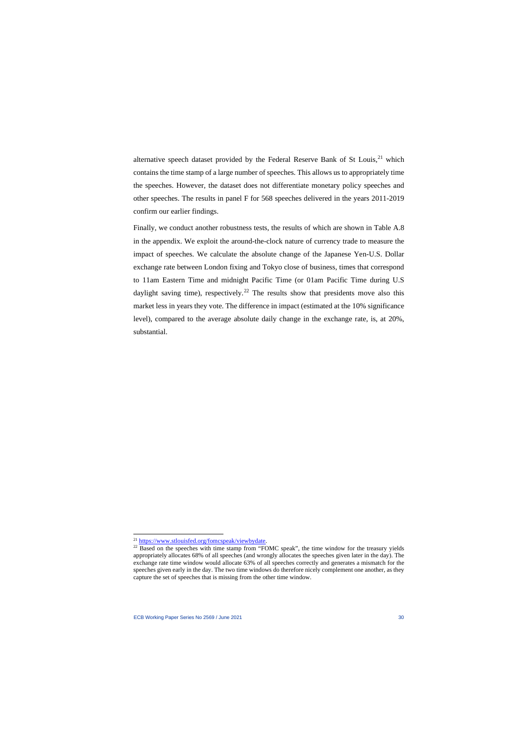alternative speech dataset provided by the Federal Reserve Bank of St Louis,[21] which contains the time stamp of a large number of speeches. This allows us to appropriately time the speeches. However, the dataset does not differentiate monetary policy speeches and other speeches. The results in panel F for 568 speeches delivered in the years 2011-2019 confirm our earlier findings.

Finally, we conduct another robustness tests, the results of which are shown in Table A.8 in the appendix. We exploit the around-the-clock nature of currency trade to measure the impact of speeches. We calculate the absolute change of the Japanese Yen-U.S. Dollar exchange rate between London fixing and Tokyo close of business, times that correspond to 11am Eastern Time and midnight Pacific Time (or 01am Pacific Time during U.S daylight saving time), respectively.[22] The results show that presidents move also this market less in years they vote. The difference in impact (estimated at the 10% significance level), compared to the average absolute daily change in the exchange rate, is, at 20%, substantial.

---

[21] https://www.stlouisfed.org/fomcspeak/viewbydate.

[22] Based on the speeches with time stamp from "FOMC speak", the time window for the treasury yields appropriately allocates 68% of all speeches (and wrongly allocates the speeches given later in the day). The exchange rate time window would allocate 63% of all speeches correctly and generates a mismatch for the speeches given early in the day. The two time windows do therefore nicely complement one another, as they capture the set of speeches that is missing from the other time window.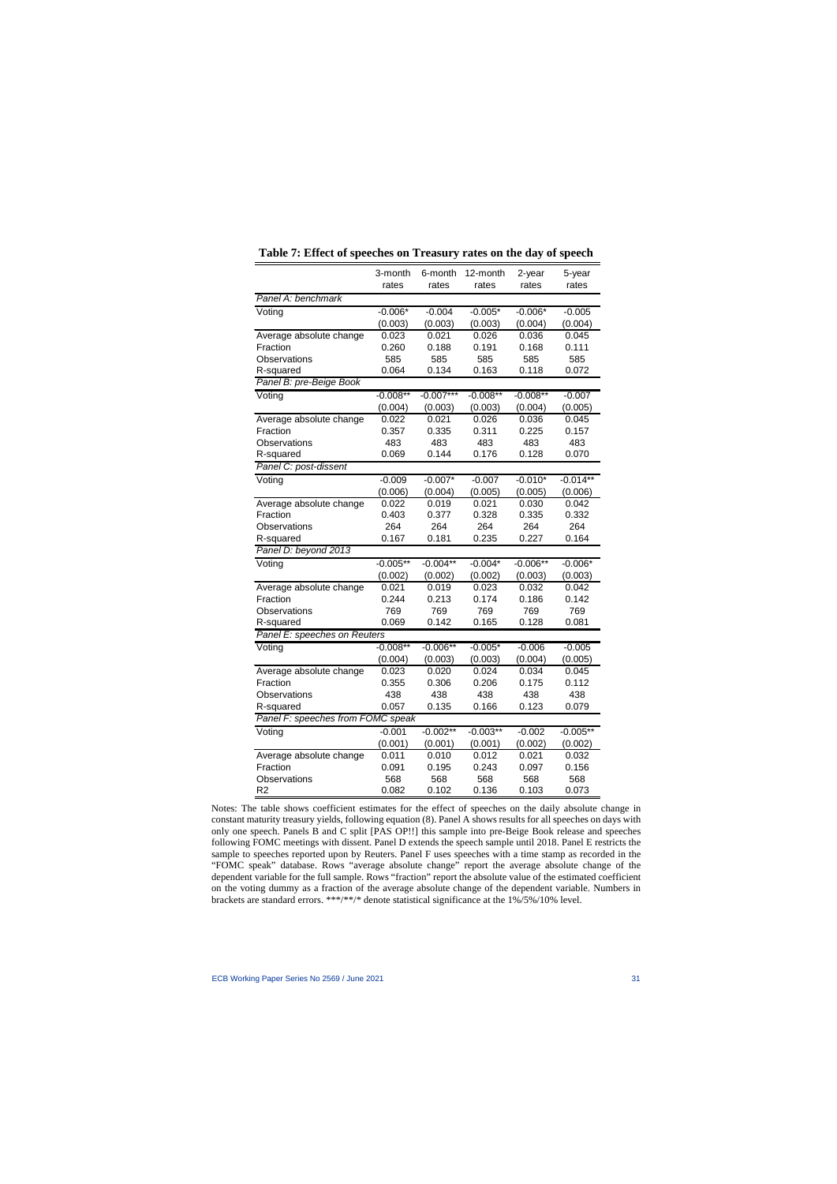**Table 7: Effect of speeches on Treasury rates on the day of speech**

| | 3-month rates | 6-month rates | 12-month rates | 2-year rates | 5-year rates |
|---|---|---|---|---|---|
| *Panel A: benchmark* | | | | | |
| Voting | -0.006* | -0.004 | -0.005* | -0.006* | -0.005 |
| | (0.003) | (0.003) | (0.003) | (0.004) | (0.004) |
| Average absolute change | 0.023 | 0.021 | 0.026 | 0.036 | 0.045 |
| Fraction | 0.260 | 0.188 | 0.191 | 0.168 | 0.111 |
| Observations | 585 | 585 | 585 | 585 | 585 |
| R-squared | 0.064 | 0.134 | 0.163 | 0.118 | 0.072 |
| *Panel B: pre-Beige Book* | | | | | |
| Voting | -0.008** | -0.007*** | -0.008** | -0.008** | -0.007 |
| | (0.004) | (0.003) | (0.003) | (0.004) | (0.005) |
| Average absolute change | 0.022 | 0.021 | 0.026 | 0.036 | 0.045 |
| Fraction | 0.357 | 0.335 | 0.311 | 0.225 | 0.157 |
| Observations | 483 | 483 | 483 | 483 | 483 |
| R-squared | 0.069 | 0.144 | 0.176 | 0.128 | 0.070 |
| *Panel C: post-dissent* | | | | | |
| Voting | -0.009 | -0.007* | -0.007 | -0.010* | -0.014** |
| | (0.006) | (0.004) | (0.005) | (0.005) | (0.006) |
| Average absolute change | 0.022 | 0.019 | 0.021 | 0.030 | 0.042 |
| Fraction | 0.403 | 0.377 | 0.328 | 0.335 | 0.332 |
| Observations | 264 | 264 | 264 | 264 | 264 |
| R-squared | 0.167 | 0.181 | 0.235 | 0.227 | 0.164 |
| *Panel D: beyond 2013* | | | | | |
| Voting | -0.005** | -0.004** | -0.004* | -0.006** | -0.006* |
| | (0.002) | (0.002) | (0.002) | (0.003) | (0.003) |
| Average absolute change | 0.021 | 0.019 | 0.023 | 0.032 | 0.042 |
| Fraction | 0.244 | 0.213 | 0.174 | 0.186 | 0.142 |
| Observations | 769 | 769 | 769 | 769 | 769 |
| R-squared | 0.069 | 0.142 | 0.165 | 0.128 | 0.081 |
| *Panel E: speeches on Reuters* | | | | | |
| Voting | -0.008** | -0.006** | -0.005* | -0.006 | -0.005 |
| | (0.004) | (0.003) | (0.003) | (0.004) | (0.005) |
| Average absolute change | 0.023 | 0.020 | 0.024 | 0.034 | 0.045 |
| Fraction | 0.355 | 0.306 | 0.206 | 0.175 | 0.112 |
| Observations | 438 | 438 | 438 | 438 | 438 |
| R-squared | 0.057 | 0.135 | 0.166 | 0.123 | 0.079 |
| *Panel F: speeches from FOMC speak* | | | | | |
| Voting | -0.001 | -0.002** | -0.003** | -0.002 | -0.005** |
| | (0.001) | (0.001) | (0.001) | (0.002) | (0.002) |
| Average absolute change | 0.011 | 0.010 | 0.012 | 0.021 | 0.032 |
| Fraction | 0.091 | 0.195 | 0.243 | 0.097 | 0.156 |
| Observations | 568 | 568 | 568 | 568 | 568 |
| R2 | 0.082 | 0.102 | 0.136 | 0.103 | 0.073 |

Notes: The table shows coefficient estimates for the effect of speeches on the daily absolute change in constant maturity treasury yields, following equation (8). Panel A shows results for all speeches on days with only one speech. Panels B and C split [PAS OP!!] this sample into pre-Beige Book release and speeches following FOMC meetings with dissent. Panel D extends the speech sample until 2018. Panel E restricts the sample to speeches reported upon by Reuters. Panel F uses speeches with a time stamp as recorded in the "FOMC speak" database. Rows "average absolute change" report the average absolute change of the dependent variable for the full sample. Rows "fraction" report the absolute value of the estimated coefficient on the voting dummy as a fraction of the average absolute change of the dependent variable. Numbers in brackets are standard errors. ***/**/* denote statistical significance at the 1%/5%/10% level.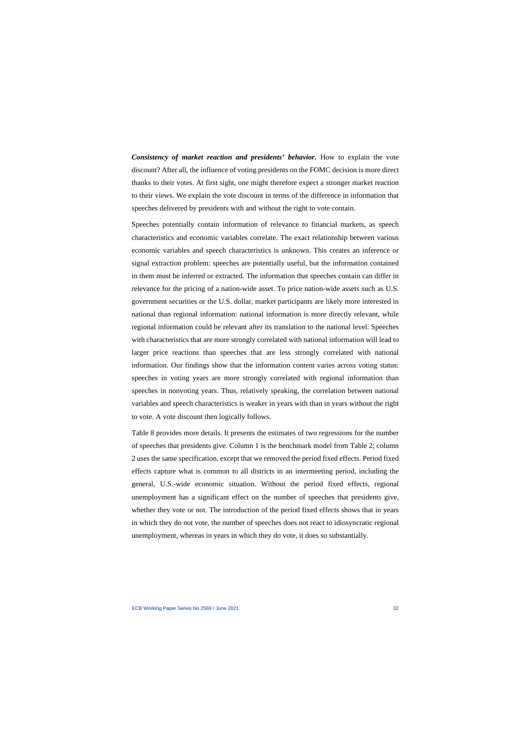***Consistency of market reaction and presidents' behavior.*** How to explain the vote discount? After all, the influence of voting presidents on the FOMC decision is more direct thanks to their votes. At first sight, one might therefore expect a stronger market reaction to their views. We explain the vote discount in terms of the difference in information that speeches delivered by presidents with and without the right to vote contain.

Speeches potentially contain information of relevance to financial markets, as speech characteristics and economic variables correlate. The exact relationship between various economic variables and speech characteristics is unknown. This creates an inference or signal extraction problem: speeches are potentially useful, but the information contained in them must be inferred or extracted. The information that speeches contain can differ in relevance for the pricing of a nation-wide asset. To price nation-wide assets such as U.S. government securities or the U.S. dollar, market participants are likely more interested in national than regional information: national information is more directly relevant, while regional information could be relevant after its translation to the national level. Speeches with characteristics that are more strongly correlated with national information will lead to larger price reactions than speeches that are less strongly correlated with national information. Our findings show that the information content varies across voting status: speeches in voting years are more strongly correlated with regional information than speeches in nonvoting years. Thus, relatively speaking, the correlation between national variables and speech characteristics is weaker in years with than in years without the right to vote. A vote discount then logically follows.

Table 8 provides more details. It presents the estimates of two regressions for the number of speeches that presidents give. Column 1 is the benchmark model from Table 2; column 2 uses the same specification, except that we removed the period fixed effects. Period fixed effects capture what is common to all districts in an intermeeting period, including the general, U.S.-wide economic situation. Without the period fixed effects, regional unemployment has a significant effect on the number of speeches that presidents give, whether they vote or not. The introduction of the period fixed effects shows that in years in which they do not vote, the number of speeches does not react to idiosyncratic regional unemployment, whereas in years in which they do vote, it does so substantially.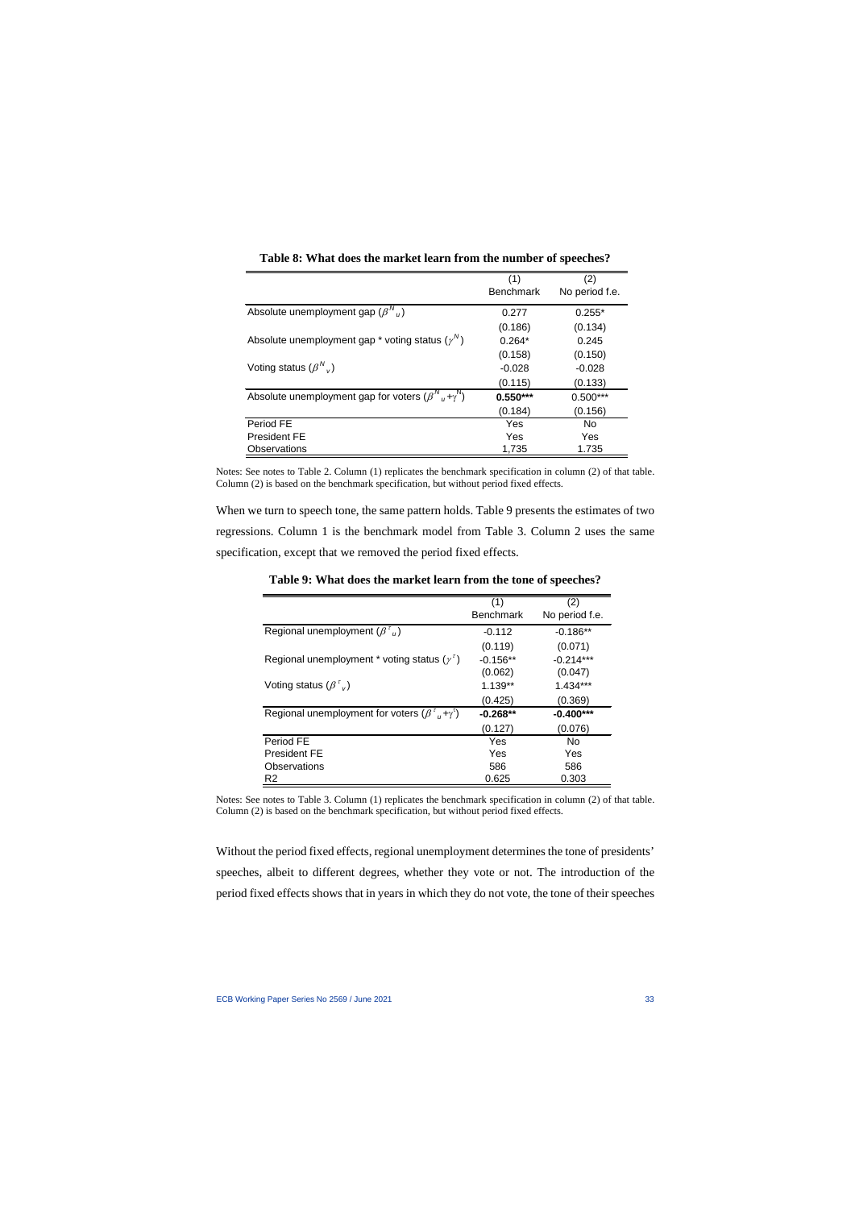**Table 8: What does the market learn from the number of speeches?**

| | (1) Benchmark | (2) No period f.e. |
|---|---|---|
| Absolute unemployment gap ($\beta^N{}_u$) | 0.277 | 0.255* |
| | (0.186) | (0.134) |
| Absolute unemployment gap * voting status ($\gamma^N$) | 0.264* | 0.245 |
| | (0.158) | (0.150) |
| Voting status ($\beta^N{}_v$) | -0.028 | -0.028 |
| | (0.115) | (0.133) |
| Absolute unemployment gap for voters ($\beta^N{}_u+\gamma^N$) | **0.550\*\*\*** | 0.500*** |
| | (0.184) | (0.156) |
| Period FE | Yes | No |
| President FE | Yes | Yes |
| Observations | 1,735 | 1.735 |

Notes: See notes to Table 2. Column (1) replicates the benchmark specification in column (2) of that table. Column (2) is based on the benchmark specification, but without period fixed effects.

When we turn to speech tone, the same pattern holds. Table 9 presents the estimates of two regressions. Column 1 is the benchmark model from Table 3. Column 2 uses the same specification, except that we removed the period fixed effects.

**Table 9: What does the market learn from the tone of speeches?**

| | (1) Benchmark | (2) No period f.e. |
|---|---|---|
| Regional unemployment ($\beta^\tau{}_u$) | -0.112 | -0.186** |
| | (0.119) | (0.071) |
| Regional unemployment * voting status ($\gamma^\tau$) | -0.156** | -0.214*** |
| | (0.062) | (0.047) |
| Voting status ($\beta^\tau{}_v$) | 1.139** | 1.434*** |
| | (0.425) | (0.369) |
| Regional unemployment for voters ($\beta^\tau{}_u+\gamma^\tau$) | **-0.268\*\*** | **-0.400\*\*\*** |
| | (0.127) | (0.076) |
| Period FE | Yes | No |
| President FE | Yes | Yes |
| Observations | 586 | 586 |
| R2 | 0.625 | 0.303 |

Notes: See notes to Table 3. Column (1) replicates the benchmark specification in column (2) of that table. Column (2) is based on the benchmark specification, but without period fixed effects.

Without the period fixed effects, regional unemployment determines the tone of presidents' speeches, albeit to different degrees, whether they vote or not. The introduction of the period fixed effects shows that in years in which they do not vote, the tone of their speeches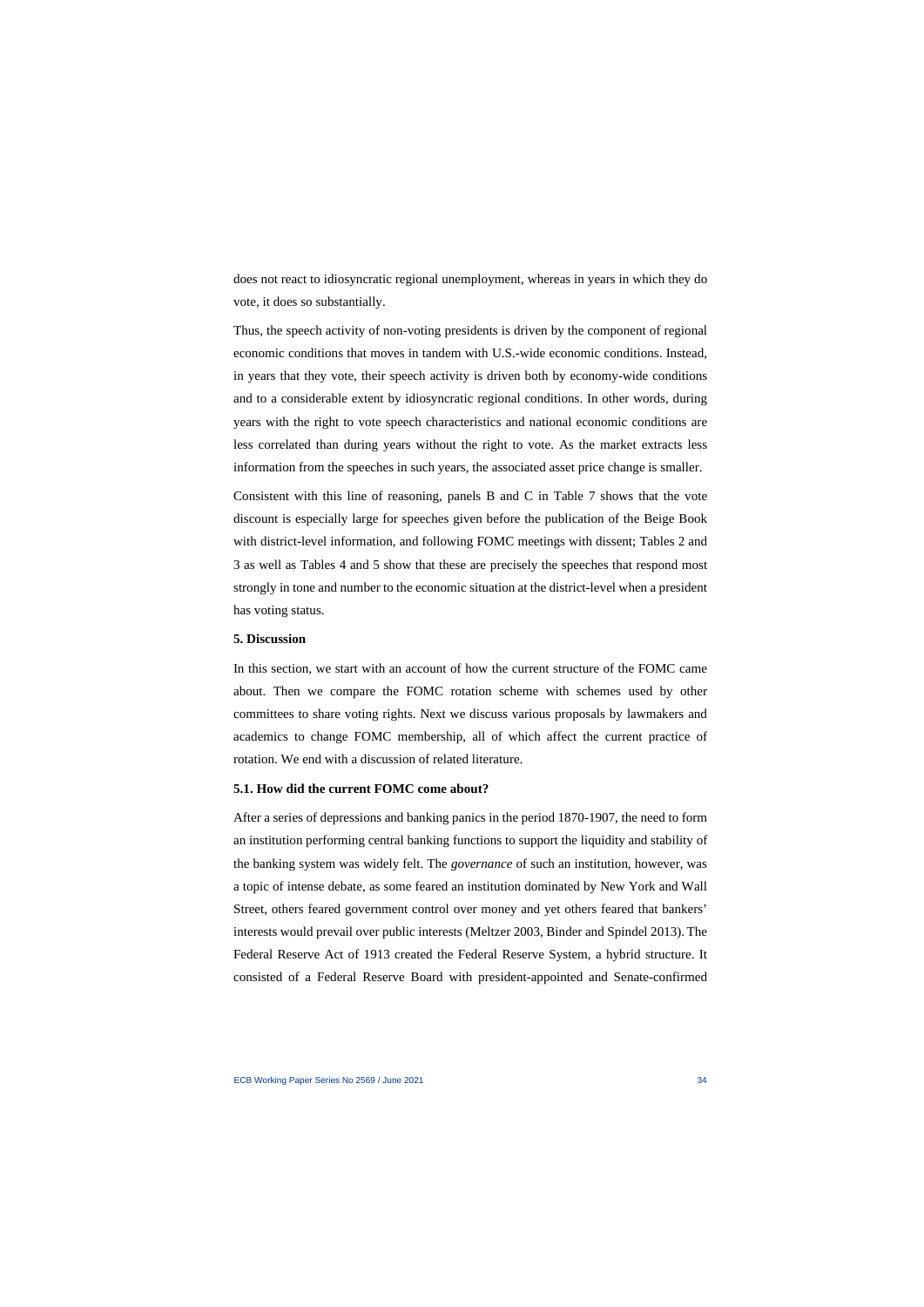does not react to idiosyncratic regional unemployment, whereas in years in which they do vote, it does so substantially.

Thus, the speech activity of non-voting presidents is driven by the component of regional economic conditions that moves in tandem with U.S.-wide economic conditions. Instead, in years that they vote, their speech activity is driven both by economy-wide conditions and to a considerable extent by idiosyncratic regional conditions. In other words, during years with the right to vote speech characteristics and national economic conditions are less correlated than during years without the right to vote. As the market extracts less information from the speeches in such years, the associated asset price change is smaller.

Consistent with this line of reasoning, panels B and C in Table 7 shows that the vote discount is especially large for speeches given before the publication of the Beige Book with district-level information, and following FOMC meetings with dissent; Tables 2 and 3 as well as Tables 4 and 5 show that these are precisely the speeches that respond most strongly in tone and number to the economic situation at the district-level when a president has voting status.

## 5. Discussion

In this section, we start with an account of how the current structure of the FOMC came about. Then we compare the FOMC rotation scheme with schemes used by other committees to share voting rights. Next we discuss various proposals by lawmakers and academics to change FOMC membership, all of which affect the current practice of rotation. We end with a discussion of related literature.

### 5.1. How did the current FOMC come about?

After a series of depressions and banking panics in the period 1870-1907, the need to form an institution performing central banking functions to support the liquidity and stability of the banking system was widely felt. The *governance* of such an institution, however, was a topic of intense debate, as some feared an institution dominated by New York and Wall Street, others feared government control over money and yet others feared that bankers' interests would prevail over public interests (Meltzer 2003, Binder and Spindel 2013). The Federal Reserve Act of 1913 created the Federal Reserve System, a hybrid structure. It consisted of a Federal Reserve Board with president-appointed and Senate-confirmed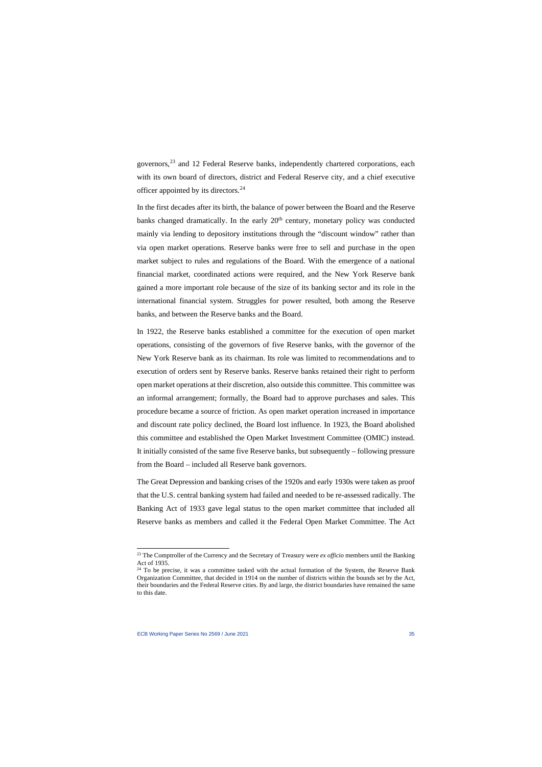governors,[23] and 12 Federal Reserve banks, independently chartered corporations, each with its own board of directors, district and Federal Reserve city, and a chief executive officer appointed by its directors.[24]

In the first decades after its birth, the balance of power between the Board and the Reserve banks changed dramatically. In the early 20th century, monetary policy was conducted mainly via lending to depository institutions through the "discount window" rather than via open market operations. Reserve banks were free to sell and purchase in the open market subject to rules and regulations of the Board. With the emergence of a national financial market, coordinated actions were required, and the New York Reserve bank gained a more important role because of the size of its banking sector and its role in the international financial system. Struggles for power resulted, both among the Reserve banks, and between the Reserve banks and the Board.

In 1922, the Reserve banks established a committee for the execution of open market operations, consisting of the governors of five Reserve banks, with the governor of the New York Reserve bank as its chairman. Its role was limited to recommendations and to execution of orders sent by Reserve banks. Reserve banks retained their right to perform open market operations at their discretion, also outside this committee. This committee was an informal arrangement; formally, the Board had to approve purchases and sales. This procedure became a source of friction. As open market operation increased in importance and discount rate policy declined, the Board lost influence. In 1923, the Board abolished this committee and established the Open Market Investment Committee (OMIC) instead. It initially consisted of the same five Reserve banks, but subsequently – following pressure from the Board – included all Reserve bank governors.

The Great Depression and banking crises of the 1920s and early 1930s were taken as proof that the U.S. central banking system had failed and needed to be re-assessed radically. The Banking Act of 1933 gave legal status to the open market committee that included all Reserve banks as members and called it the Federal Open Market Committee. The Act

---

[23] The Comptroller of the Currency and the Secretary of Treasury were *ex officio* members until the Banking Act of 1935.

[24] To be precise, it was a committee tasked with the actual formation of the System, the Reserve Bank Organization Committee, that decided in 1914 on the number of districts within the bounds set by the Act, their boundaries and the Federal Reserve cities. By and large, the district boundaries have remained the same to this date.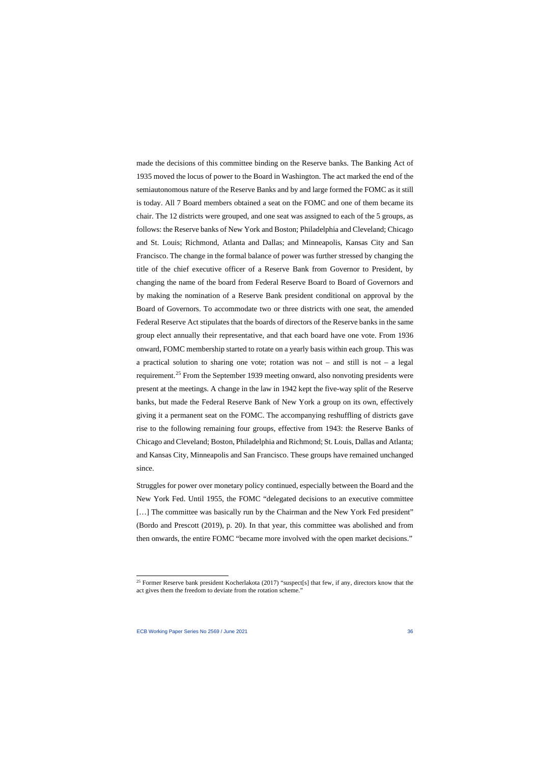made the decisions of this committee binding on the Reserve banks. The Banking Act of 1935 moved the locus of power to the Board in Washington. The act marked the end of the semiautonomous nature of the Reserve Banks and by and large formed the FOMC as it still is today. All 7 Board members obtained a seat on the FOMC and one of them became its chair. The 12 districts were grouped, and one seat was assigned to each of the 5 groups, as follows: the Reserve banks of New York and Boston; Philadelphia and Cleveland; Chicago and St. Louis; Richmond, Atlanta and Dallas; and Minneapolis, Kansas City and San Francisco. The change in the formal balance of power was further stressed by changing the title of the chief executive officer of a Reserve Bank from Governor to President, by changing the name of the board from Federal Reserve Board to Board of Governors and by making the nomination of a Reserve Bank president conditional on approval by the Board of Governors. To accommodate two or three districts with one seat, the amended Federal Reserve Act stipulates that the boards of directors of the Reserve banks in the same group elect annually their representative, and that each board have one vote. From 1936 onward, FOMC membership started to rotate on a yearly basis within each group. This was a practical solution to sharing one vote; rotation was not – and still is not – a legal requirement.[25] From the September 1939 meeting onward, also nonvoting presidents were present at the meetings. A change in the law in 1942 kept the five-way split of the Reserve banks, but made the Federal Reserve Bank of New York a group on its own, effectively giving it a permanent seat on the FOMC. The accompanying reshuffling of districts gave rise to the following remaining four groups, effective from 1943: the Reserve Banks of Chicago and Cleveland; Boston, Philadelphia and Richmond; St. Louis, Dallas and Atlanta; and Kansas City, Minneapolis and San Francisco. These groups have remained unchanged since.

Struggles for power over monetary policy continued, especially between the Board and the New York Fed. Until 1955, the FOMC "delegated decisions to an executive committee [...] The committee was basically run by the Chairman and the New York Fed president" (Bordo and Prescott (2019), p. 20). In that year, this committee was abolished and from then onwards, the entire FOMC "became more involved with the open market decisions."

[25] Former Reserve bank president Kocherlakota (2017) "suspect[s] that few, if any, directors know that the act gives them the freedom to deviate from the rotation scheme."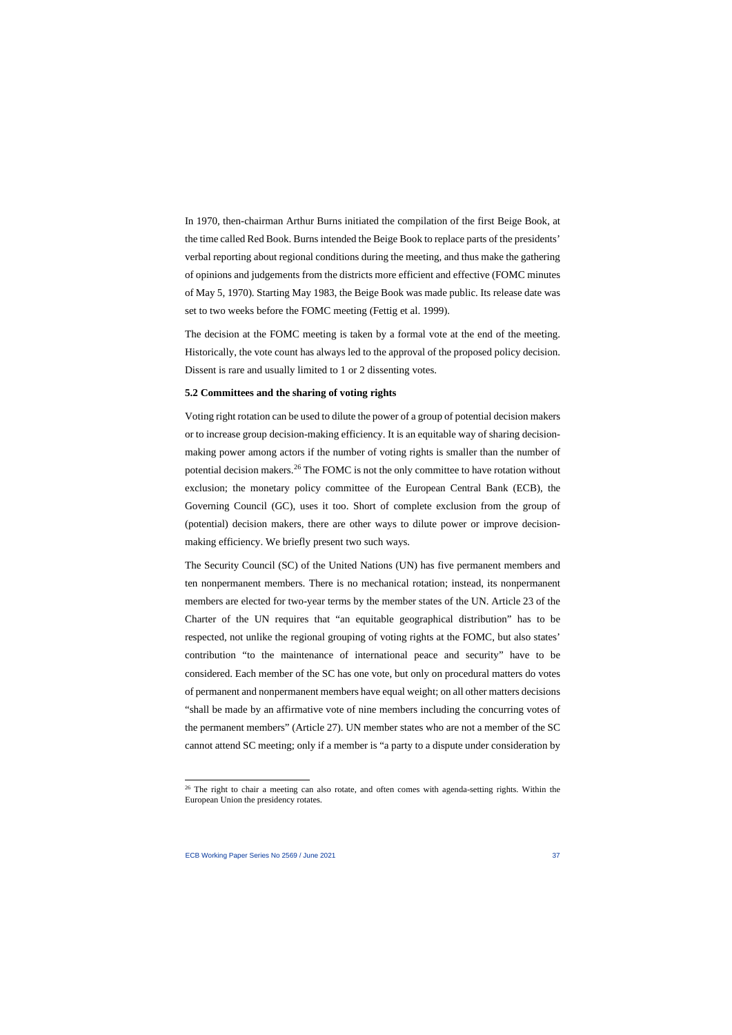In 1970, then-chairman Arthur Burns initiated the compilation of the first Beige Book, at the time called Red Book. Burns intended the Beige Book to replace parts of the presidents' verbal reporting about regional conditions during the meeting, and thus make the gathering of opinions and judgements from the districts more efficient and effective (FOMC minutes of May 5, 1970). Starting May 1983, the Beige Book was made public. Its release date was set to two weeks before the FOMC meeting (Fettig et al. 1999).

The decision at the FOMC meeting is taken by a formal vote at the end of the meeting. Historically, the vote count has always led to the approval of the proposed policy decision. Dissent is rare and usually limited to 1 or 2 dissenting votes.

### 5.2 Committees and the sharing of voting rights

Voting right rotation can be used to dilute the power of a group of potential decision makers or to increase group decision-making efficiency. It is an equitable way of sharing decision-making power among actors if the number of voting rights is smaller than the number of potential decision makers.[26] The FOMC is not the only committee to have rotation without exclusion; the monetary policy committee of the European Central Bank (ECB), the Governing Council (GC), uses it too. Short of complete exclusion from the group of (potential) decision makers, there are other ways to dilute power or improve decision-making efficiency. We briefly present two such ways.

The Security Council (SC) of the United Nations (UN) has five permanent members and ten nonpermanent members. There is no mechanical rotation; instead, its nonpermanent members are elected for two-year terms by the member states of the UN. Article 23 of the Charter of the UN requires that "an equitable geographical distribution" has to be respected, not unlike the regional grouping of voting rights at the FOMC, but also states' contribution "to the maintenance of international peace and security" have to be considered. Each member of the SC has one vote, but only on procedural matters do votes of permanent and nonpermanent members have equal weight; on all other matters decisions "shall be made by an affirmative vote of nine members including the concurring votes of the permanent members" (Article 27). UN member states who are not a member of the SC cannot attend SC meeting; only if a member is "a party to a dispute under consideration by

[26] The right to chair a meeting can also rotate, and often comes with agenda-setting rights. Within the European Union the presidency rotates.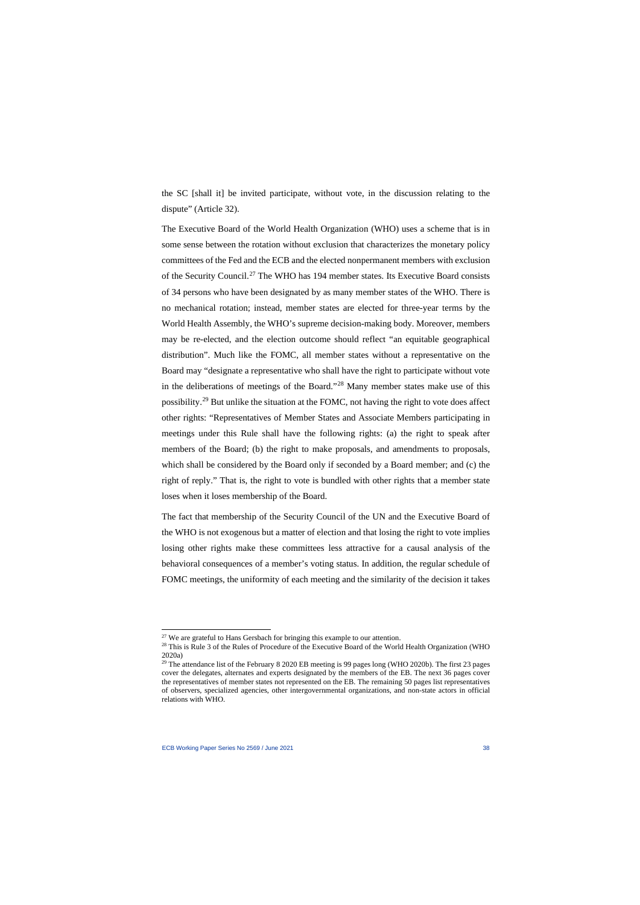the SC [shall it] be invited participate, without vote, in the discussion relating to the dispute" (Article 32).

The Executive Board of the World Health Organization (WHO) uses a scheme that is in some sense between the rotation without exclusion that characterizes the monetary policy committees of the Fed and the ECB and the elected nonpermanent members with exclusion of the Security Council.[27] The WHO has 194 member states. Its Executive Board consists of 34 persons who have been designated by as many member states of the WHO. There is no mechanical rotation; instead, member states are elected for three-year terms by the World Health Assembly, the WHO's supreme decision-making body. Moreover, members may be re-elected, and the election outcome should reflect "an equitable geographical distribution". Much like the FOMC, all member states without a representative on the Board may "designate a representative who shall have the right to participate without vote in the deliberations of meetings of the Board."[28] Many member states make use of this possibility.[29] But unlike the situation at the FOMC, not having the right to vote does affect other rights: "Representatives of Member States and Associate Members participating in meetings under this Rule shall have the following rights: (a) the right to speak after members of the Board; (b) the right to make proposals, and amendments to proposals, which shall be considered by the Board only if seconded by a Board member; and (c) the right of reply." That is, the right to vote is bundled with other rights that a member state loses when it loses membership of the Board.

The fact that membership of the Security Council of the UN and the Executive Board of the WHO is not exogenous but a matter of election and that losing the right to vote implies losing other rights make these committees less attractive for a causal analysis of the behavioral consequences of a member's voting status. In addition, the regular schedule of FOMC meetings, the uniformity of each meeting and the similarity of the decision it takes

---

[27] We are grateful to Hans Gersbach for bringing this example to our attention.

[28] This is Rule 3 of the Rules of Procedure of the Executive Board of the World Health Organization (WHO 2020a)

[29] The attendance list of the February 8 2020 EB meeting is 99 pages long (WHO 2020b). The first 23 pages cover the delegates, alternates and experts designated by the members of the EB. The next 36 pages cover the representatives of member states not represented on the EB. The remaining 50 pages list representatives of observers, specialized agencies, other intergovernmental organizations, and non-state actors in official relations with WHO.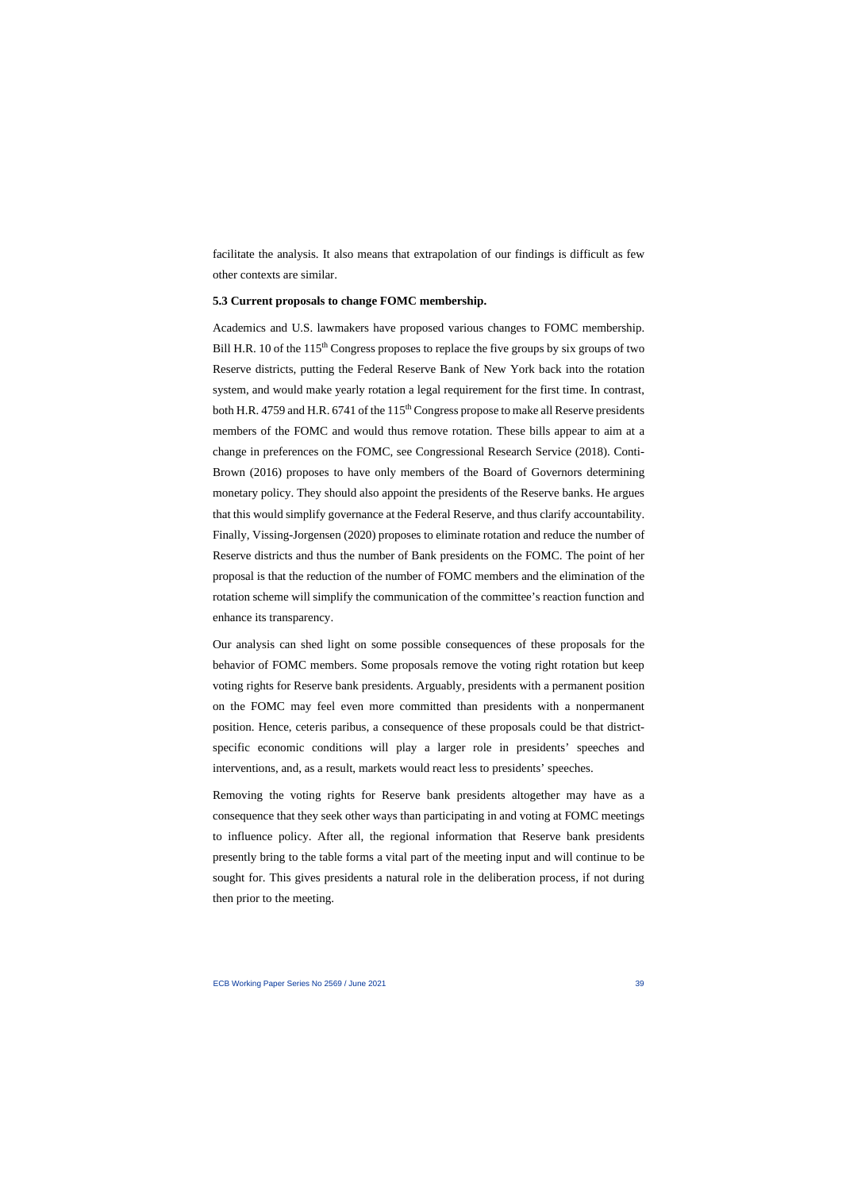facilitate the analysis. It also means that extrapolation of our findings is difficult as few other contexts are similar.

### 5.3 Current proposals to change FOMC membership.

Academics and U.S. lawmakers have proposed various changes to FOMC membership. Bill H.R. 10 of the 115$^{th}$ Congress proposes to replace the five groups by six groups of two Reserve districts, putting the Federal Reserve Bank of New York back into the rotation system, and would make yearly rotation a legal requirement for the first time. In contrast, both H.R. 4759 and H.R. 6741 of the 115$^{th}$ Congress propose to make all Reserve presidents members of the FOMC and would thus remove rotation. These bills appear to aim at a change in preferences on the FOMC, see Congressional Research Service (2018). Conti-Brown (2016) proposes to have only members of the Board of Governors determining monetary policy. They should also appoint the presidents of the Reserve banks. He argues that this would simplify governance at the Federal Reserve, and thus clarify accountability. Finally, Vissing-Jorgensen (2020) proposes to eliminate rotation and reduce the number of Reserve districts and thus the number of Bank presidents on the FOMC. The point of her proposal is that the reduction of the number of FOMC members and the elimination of the rotation scheme will simplify the communication of the committee's reaction function and enhance its transparency.

Our analysis can shed light on some possible consequences of these proposals for the behavior of FOMC members. Some proposals remove the voting right rotation but keep voting rights for Reserve bank presidents. Arguably, presidents with a permanent position on the FOMC may feel even more committed than presidents with a nonpermanent position. Hence, ceteris paribus, a consequence of these proposals could be that district-specific economic conditions will play a larger role in presidents' speeches and interventions, and, as a result, markets would react less to presidents' speeches.

Removing the voting rights for Reserve bank presidents altogether may have as a consequence that they seek other ways than participating in and voting at FOMC meetings to influence policy. After all, the regional information that Reserve bank presidents presently bring to the table forms a vital part of the meeting input and will continue to be sought for. This gives presidents a natural role in the deliberation process, if not during then prior to the meeting.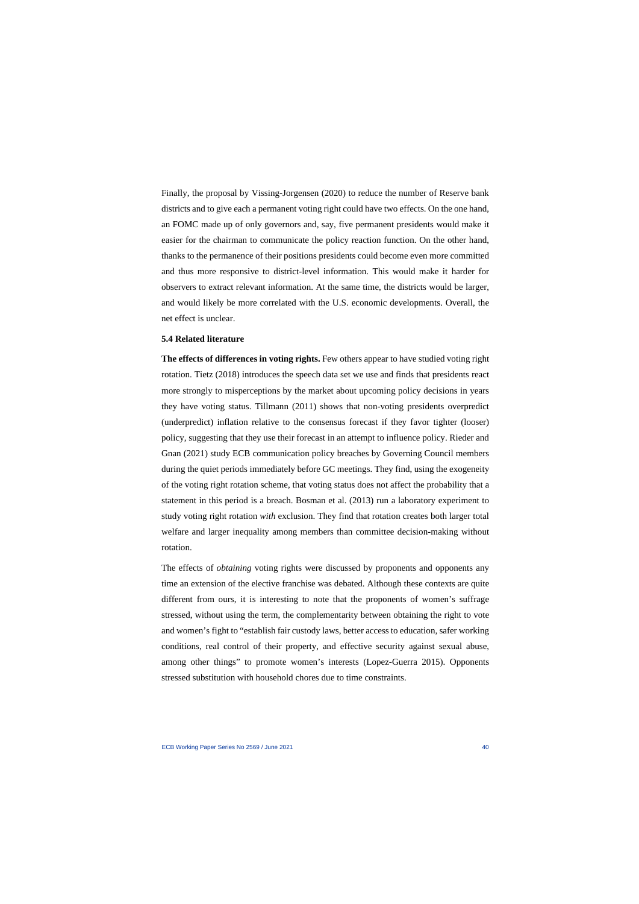Finally, the proposal by Vissing-Jorgensen (2020) to reduce the number of Reserve bank districts and to give each a permanent voting right could have two effects. On the one hand, an FOMC made up of only governors and, say, five permanent presidents would make it easier for the chairman to communicate the policy reaction function. On the other hand, thanks to the permanence of their positions presidents could become even more committed and thus more responsive to district-level information. This would make it harder for observers to extract relevant information. At the same time, the districts would be larger, and would likely be more correlated with the U.S. economic developments. Overall, the net effect is unclear.

### 5.4 Related literature

**The effects of differences in voting rights.** Few others appear to have studied voting right rotation. Tietz (2018) introduces the speech data set we use and finds that presidents react more strongly to misperceptions by the market about upcoming policy decisions in years they have voting status. Tillmann (2011) shows that non-voting presidents overpredict (underpredict) inflation relative to the consensus forecast if they favor tighter (looser) policy, suggesting that they use their forecast in an attempt to influence policy. Rieder and Gnan (2021) study ECB communication policy breaches by Governing Council members during the quiet periods immediately before GC meetings. They find, using the exogeneity of the voting right rotation scheme, that voting status does not affect the probability that a statement in this period is a breach. Bosman et al. (2013) run a laboratory experiment to study voting right rotation *with* exclusion. They find that rotation creates both larger total welfare and larger inequality among members than committee decision-making without rotation.

The effects of *obtaining* voting rights were discussed by proponents and opponents any time an extension of the elective franchise was debated. Although these contexts are quite different from ours, it is interesting to note that the proponents of women's suffrage stressed, without using the term, the complementarity between obtaining the right to vote and women's fight to "establish fair custody laws, better access to education, safer working conditions, real control of their property, and effective security against sexual abuse, among other things" to promote women's interests (Lopez-Guerra 2015). Opponents stressed substitution with household chores due to time constraints.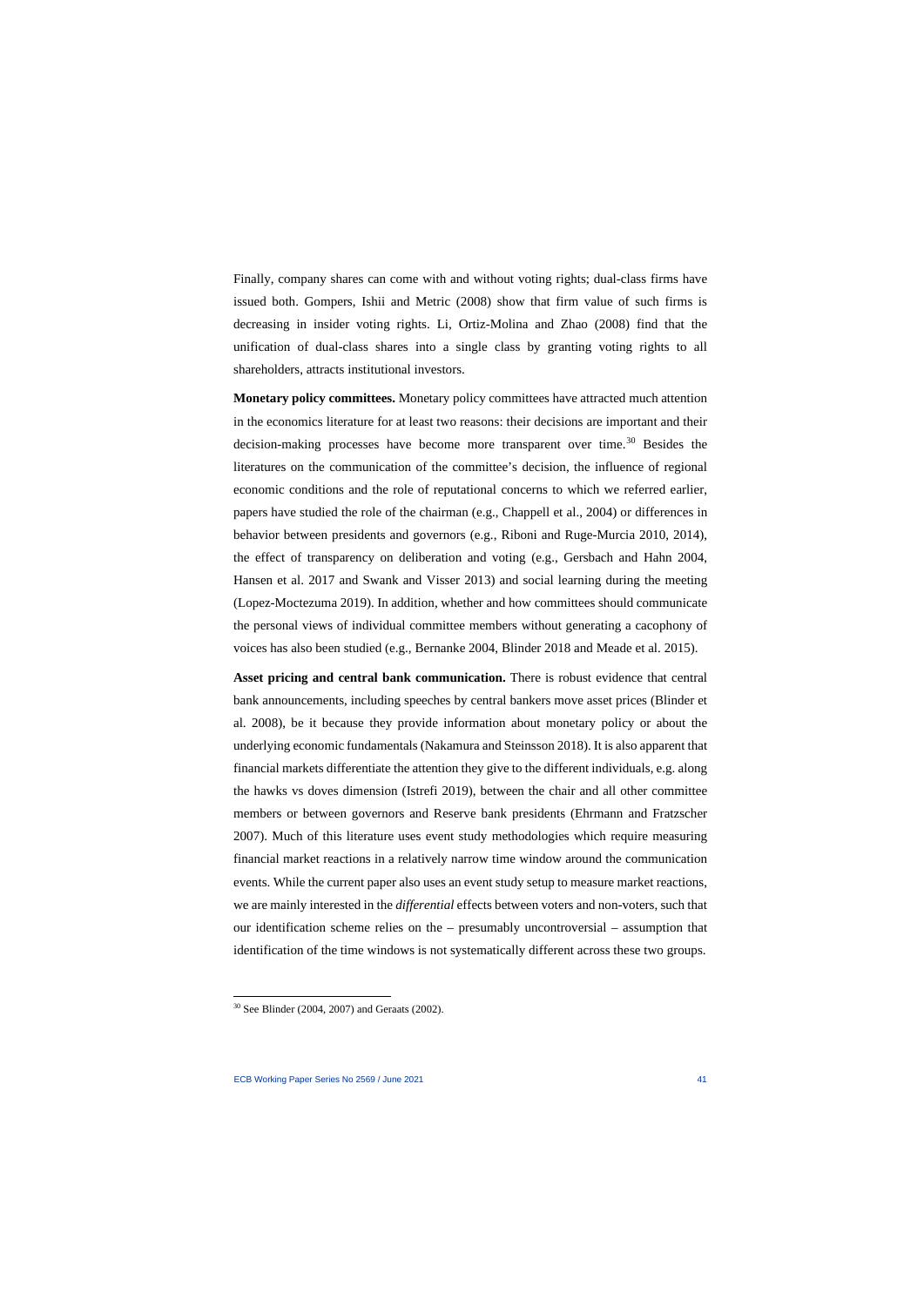Finally, company shares can come with and without voting rights; dual-class firms have issued both. Gompers, Ishii and Metric (2008) show that firm value of such firms is decreasing in insider voting rights. Li, Ortiz-Molina and Zhao (2008) find that the unification of dual-class shares into a single class by granting voting rights to all shareholders, attracts institutional investors.

**Monetary policy committees.** Monetary policy committees have attracted much attention in the economics literature for at least two reasons: their decisions are important and their decision-making processes have become more transparent over time.[30] Besides the literatures on the communication of the committee's decision, the influence of regional economic conditions and the role of reputational concerns to which we referred earlier, papers have studied the role of the chairman (e.g., Chappell et al., 2004) or differences in behavior between presidents and governors (e.g., Riboni and Ruge-Murcia 2010, 2014), the effect of transparency on deliberation and voting (e.g., Gersbach and Hahn 2004, Hansen et al. 2017 and Swank and Visser 2013) and social learning during the meeting (Lopez-Moctezuma 2019). In addition, whether and how committees should communicate the personal views of individual committee members without generating a cacophony of voices has also been studied (e.g., Bernanke 2004, Blinder 2018 and Meade et al. 2015).

**Asset pricing and central bank communication.** There is robust evidence that central bank announcements, including speeches by central bankers move asset prices (Blinder et al. 2008), be it because they provide information about monetary policy or about the underlying economic fundamentals (Nakamura and Steinsson 2018). It is also apparent that financial markets differentiate the attention they give to the different individuals, e.g. along the hawks vs doves dimension (Istrefi 2019), between the chair and all other committee members or between governors and Reserve bank presidents (Ehrmann and Fratzscher 2007). Much of this literature uses event study methodologies which require measuring financial market reactions in a relatively narrow time window around the communication events. While the current paper also uses an event study setup to measure market reactions, we are mainly interested in the *differential* effects between voters and non-voters, such that our identification scheme relies on the – presumably uncontroversial – assumption that identification of the time windows is not systematically different across these two groups.

[30] See Blinder (2004, 2007) and Geraats (2002).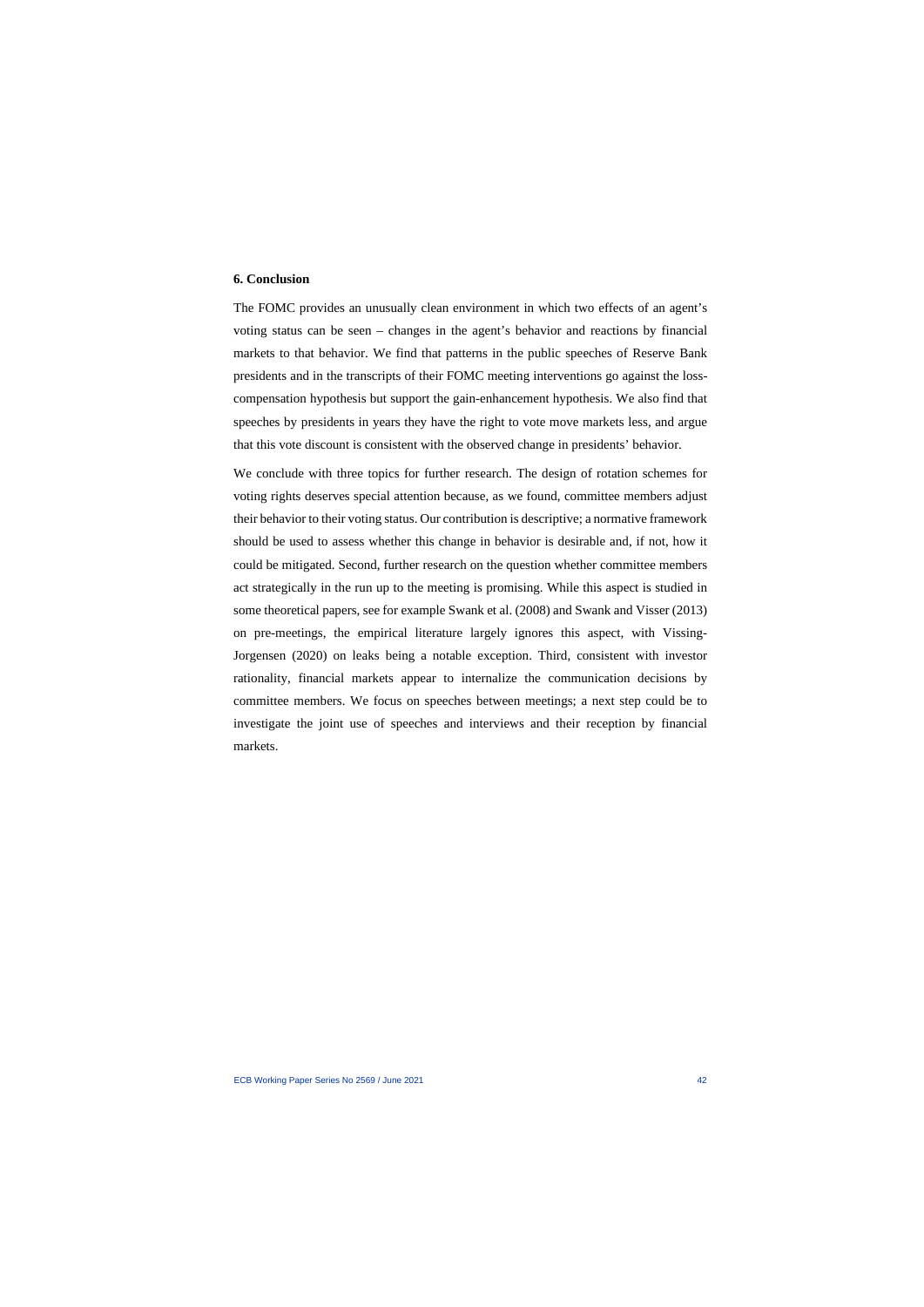### 6. Conclusion

The FOMC provides an unusually clean environment in which two effects of an agent's voting status can be seen – changes in the agent's behavior and reactions by financial markets to that behavior. We find that patterns in the public speeches of Reserve Bank presidents and in the transcripts of their FOMC meeting interventions go against the loss-compensation hypothesis but support the gain-enhancement hypothesis. We also find that speeches by presidents in years they have the right to vote move markets less, and argue that this vote discount is consistent with the observed change in presidents' behavior.

We conclude with three topics for further research. The design of rotation schemes for voting rights deserves special attention because, as we found, committee members adjust their behavior to their voting status. Our contribution is descriptive; a normative framework should be used to assess whether this change in behavior is desirable and, if not, how it could be mitigated. Second, further research on the question whether committee members act strategically in the run up to the meeting is promising. While this aspect is studied in some theoretical papers, see for example Swank et al. (2008) and Swank and Visser (2013) on pre-meetings, the empirical literature largely ignores this aspect, with Vissing-Jorgensen (2020) on leaks being a notable exception. Third, consistent with investor rationality, financial markets appear to internalize the communication decisions by committee members. We focus on speeches between meetings; a next step could be to investigate the joint use of speeches and interviews and their reception by financial markets.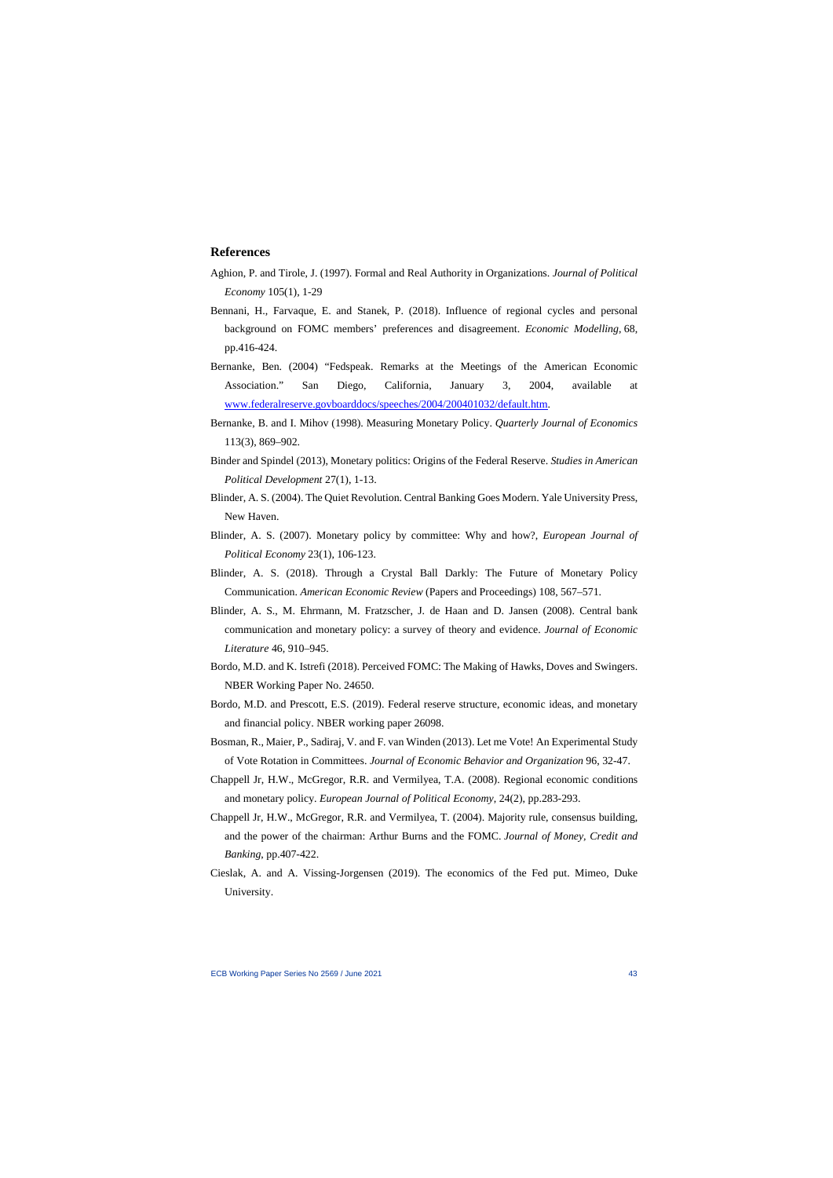## References

Aghion, P. and Tirole, J. (1997). Formal and Real Authority in Organizations. *Journal of Political Economy* 105(1), 1-29

Bennani, H., Farvaque, E. and Stanek, P. (2018). Influence of regional cycles and personal background on FOMC members' preferences and disagreement. *Economic Modelling*, 68, pp.416-424.

Bernanke, Ben. (2004) "Fedspeak. Remarks at the Meetings of the American Economic Association." San Diego, California, January 3, 2004, available at www.federalreserve.govboarddocs/speeches/2004/200401032/default.htm.

Bernanke, B. and I. Mihov (1998). Measuring Monetary Policy. *Quarterly Journal of Economics* 113(3), 869–902.

Binder and Spindel (2013), Monetary politics: Origins of the Federal Reserve. *Studies in American Political Development* 27(1), 1-13.

Blinder, A. S. (2004). The Quiet Revolution. Central Banking Goes Modern. Yale University Press, New Haven.

Blinder, A. S. (2007). Monetary policy by committee: Why and how?, *European Journal of Political Economy* 23(1), 106-123.

Blinder, A. S. (2018). Through a Crystal Ball Darkly: The Future of Monetary Policy Communication. *American Economic Review* (Papers and Proceedings) 108, 567–571.

Blinder, A. S., M. Ehrmann, M. Fratzscher, J. de Haan and D. Jansen (2008). Central bank communication and monetary policy: a survey of theory and evidence. *Journal of Economic Literature* 46, 910–945.

Bordo, M.D. and K. Istrefi (2018). Perceived FOMC: The Making of Hawks, Doves and Swingers. NBER Working Paper No. 24650.

Bordo, M.D. and Prescott, E.S. (2019). Federal reserve structure, economic ideas, and monetary and financial policy. NBER working paper 26098.

Bosman, R., Maier, P., Sadiraj, V. and F. van Winden (2013). Let me Vote! An Experimental Study of Vote Rotation in Committees. *Journal of Economic Behavior and Organization* 96, 32-47.

Chappell Jr, H.W., McGregor, R.R. and Vermilyea, T.A. (2008). Regional economic conditions and monetary policy. *European Journal of Political Economy*, 24(2), pp.283-293.

Chappell Jr, H.W., McGregor, R.R. and Vermilyea, T. (2004). Majority rule, consensus building, and the power of the chairman: Arthur Burns and the FOMC. *Journal of Money, Credit and Banking*, pp.407-422.

Cieslak, A. and A. Vissing-Jorgensen (2019). The economics of the Fed put. Mimeo, Duke University.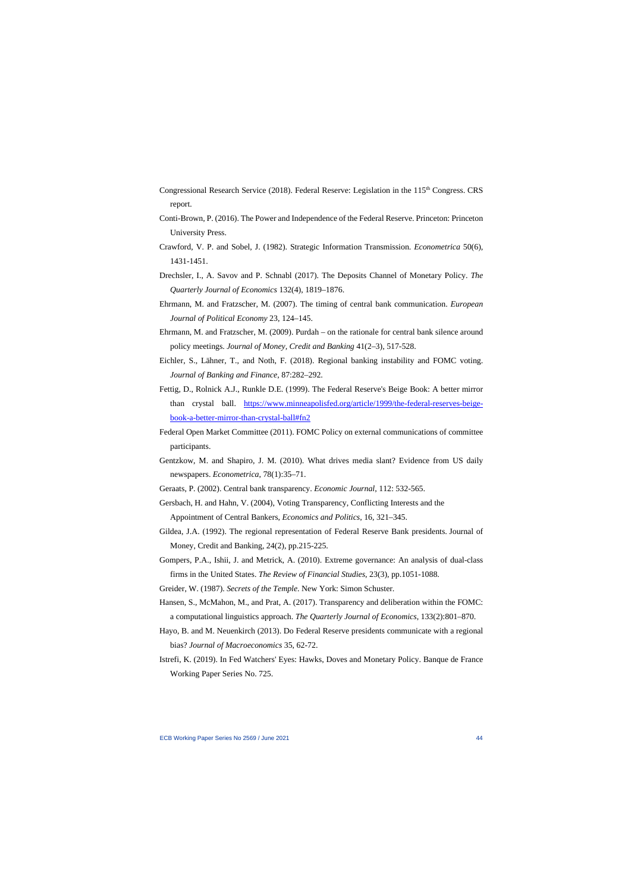Congressional Research Service (2018). Federal Reserve: Legislation in the 115th Congress. CRS report.

Conti-Brown, P. (2016). The Power and Independence of the Federal Reserve. Princeton: Princeton University Press.

Crawford, V. P. and Sobel, J. (1982). Strategic Information Transmission. *Econometrica* 50(6), 1431-1451.

Drechsler, I., A. Savov and P. Schnabl (2017). The Deposits Channel of Monetary Policy. *The Quarterly Journal of Economics* 132(4), 1819–1876.

Ehrmann, M. and Fratzscher, M. (2007). The timing of central bank communication. *European Journal of Political Economy* 23, 124–145.

Ehrmann, M. and Fratzscher, M. (2009). Purdah – on the rationale for central bank silence around policy meetings. *Journal of Money, Credit and Banking* 41(2–3), 517-528.

Eichler, S., Lähner, T., and Noth, F. (2018). Regional banking instability and FOMC voting. *Journal of Banking and Finance*, 87:282–292.

Fettig, D., Rolnick A.J., Runkle D.E. (1999). The Federal Reserve's Beige Book: A better mirror than crystal ball. https://www.minneapolisfed.org/article/1999/the-federal-reserves-beige-book-a-better-mirror-than-crystal-ball#fn2

Federal Open Market Committee (2011). FOMC Policy on external communications of committee participants.

Gentzkow, M. and Shapiro, J. M. (2010). What drives media slant? Evidence from US daily newspapers. *Econometrica*, 78(1):35–71.

Geraats, P. (2002). Central bank transparency. *Economic Journal*, 112: 532-565.

Gersbach, H. and Hahn, V. (2004), Voting Transparency, Conflicting Interests and the Appointment of Central Bankers, *Economics and Politics*, 16, 321–345.

Gildea, J.A. (1992). The regional representation of Federal Reserve Bank presidents. Journal of Money, Credit and Banking, 24(2), pp.215-225.

Gompers, P.A., Ishii, J. and Metrick, A. (2010). Extreme governance: An analysis of dual-class firms in the United States. *The Review of Financial Studies*, 23(3), pp.1051-1088.

Greider, W. (1987). *Secrets of the Temple*. New York: Simon Schuster.

Hansen, S., McMahon, M., and Prat, A. (2017). Transparency and deliberation within the FOMC: a computational linguistics approach. *The Quarterly Journal of Economics*, 133(2):801–870.

Hayo, B. and M. Neuenkirch (2013). Do Federal Reserve presidents communicate with a regional bias? *Journal of Macroeconomics* 35, 62-72.

Istrefi, K. (2019). In Fed Watchers' Eyes: Hawks, Doves and Monetary Policy. Banque de France Working Paper Series No. 725.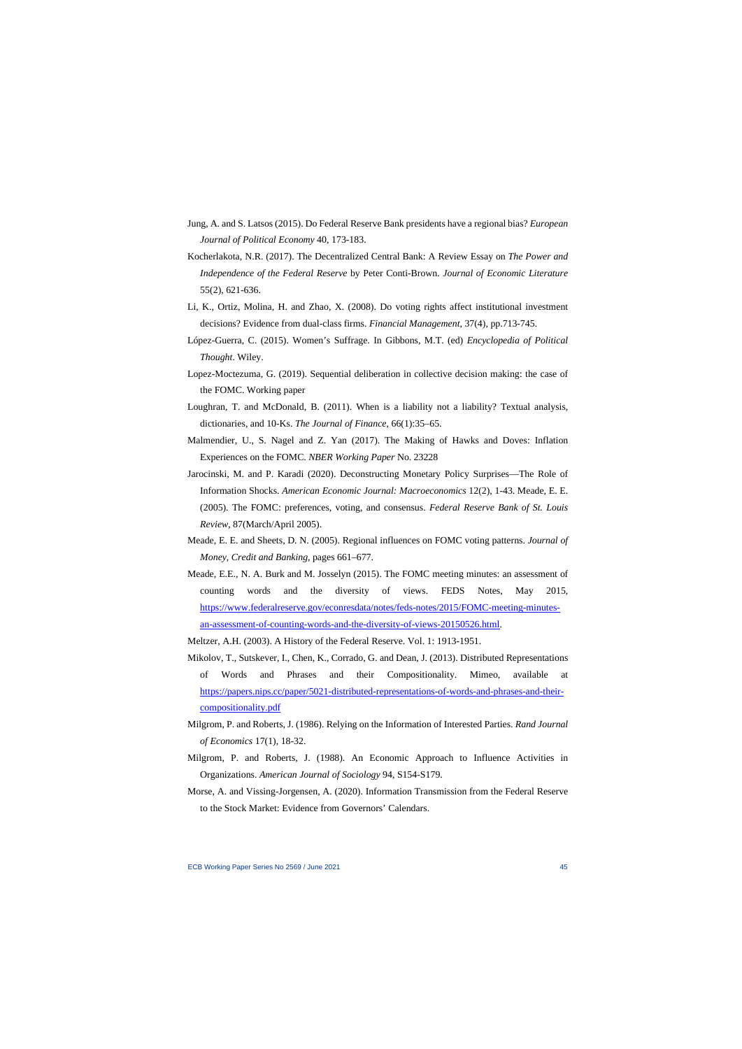Jung, A. and S. Latsos (2015). Do Federal Reserve Bank presidents have a regional bias? *European Journal of Political Economy* 40, 173-183.

Kocherlakota, N.R. (2017). The Decentralized Central Bank: A Review Essay on *The Power and Independence of the Federal Reserve* by Peter Conti-Brown. *Journal of Economic Literature* 55(2), 621-636.

Li, K., Ortiz, Molina, H. and Zhao, X. (2008). Do voting rights affect institutional investment decisions? Evidence from dual-class firms. *Financial Management*, 37(4), pp.713-745.

López-Guerra, C. (2015). Women's Suffrage. In Gibbons, M.T. (ed) *Encyclopedia of Political Thought*. Wiley.

Lopez-Moctezuma, G. (2019). Sequential deliberation in collective decision making: the case of the FOMC. Working paper

Loughran, T. and McDonald, B. (2011). When is a liability not a liability? Textual analysis, dictionaries, and 10-Ks. *The Journal of Finance*, 66(1):35–65.

Malmendier, U., S. Nagel and Z. Yan (2017). The Making of Hawks and Doves: Inflation Experiences on the FOMC. *NBER Working Paper* No. 23228

Jarocinski, M. and P. Karadi (2020). Deconstructing Monetary Policy Surprises—The Role of Information Shocks. *American Economic Journal: Macroeconomics* 12(2), 1-43. Meade, E. E. (2005). The FOMC: preferences, voting, and consensus. *Federal Reserve Bank of St. Louis Review*, 87(March/April 2005).

Meade, E. E. and Sheets, D. N. (2005). Regional influences on FOMC voting patterns. *Journal of Money, Credit and Banking*, pages 661–677.

Meade, E.E., N. A. Burk and M. Josselyn (2015). The FOMC meeting minutes: an assessment of counting words and the diversity of views. FEDS Notes, May 2015, https://www.federalreserve.gov/econresdata/notes/feds-notes/2015/FOMC-meeting-minutes-an-assessment-of-counting-words-and-the-diversity-of-views-20150526.html.

Meltzer, A.H. (2003). A History of the Federal Reserve. Vol. 1: 1913-1951.

Mikolov, T., Sutskever, I., Chen, K., Corrado, G. and Dean, J. (2013). Distributed Representations of Words and Phrases and their Compositionality. Mimeo, available at https://papers.nips.cc/paper/5021-distributed-representations-of-words-and-phrases-and-their-compositionality.pdf

Milgrom, P. and Roberts, J. (1986). Relying on the Information of Interested Parties. *Rand Journal of Economics* 17(1), 18-32.

Milgrom, P. and Roberts, J. (1988). An Economic Approach to Influence Activities in Organizations. *American Journal of Sociology* 94, S154-S179.

Morse, A. and Vissing-Jorgensen, A. (2020). Information Transmission from the Federal Reserve to the Stock Market: Evidence from Governors' Calendars.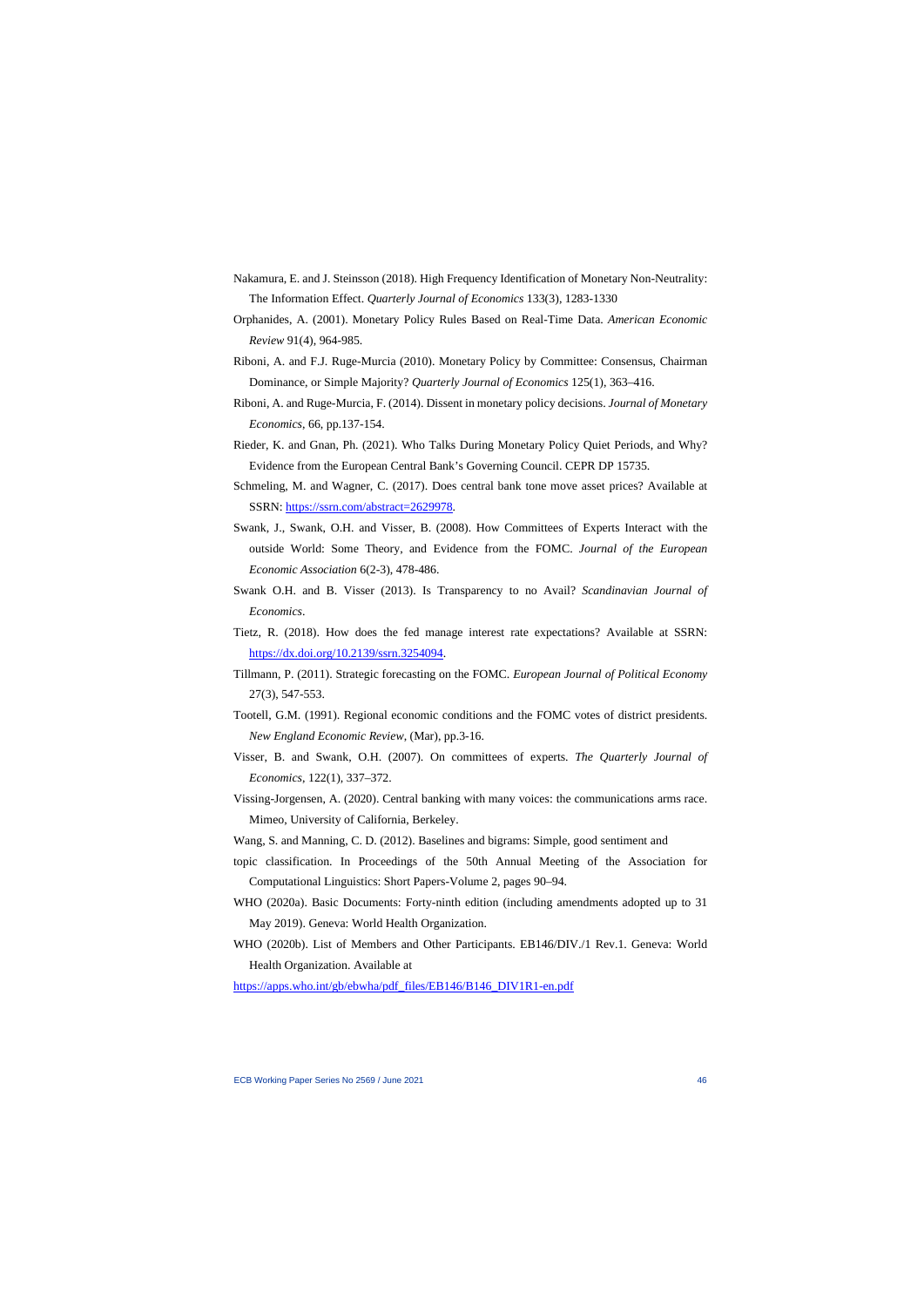Nakamura, E. and J. Steinsson (2018). High Frequency Identification of Monetary Non-Neutrality: The Information Effect. *Quarterly Journal of Economics* 133(3), 1283-1330

Orphanides, A. (2001). Monetary Policy Rules Based on Real-Time Data. *American Economic Review* 91(4), 964-985.

Riboni, A. and F.J. Ruge-Murcia (2010). Monetary Policy by Committee: Consensus, Chairman Dominance, or Simple Majority? *Quarterly Journal of Economics* 125(1), 363–416.

Riboni, A. and Ruge-Murcia, F. (2014). Dissent in monetary policy decisions. *Journal of Monetary Economics*, 66, pp.137-154.

Rieder, K. and Gnan, Ph. (2021). Who Talks During Monetary Policy Quiet Periods, and Why? Evidence from the European Central Bank's Governing Council. CEPR DP 15735.

Schmeling, M. and Wagner, C. (2017). Does central bank tone move asset prices? Available at SSRN: https://ssrn.com/abstract=2629978.

Swank, J., Swank, O.H. and Visser, B. (2008). How Committees of Experts Interact with the outside World: Some Theory, and Evidence from the FOMC. *Journal of the European Economic Association* 6(2-3), 478-486.

Swank O.H. and B. Visser (2013). Is Transparency to no Avail? *Scandinavian Journal of Economics*.

Tietz, R. (2018). How does the fed manage interest rate expectations? Available at SSRN: https://dx.doi.org/10.2139/ssrn.3254094.

Tillmann, P. (2011). Strategic forecasting on the FOMC. *European Journal of Political Economy* 27(3), 547-553.

Tootell, G.M. (1991). Regional economic conditions and the FOMC votes of district presidents. *New England Economic Review*, (Mar), pp.3-16.

Visser, B. and Swank, O.H. (2007). On committees of experts. *The Quarterly Journal of Economics*, 122(1), 337–372.

Vissing-Jorgensen, A. (2020). Central banking with many voices: the communications arms race. Mimeo, University of California, Berkeley.

Wang, S. and Manning, C. D. (2012). Baselines and bigrams: Simple, good sentiment and topic classification. In Proceedings of the 50th Annual Meeting of the Association for Computational Linguistics: Short Papers-Volume 2, pages 90–94.

WHO (2020a). Basic Documents: Forty-ninth edition (including amendments adopted up to 31 May 2019). Geneva: World Health Organization.

WHO (2020b). List of Members and Other Participants. EB146/DIV./1 Rev.1. Geneva: World Health Organization. Available at https://apps.who.int/gb/ebwha/pdf_files/EB146/B146_DIV1R1-en.pdf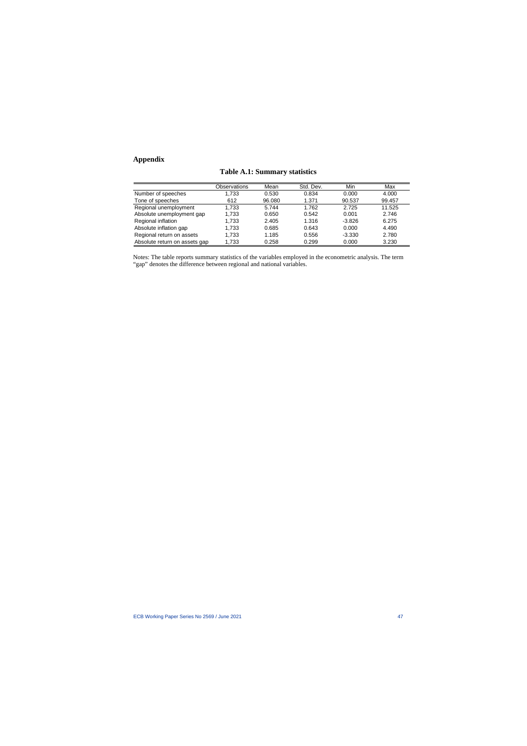## Appendix

**Table A.1: Summary statistics**

| | Observations | Mean | Std. Dev. | Min | Max |
|---|---|---|---|---|---|
| Number of speeches | 1,733 | 0.530 | 0.834 | 0.000 | 4.000 |
| Tone of speeches | 612 | 96.080 | 1.371 | 90.537 | 99.457 |
| Regional unemployment | 1,733 | 5.744 | 1.762 | 2.725 | 11.525 |
| Absolute unemployment gap | 1,733 | 0.650 | 0.542 | 0.001 | 2.746 |
| Regional inflation | 1,733 | 2.405 | 1.316 | -3.826 | 6.275 |
| Absolute inflation gap | 1,733 | 0.685 | 0.643 | 0.000 | 4.490 |
| Regional return on assets | 1,733 | 1.185 | 0.556 | -3.330 | 2.780 |
| Absolute return on assets gap | 1,733 | 0.258 | 0.299 | 0.000 | 3.230 |

Notes: The table reports summary statistics of the variables employed in the econometric analysis. The term "gap" denotes the difference between regional and national variables.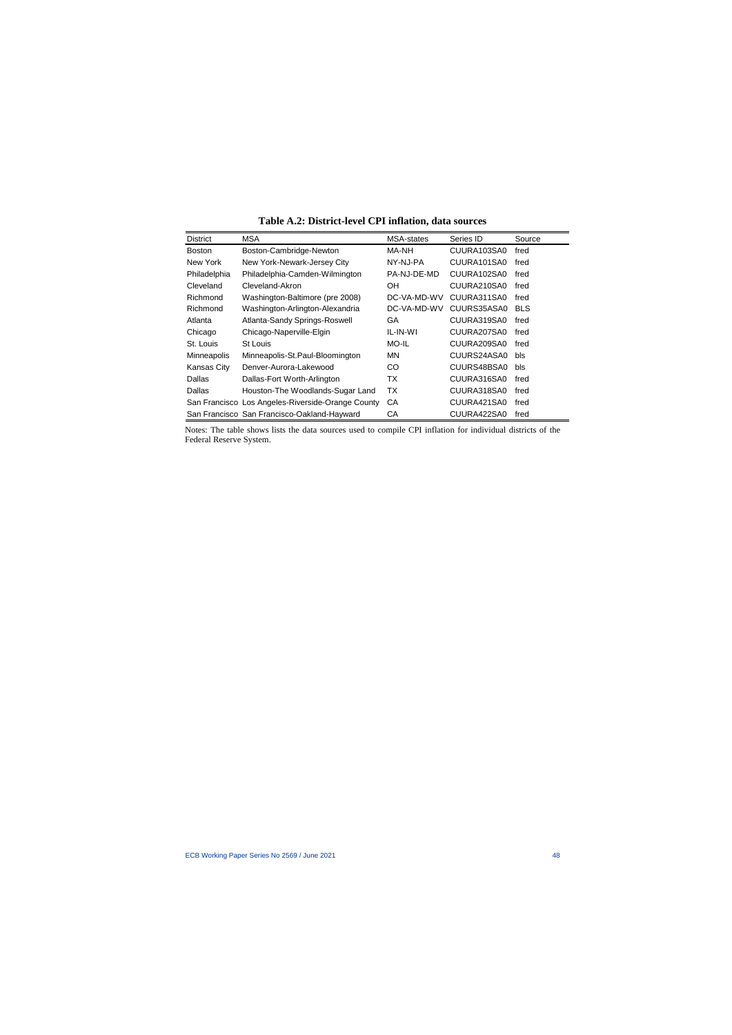**Table A.2: District-level CPI inflation, data sources**

| District | MSA | MSA-states | Series ID | Source |
|---|---|---|---|---|
| Boston | Boston-Cambridge-Newton | MA-NH | CUURA103SA0 | fred |
| New York | New York-Newark-Jersey City | NY-NJ-PA | CUURA101SA0 | fred |
| Philadelphia | Philadelphia-Camden-Wilmington | PA-NJ-DE-MD | CUURA102SA0 | fred |
| Cleveland | Cleveland-Akron | OH | CUURA210SA0 | fred |
| Richmond | Washington-Baltimore (pre 2008) | DC-VA-MD-WV | CUURA311SA0 | fred |
| Richmond | Washington-Arlington-Alexandria | DC-VA-MD-WV | CUURS35ASA0 | BLS |
| Atlanta | Atlanta-Sandy Springs-Roswell | GA | CUURA319SA0 | fred |
| Chicago | Chicago-Naperville-Elgin | IL-IN-WI | CUURA207SA0 | fred |
| St. Louis | St Louis | MO-IL | CUURA209SA0 | fred |
| Minneapolis | Minneapolis-St.Paul-Bloomington | MN | CUURS24ASA0 | bls |
| Kansas City | Denver-Aurora-Lakewood | CO | CUURS48BSA0 | bls |
| Dallas | Dallas-Fort Worth-Arlington | TX | CUURA316SA0 | fred |
| Dallas | Houston-The Woodlands-Sugar Land | TX | CUURA318SA0 | fred |
| San Francisco | Los Angeles-Riverside-Orange County | CA | CUURA421SA0 | fred |
| San Francisco | San Francisco-Oakland-Hayward | CA | CUURA422SA0 | fred |

Notes: The table shows lists the data sources used to compile CPI inflation for individual districts of the Federal Reserve System.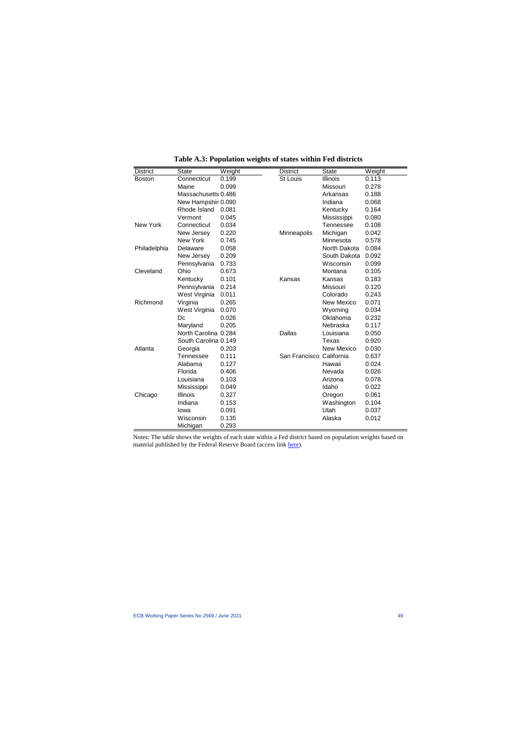**Table A.3: Population weights of states within Fed districts**

| District | State | Weight | District | State | Weight |
|---|---|---|---|---|---|
| Boston | Connecticut | 0.199 | St Louis | Illinois | 0.113 |
| | Maine | 0.099 | | Missouri | 0.278 |
| | Massachusetts | 0.486 | | Arkansas | 0.188 |
| | New Hampshir | 0.090 | | Indiana | 0.068 |
| | Rhode Island | 0.081 | | Kentucky | 0.164 |
| | Vermont | 0.045 | | Mississippi | 0.080 |
| New York | Connecticut | 0.034 | | Tennessee | 0.108 |
| | New Jersey | 0.220 | Minneapolis | Michigan | 0.042 |
| | New York | 0.745 | | Minnesota | 0.578 |
| Philadelphia | Delaware | 0.058 | | North Dakota | 0.084 |
| | New Jersey | 0.209 | | South Dakota | 0.092 |
| | Pennsylvania | 0.733 | | Wisconsin | 0.099 |
| Cleveland | Ohio | 0.673 | | Montana | 0.105 |
| | Kentucky | 0.101 | Kansas | Kansas | 0.183 |
| | Pennsylvania | 0.214 | | Missouri | 0.120 |
| | West Virginia | 0.011 | | Colorado | 0.243 |
| Richmond | Virginia | 0.265 | | New Mexico | 0.071 |
| | West Virginia | 0.070 | | Wyoming | 0.034 |
| | Dc | 0.026 | | Oklahoma | 0.232 |
| | Maryland | 0.205 | | Nebraska | 0.117 |
| | North Carolina | 0.284 | Dallas | Louisiana | 0.050 |
| | South Carolina | 0.149 | | Texas | 0.920 |
| Atlanta | Georgia | 0.203 | | New Mexico | 0.030 |
| | Tennessee | 0.111 | San Francisco | California | 0.637 |
| | Alabama | 0.127 | | Hawaii | 0.024 |
| | Florida | 0.406 | | Nevada | 0.026 |
| | Louisiana | 0.103 | | Arizona | 0.078 |
| | Mississippi | 0.049 | | Idaho | 0.022 |
| Chicago | Illinois | 0.327 | | Oregon | 0.061 |
| | Indiana | 0.153 | | Washington | 0.104 |
| | Iowa | 0.091 | | Utah | 0.037 |
| | Wisconsin | 0.135 | | Alaska | 0.012 |
| | Michigan | 0.293 | | | |

Notes: The table shows the weights of each state within a Fed district based on population weights based on material published by the Federal Reserve Board (access link here).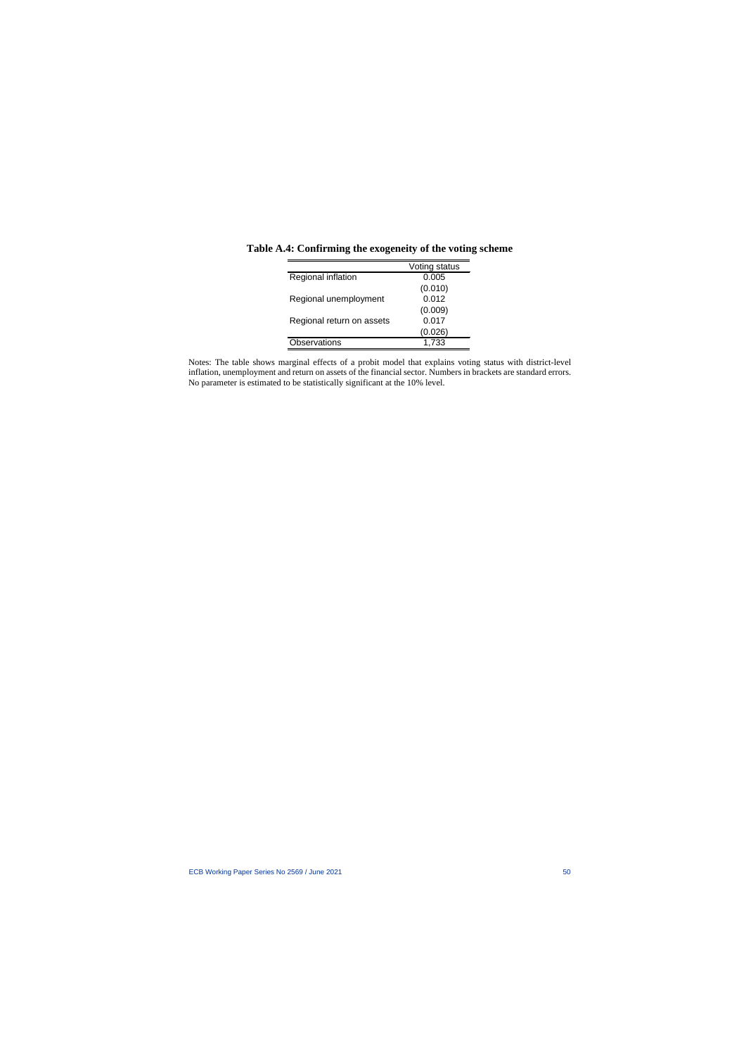**Table A.4: Confirming the exogeneity of the voting scheme**

| | Voting status |
|---|---|
| Regional inflation | 0.005 |
| | (0.010) |
| Regional unemployment | 0.012 |
| | (0.009) |
| Regional return on assets | 0.017 |
| | (0.026) |
| Observations | 1,733 |

Notes: The table shows marginal effects of a probit model that explains voting status with district-level inflation, unemployment and return on assets of the financial sector. Numbers in brackets are standard errors. No parameter is estimated to be statistically significant at the 10% level.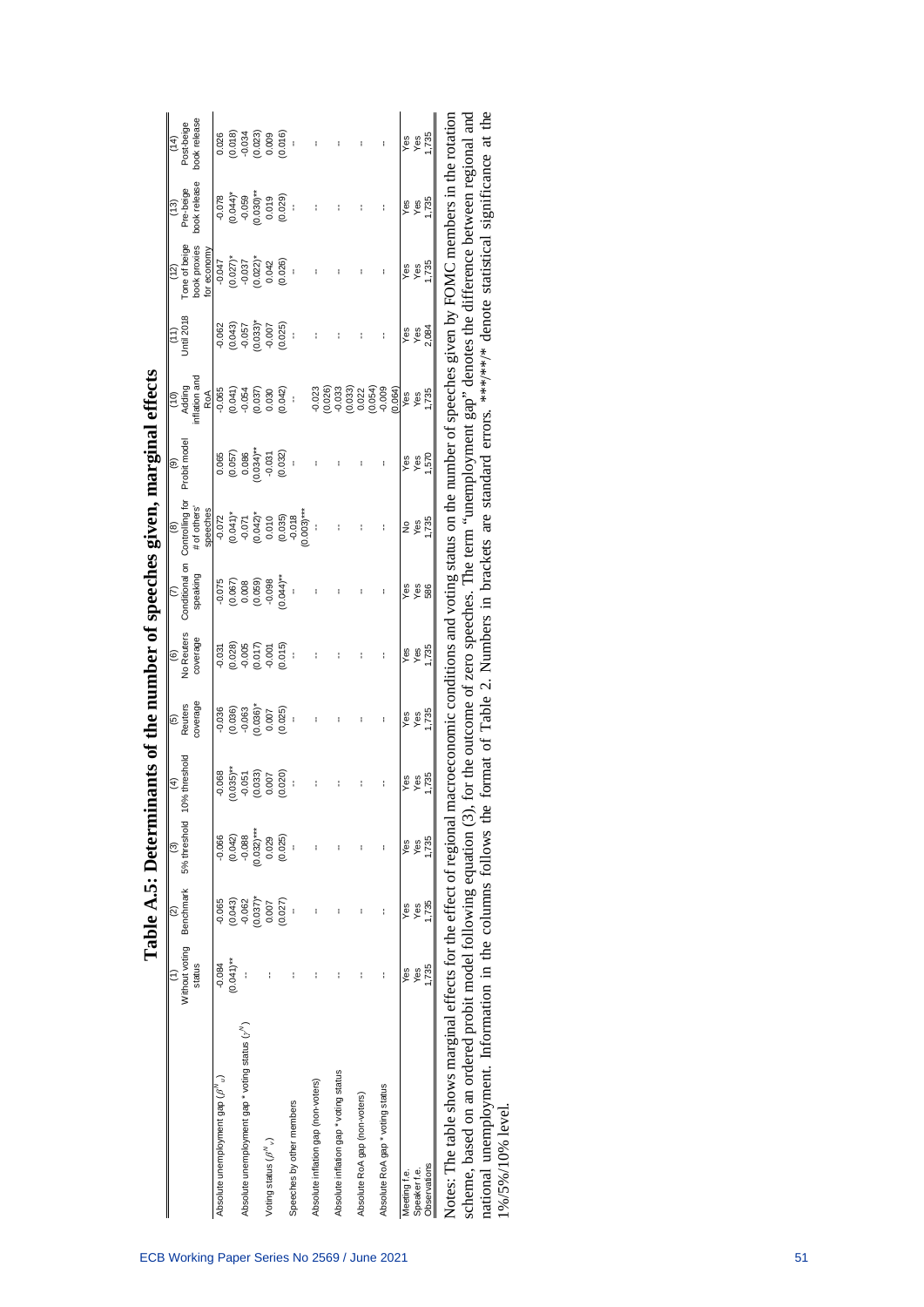# Table A.5: Determinants of the number of speeches given, marginal effects

| | (1) Without voting status | (2) Benchmark | (3) 5% threshold | (4) 10% threshold | (5) Reuters coverage | (6) No Reuters coverage | (7) Conditional on speaking | (8) Controlling for # of others' speeches | (9) Probit model | (10) Adding inflation and RoA | (11) Until 2018 | (12) Tone of beige book proxies for economy | (13) Pre-beige book release | (14) Post-beige book release |
|---|---|---|---|---|---|---|---|---|---|---|---|---|---|---|
| Absolute unemployment gap ($\beta^{N}{}_{u}$) | -0.084 | -0.065 | -0.066 | -0.068 | -0.036 | -0.031 | -0.075 | -0.072 | 0.065 | -0.065 | -0.062 | -0.047 | -0.078 | 0.026 |
| | (0.041)** | (0.043) | (0.042) | (0.035)** | (0.036) | (0.028) | (0.067) | (0.041)* | (0.057) | (0.041) | (0.043) | (0.027)* | (0.044)* | (0.018) |
| Absolute unemployment gap * voting status ($\gamma^{N}$) | -- | -0.062 | -0.088 | -0.051 | -0.063 | -0.005 | 0.008 | -0.071 | 0.086 | -0.054 | -0.057 | -0.037 | -0.059 | -0.034 |
| | | (0.037)* | (0.032)*** | (0.033) | (0.036)* | (0.017) | (0.059) | (0.042)* | (0.034)** | (0.037) | (0.033)* | (0.022)* | (0.030)** | (0.023) |
| Voting status ($\beta^{N}{}_{v}$) | -- | 0.007 | 0.029 | 0.007 | 0.007 | -0.001 | -0.098 | 0.010 | -0.031 | 0.030 | -0.007 | 0.042 | 0.019 | 0.009 |
| | | (0.027) | (0.025) | (0.020) | (0.025) | (0.015) | (0.044)** | (0.035) | (0.032) | (0.042) | (0.025) | (0.026) | (0.029) | (0.016) |
| Speeches by other members | -- | -- | -- | -- | -- | -- | -- | -0.018 | -- | -- | -- | -- | -- | -- |
| | | | | | | | | (0.003)*** | | | | | | |
| Absolute inflation gap (non-voters) | -- | -- | -- | -- | -- | -- | -- | -- | -- | -0.023 | -- | -- | -- | -- |
| | | | | | | | | | | (0.026) | | | | |
| Absolute inflation gap * voting status | -- | -- | -- | -- | -- | -- | -- | -- | -- | -0.033 | -- | -- | -- | -- |
| | | | | | | | | | | (0.033) | | | | |
| Absolute RoA gap (non-voters) | -- | -- | -- | -- | -- | -- | -- | -- | -- | 0.022 | -- | -- | -- | -- |
| | | | | | | | | | | (0.054) | | | | |
| Absolute RoA gap * voting status | -- | -- | -- | -- | -- | -- | -- | -- | -- | -0.009 | -- | -- | -- | -- |
| | | | | | | | | | | (0.064) | | | | |
| Meeting f.e. | Yes | Yes | Yes | Yes | Yes | Yes | Yes | No | Yes | Yes | Yes | Yes | Yes | Yes |
| Speaker f.e. | Yes | Yes | Yes | Yes | Yes | Yes | Yes | Yes | Yes | Yes | Yes | Yes | Yes | Yes |
| Observations | 1,735 | 1,735 | 1,735 | 1,735 | 1,735 | 1,735 | 586 | 1,735 | 1,570 | 1,735 | 2,084 | 1,735 | 1,735 | 1,735 |

Notes: The table shows marginal effects for the effect of regional macroeconomic conditions and voting status on the number of speeches given by FOMC members in the rotation scheme, based on an ordered probit model following equation (3), for the outcome of zero speeches. The term "unemployment gap" denotes the difference between regional and national unemployment. Information in the columns follows the format of Table 2. Numbers in brackets are standard errors. ***/**/* denote statistical significance at the 1%/5%/10% level.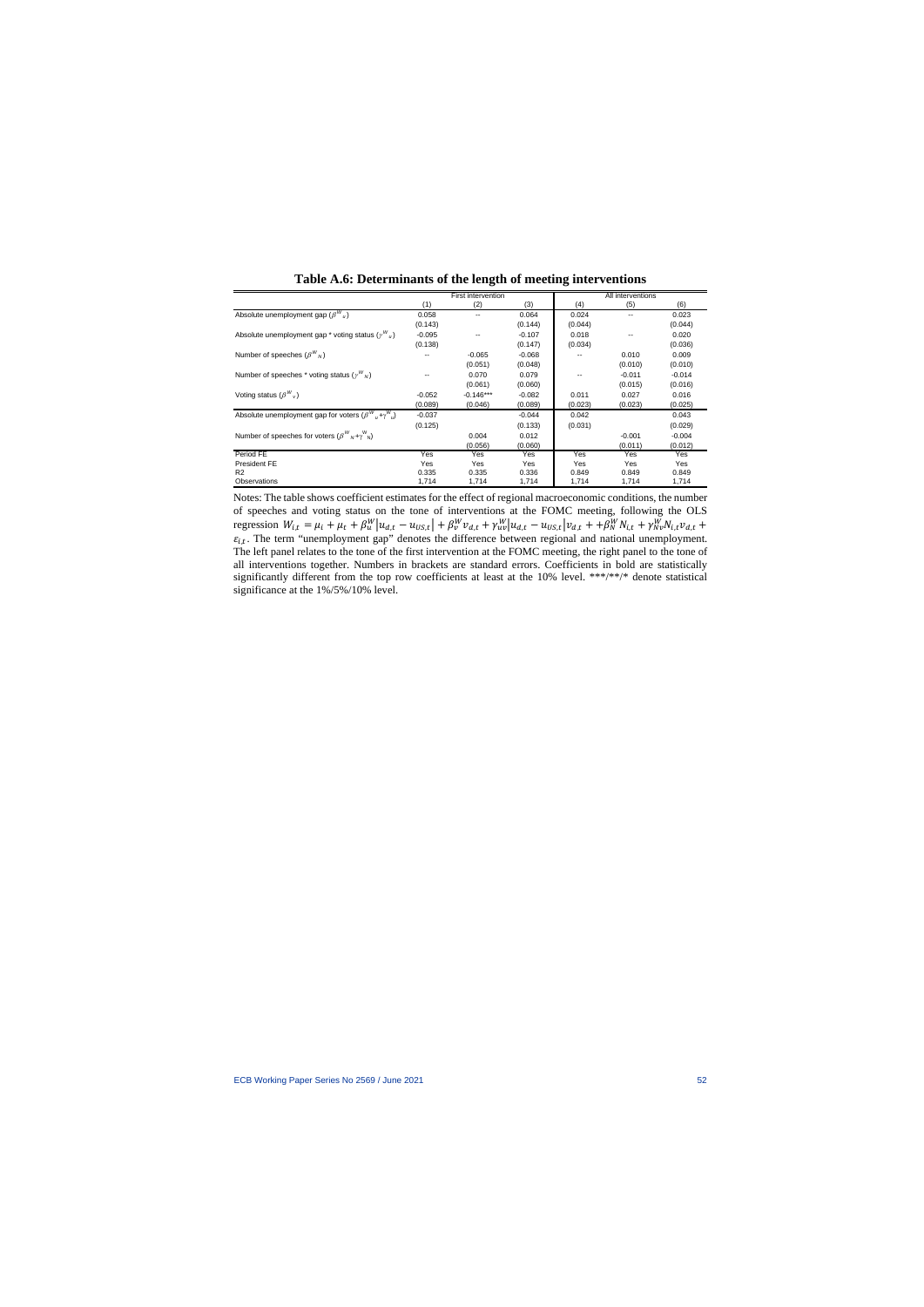**Table A.6: Determinants of the length of meeting interventions**

| | First intervention | | | All interventions | | |
|---|---|---|---|---|---|---|
| | (1) | (2) | (3) | (4) | (5) | (6) |
| Absolute unemployment gap ($\beta^{W}_{u}$) | 0.058 | -- | 0.064 | 0.024 | -- | 0.023 |
| | (0.143) | | (0.144) | (0.044) | | (0.044) |
| Absolute unemployment gap * voting status ($\gamma^{W}_{u}$) | -0.095 | -- | -0.107 | 0.018 | -- | 0.020 |
| | (0.138) | | (0.147) | (0.034) | | (0.036) |
| Number of speeches ($\beta^{W}_{N}$) | -- | -0.065 | -0.068 | -- | 0.010 | 0.009 |
| | | (0.051) | (0.048) | | (0.010) | (0.010) |
| Number of speeches * voting status ($\gamma^{W}_{N}$) | -- | 0.070 | 0.079 | -- | -0.011 | -0.014 |
| | | (0.061) | (0.060) | | (0.015) | (0.016) |
| Voting status ($\beta^{W}_{v}$) | -0.052 | -0.146*** | -0.082 | 0.011 | 0.027 | 0.016 |
| | (0.089) | (0.046) | (0.089) | (0.023) | (0.023) | (0.025) |
| Absolute unemployment gap for voters ($\beta^{W}_{u}+\gamma^{W}_{u}$) | -0.037 | | -0.044 | 0.042 | | 0.043 |
| | (0.125) | | (0.133) | (0.031) | | (0.029) |
| Number of speeches for voters ($\beta^{W}_{N}+\gamma^{W}_{N}$) | | 0.004 | 0.012 | | -0.001 | -0.004 |
| | | (0.056) | (0.060) | | (0.011) | (0.012) |
| Period FE | Yes | Yes | Yes | Yes | Yes | Yes |
| President FE | Yes | Yes | Yes | Yes | Yes | Yes |
| R2 | 0.335 | 0.335 | 0.336 | 0.849 | 0.849 | 0.849 |
| Observations | 1,714 | 1,714 | 1,714 | 1,714 | 1,714 | 1,714 |

Notes: The table shows coefficient estimates for the effect of regional macroeconomic conditions, the number of speeches and voting status on the tone of interventions at the FOMC meeting, following the OLS regression $W_{i,t} = \mu_i + \mu_t + \beta_u^W |u_{d,t} - u_{US,t}| + \beta_v^W v_{d,t} + \gamma_{uv}^W |u_{d,t} - u_{US,t}| v_{d,t} + +\beta_N^W N_{i,t} + \gamma_{Nv}^W N_{i,t} v_{d,t} + \varepsilon_{i,t}$. The term "unemployment gap" denotes the difference between regional and national unemployment. The left panel relates to the tone of the first intervention at the FOMC meeting, the right panel to the tone of all interventions together. Numbers in brackets are standard errors. Coefficients in bold are statistically significantly different from the top row coefficients at least at the 10% level. ***/**/* denote statistical significance at the 1%/5%/10% level.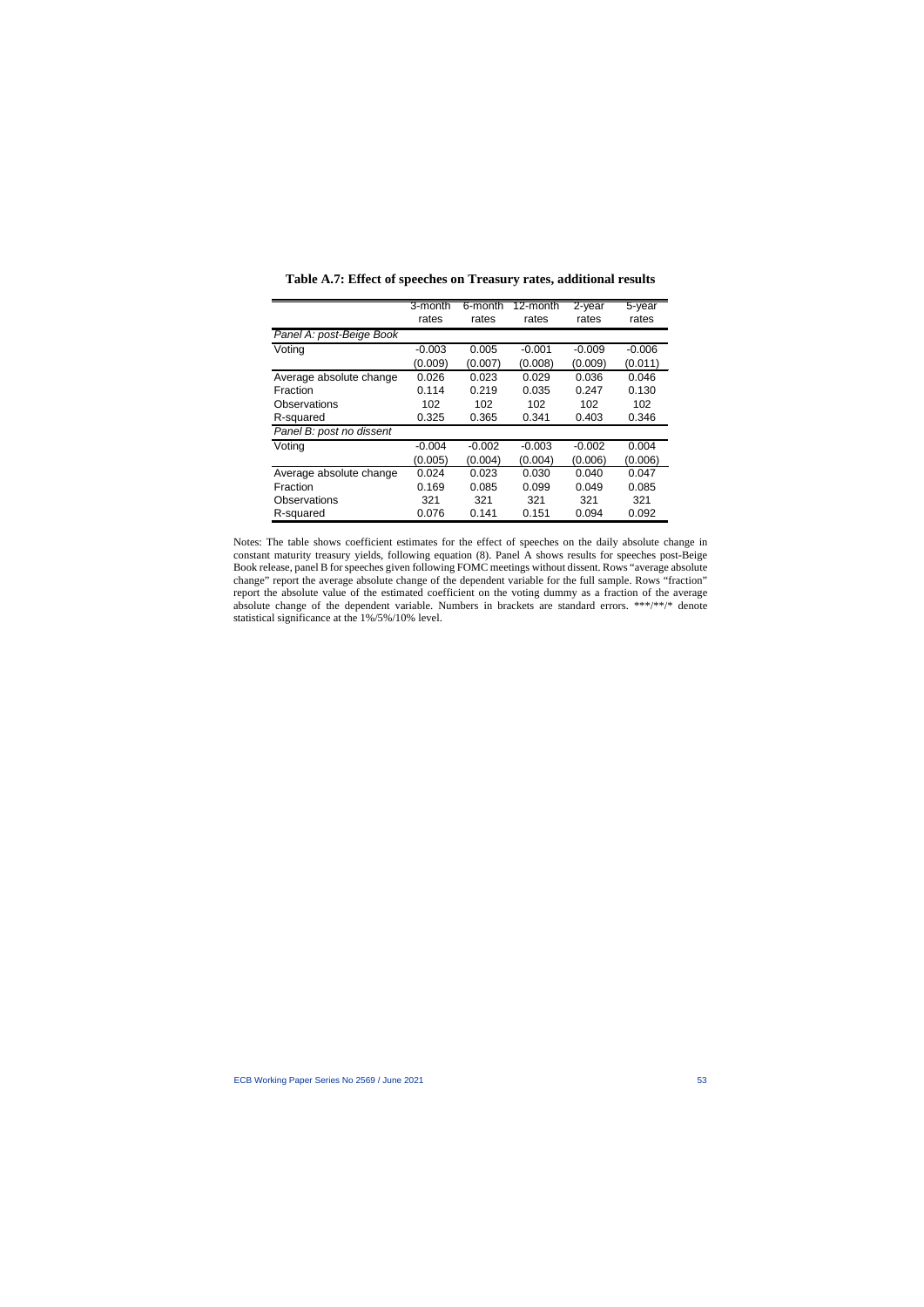**Table A.7: Effect of speeches on Treasury rates, additional results**

| | 3-month rates | 6-month rates | 12-month rates | 2-year rates | 5-year rates |
|---|---|---|---|---|---|
| *Panel A: post-Beige Book* | | | | | |
| Voting | -0.003 | 0.005 | -0.001 | -0.009 | -0.006 |
| | (0.009) | (0.007) | (0.008) | (0.009) | (0.011) |
| Average absolute change | 0.026 | 0.023 | 0.029 | 0.036 | 0.046 |
| Fraction | 0.114 | 0.219 | 0.035 | 0.247 | 0.130 |
| Observations | 102 | 102 | 102 | 102 | 102 |
| R-squared | 0.325 | 0.365 | 0.341 | 0.403 | 0.346 |
| *Panel B: post no dissent* | | | | | |
| Voting | -0.004 | -0.002 | -0.003 | -0.002 | 0.004 |
| | (0.005) | (0.004) | (0.004) | (0.006) | (0.006) |
| Average absolute change | 0.024 | 0.023 | 0.030 | 0.040 | 0.047 |
| Fraction | 0.169 | 0.085 | 0.099 | 0.049 | 0.085 |
| Observations | 321 | 321 | 321 | 321 | 321 |
| R-squared | 0.076 | 0.141 | 0.151 | 0.094 | 0.092 |

Notes: The table shows coefficient estimates for the effect of speeches on the daily absolute change in constant maturity treasury yields, following equation (8). Panel A shows results for speeches post-Beige Book release, panel B for speeches given following FOMC meetings without dissent. Rows "average absolute change" report the average absolute change of the dependent variable for the full sample. Rows "fraction" report the absolute value of the estimated coefficient on the voting dummy as a fraction of the average absolute change of the dependent variable. Numbers in brackets are standard errors. ***/**/* denote statistical significance at the 1%/5%/10% level.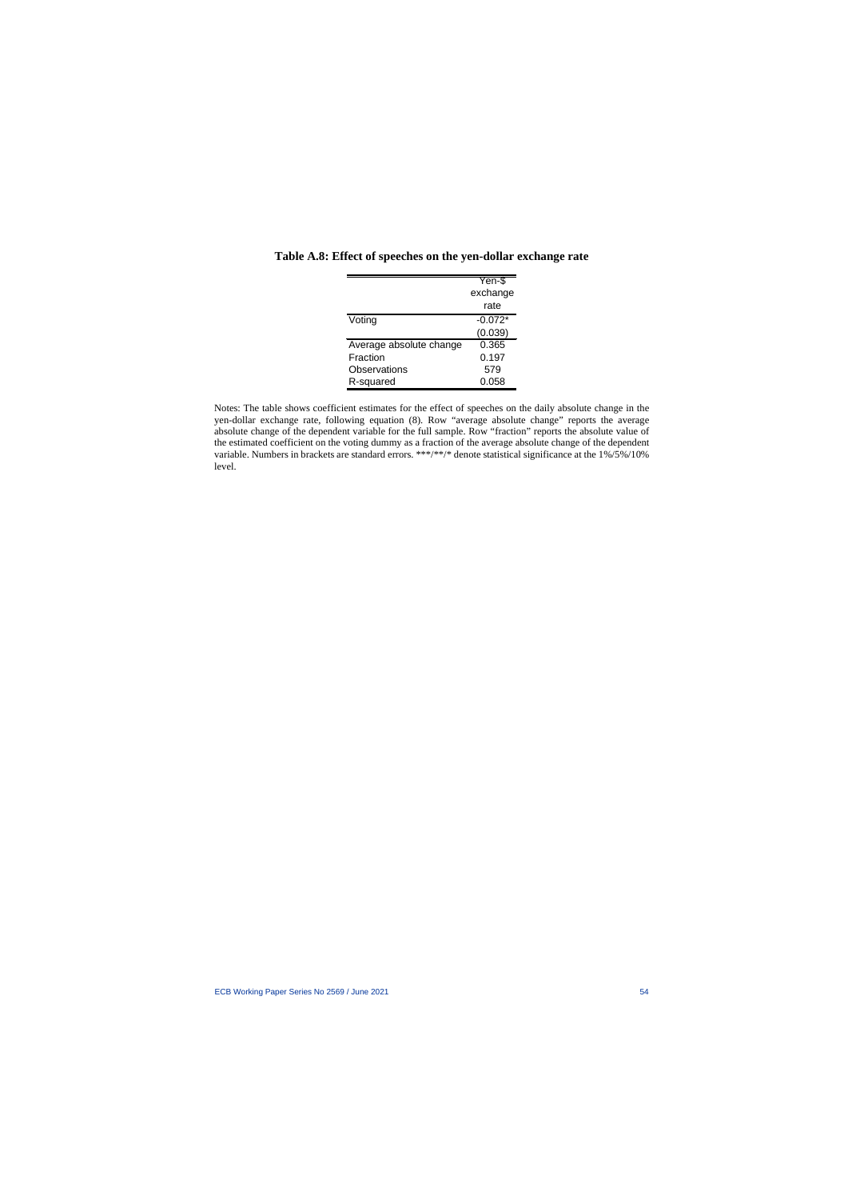**Table A.8: Effect of speeches on the yen-dollar exchange rate**

| | Yen-$ exchange rate |
|---|---|
| Voting | -0.072* |
| | (0.039) |
| Average absolute change | 0.365 |
| Fraction | 0.197 |
| Observations | 579 |
| R-squared | 0.058 |

Notes: The table shows coefficient estimates for the effect of speeches on the daily absolute change in the yen-dollar exchange rate, following equation (8). Row "average absolute change" reports the average absolute change of the dependent variable for the full sample. Row "fraction" reports the absolute value of the estimated coefficient on the voting dummy as a fraction of the average absolute change of the dependent variable. Numbers in brackets are standard errors. ***/**/* denote statistical significance at the 1%/5%/10% level.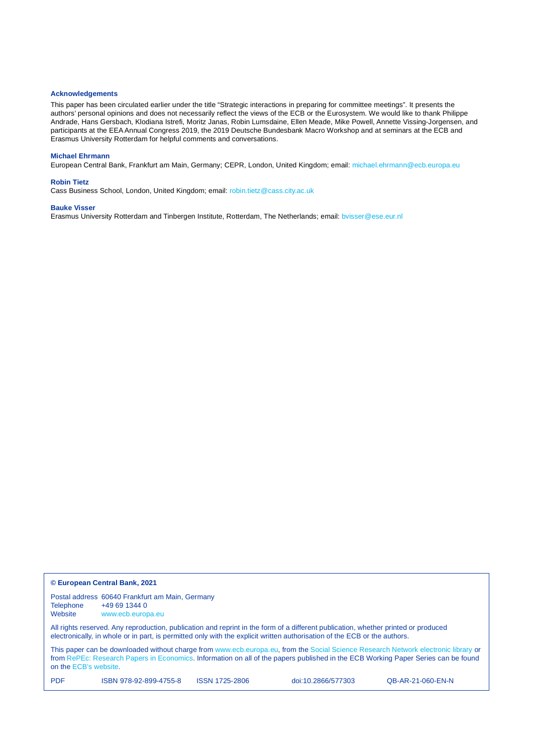### Acknowledgements

This paper has been circulated earlier under the title "Strategic interactions in preparing for committee meetings". It presents the authors' personal opinions and does not necessarily reflect the views of the ECB or the Eurosystem. We would like to thank Philippe Andrade, Hans Gersbach, Klodiana Istrefi, Moritz Janas, Robin Lumsdaine, Ellen Meade, Mike Powell, Annette Vissing-Jorgensen, and participants at the EEA Annual Congress 2019, the 2019 Deutsche Bundesbank Macro Workshop and at seminars at the ECB and Erasmus University Rotterdam for helpful comments and conversations.

**Michael Ehrmann**
European Central Bank, Frankfurt am Main, Germany; CEPR, London, United Kingdom; email: michael.ehrmann@ecb.europa.eu

**Robin Tietz**
Cass Business School, London, United Kingdom; email: robin.tietz@cass.city.ac.uk

**Bauke Visser**
Erasmus University Rotterdam and Tinbergen Institute, Rotterdam, The Netherlands; email: bvisser@ese.eur.nl

**© European Central Bank, 2021**

Postal address 60640 Frankfurt am Main, Germany
Telephone +49 69 1344 0
Website www.ecb.europa.eu

All rights reserved. Any reproduction, publication and reprint in the form of a different publication, whether printed or produced electronically, in whole or in part, is permitted only with the explicit written authorisation of the ECB or the authors.

This paper can be downloaded without charge from www.ecb.europa.eu, from the Social Science Research Network electronic library or from RePEc: Research Papers in Economics. Information on all of the papers published in the ECB Working Paper Series can be found on the ECB's website.

| | | | | |
|---|---|---|---|---|
| PDF | ISBN 978-92-899-4755-8 | ISSN 1725-2806 | doi:10.2866/577303 | QB-AR-21-060-EN-N |